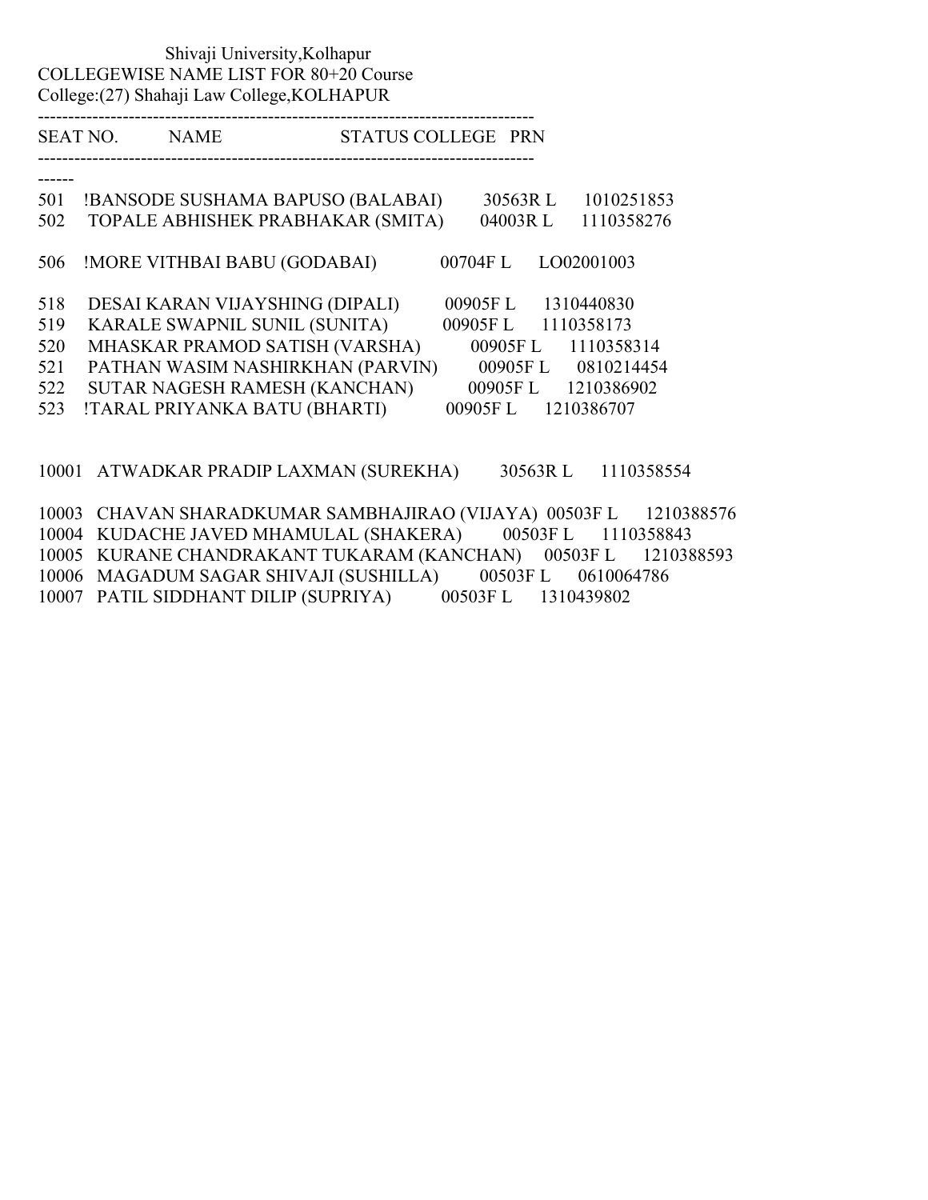Shivaji University,Kolhapur
COLLEGEWISE NAME LIST FOR 80+20 Course
College:(27) Shahaji Law College,KOLHAPUR

| SEAT NO. | NAME | STATUS | COLLEGE | PRN |
|---|---|---|---|---|
| 501 | !BANSODE SUSHAMA BAPUSO (BALABAI) | 30563R | L | 1010251853 |
| 502 | TOPALE ABHISHEK PRABHAKAR (SMITA) | 04003R | L | 1110358276 |
| 506 | !MORE VITHBAI BABU (GODABAI) | 00704F | L | LO02001003 |
| 518 | DESAI KARAN VIJAYSHING (DIPALI) | 00905F | L | 1310440830 |
| 519 | KARALE SWAPNIL SUNIL (SUNITA) | 00905F | L | 1110358173 |
| 520 | MHASKAR PRAMOD SATISH (VARSHA) | 00905F | L | 1110358314 |
| 521 | PATHAN WASIM NASHIRKHAN (PARVIN) | 00905F | L | 0810214454 |
| 522 | SUTAR NAGESH RAMESH (KANCHAN) | 00905F | L | 1210386902 |
| 523 | !TARAL PRIYANKA BATU (BHARTI) | 00905F | L | 1210386707 |
| 10001 | ATWADKAR PRADIP LAXMAN (SUREKHA) | 30563R | L | 1110358554 |
| 10003 | CHAVAN SHARADKUMAR SAMBHAJIRAO (VIJAYA) | 00503F | L | 1210388576 |
| 10004 | KUDACHE JAVED MHAMULAL (SHAKERA) | 00503F | L | 1110358843 |
| 10005 | KURANE CHANDRAKANT TUKARAM (KANCHAN) | 00503F | L | 1210388593 |
| 10006 | MAGADUM SAGAR SHIVAJI (SUSHILLA) | 00503F | L | 0610064786 |
| 10007 | PATIL SIDDHANT DILIP (SUPRIYA) | 00503F | L | 1310439802 |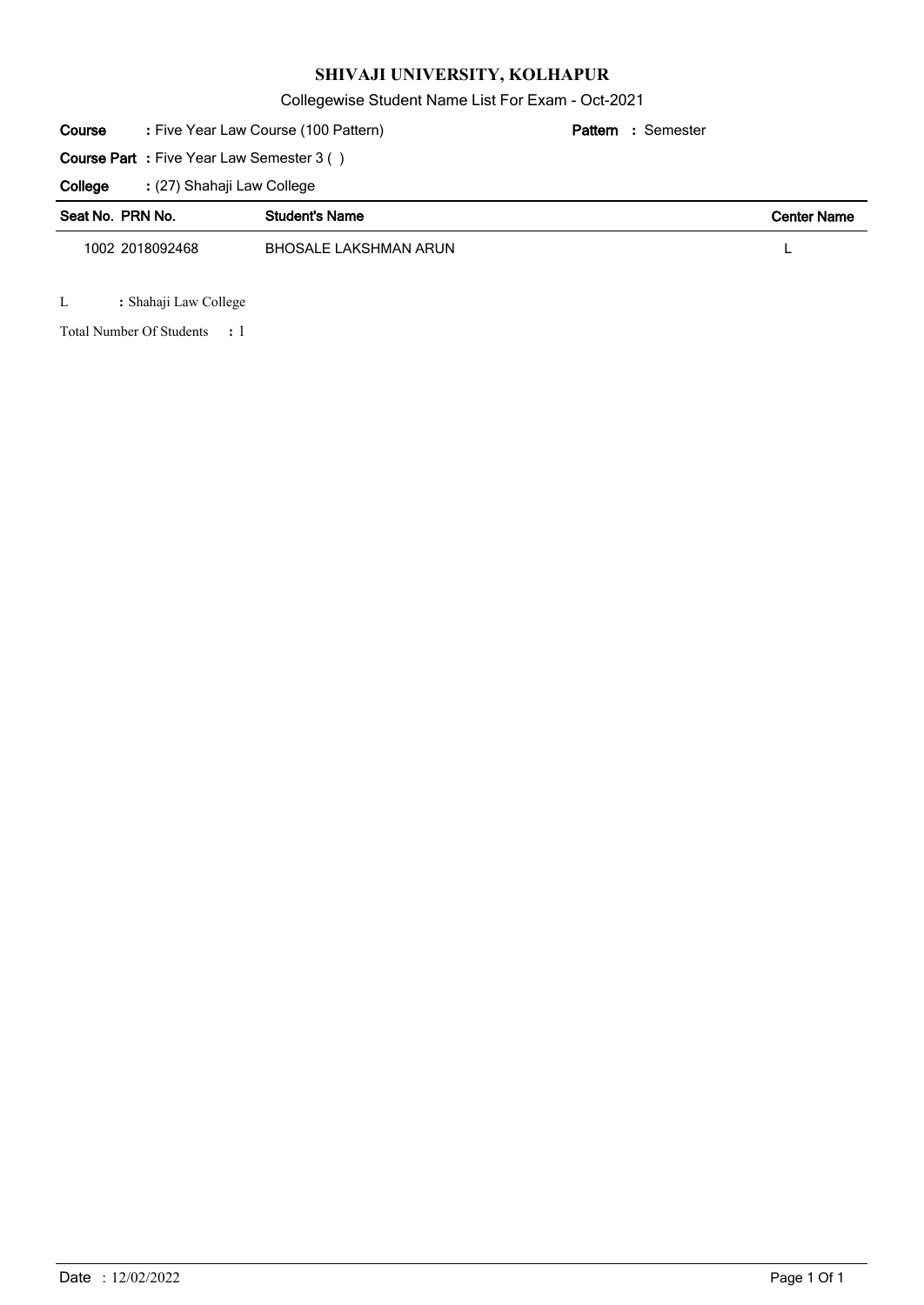# SHIVAJI UNIVERSITY, KOLHAPUR

Collegewise Student Name List For Exam - Oct-2021

**Course** : Five Year Law Course (100 Pattern) **Pattern** : Semester

**Course Part** : Five Year Law Semester 3 ( )

**College** : (27) Shahaji Law College

| Seat No. | PRN No. | Student's Name | Center Name |
|---|---|---|---|
| 1002 | 2018092468 | BHOSALE LAKSHMAN ARUN | L |

L : Shahaji Law College

Total Number Of Students : 1

Date : 12/02/2022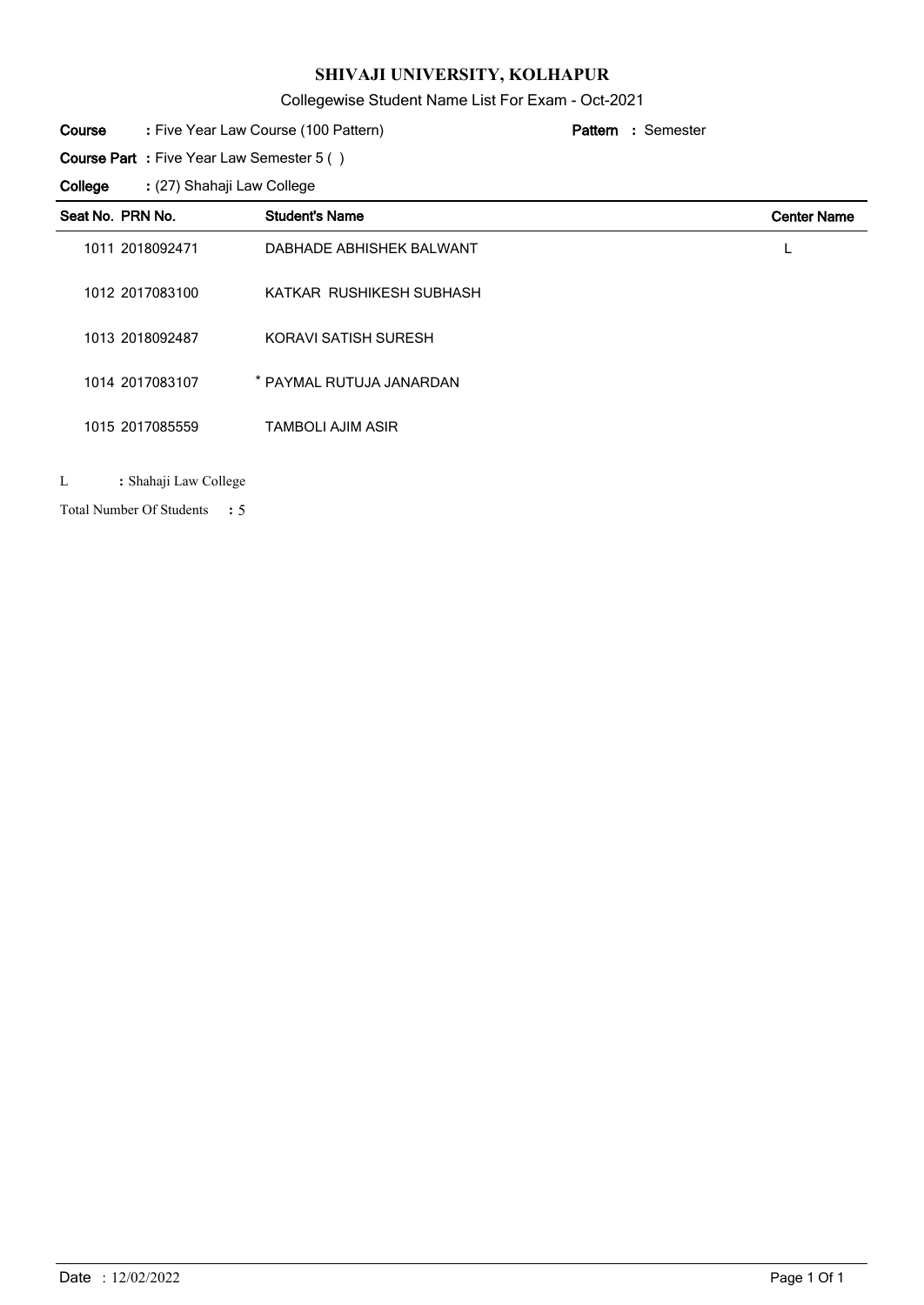# SHIVAJI UNIVERSITY, KOLHAPUR

Collegewise Student Name List For Exam - Oct-2021

**Course** : Five Year Law Course (100 Pattern) **Pattern** : Semester

**Course Part** : Five Year Law Semester 5 ( )

**College** : (27) Shahaji Law College

| Seat No. | PRN No. | Student's Name | Center Name |
|---|---|---|---|
| 1011 | 2018092471 | DABHADE ABHISHEK BALWANT | L |
| 1012 | 2017083100 | KATKAR RUSHIKESH SUBHASH | |
| 1013 | 2018092487 | KORAVI SATISH SURESH | |
| 1014 | 2017083107 | * PAYMAL RUTUJA JANARDAN | |
| 1015 | 2017085559 | TAMBOLI AJIM ASIR | |

L : Shahaji Law College

Total Number Of Students : 5

Date : 12/02/2022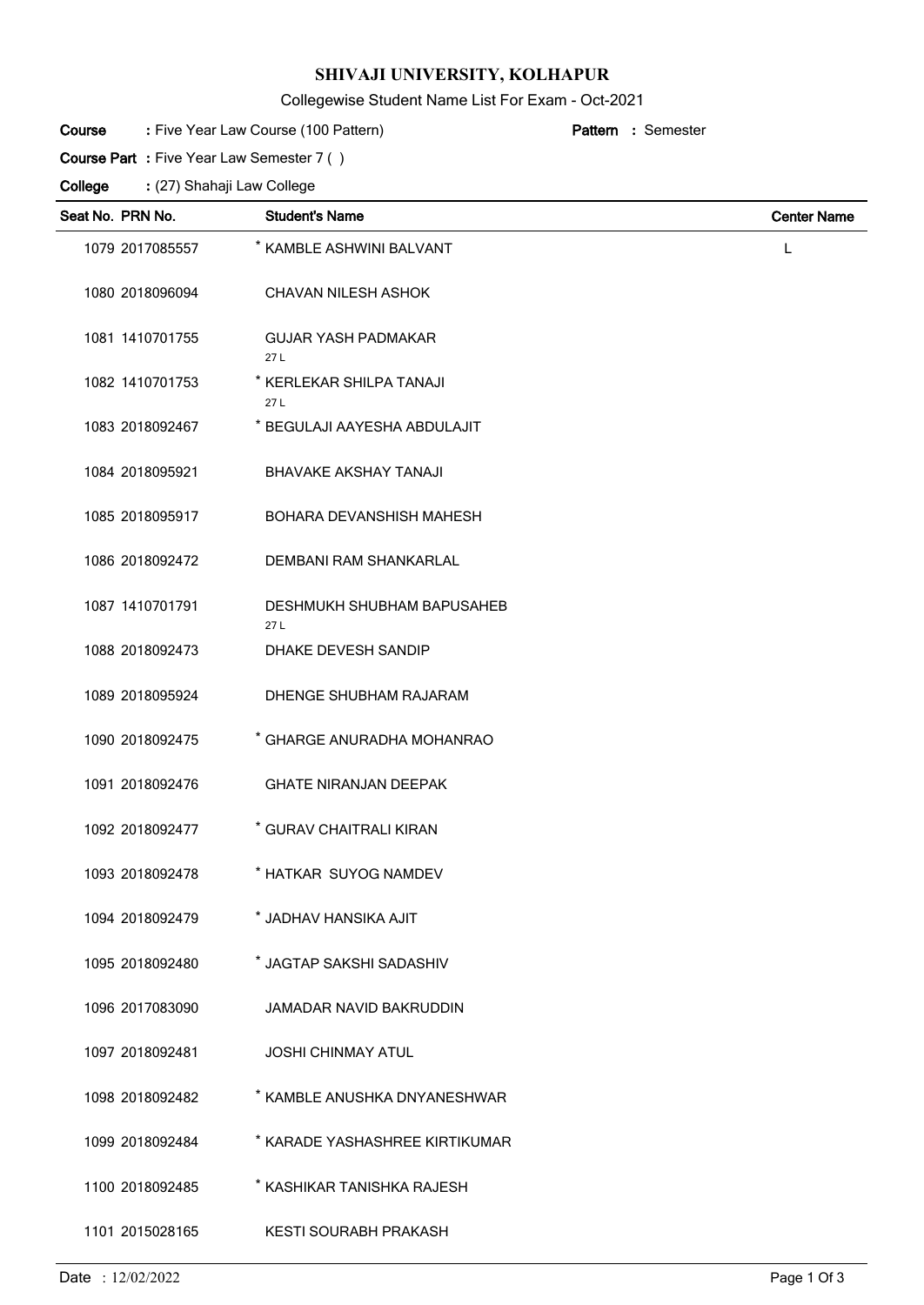# SHIVAJI UNIVERSITY, KOLHAPUR

Collegewise Student Name List For Exam - Oct-2021

**Course** : Five Year Law Course (100 Pattern) **Pattern** : Semester

**Course Part** : Five Year Law Semester 7 ( )

**College** : (27) Shahaji Law College

| Seat No. | PRN No. | Student's Name | Center Name |
|---|---|---|---|
| 1079 | 2017085557 | * KAMBLE ASHWINI BALVANT | L |
| 1080 | 2018096094 | CHAVAN NILESH ASHOK | |
| 1081 | 1410701755 | GUJAR YASH PADMAKAR 27 L | |
| 1082 | 1410701753 | * KERLEKAR SHILPA TANAJI 27 L | |
| 1083 | 2018092467 | * BEGULAJI AAYESHA ABDULAJIT | |
| 1084 | 2018095921 | BHAVAKE AKSHAY TANAJI | |
| 1085 | 2018095917 | BOHARA DEVANSHISH MAHESH | |
| 1086 | 2018092472 | DEMBANI RAM SHANKARLAL | |
| 1087 | 1410701791 | DESHMUKH SHUBHAM BAPUSAHEB 27 L | |
| 1088 | 2018092473 | DHAKE DEVESH SANDIP | |
| 1089 | 2018095924 | DHENGE SHUBHAM RAJARAM | |
| 1090 | 2018092475 | * GHARGE ANURADHA MOHANRAO | |
| 1091 | 2018092476 | GHATE NIRANJAN DEEPAK | |
| 1092 | 2018092477 | * GURAV CHAITRALI KIRAN | |
| 1093 | 2018092478 | * HATKAR SUYOG NAMDEV | |
| 1094 | 2018092479 | * JADHAV HANSIKA AJIT | |
| 1095 | 2018092480 | * JAGTAP SAKSHI SADASHIV | |
| 1096 | 2017083090 | JAMADAR NAVID BAKRUDDIN | |
| 1097 | 2018092481 | JOSHI CHINMAY ATUL | |
| 1098 | 2018092482 | * KAMBLE ANUSHKA DNYANESHWAR | |
| 1099 | 2018092484 | * KARADE YASHASHREE KIRTIKUMAR | |
| 1100 | 2018092485 | * KASHIKAR TANISHKA RAJESH | |
| 1101 | 2015028165 | KESTI SOURABH PRAKASH | |

Date : 12/02/2022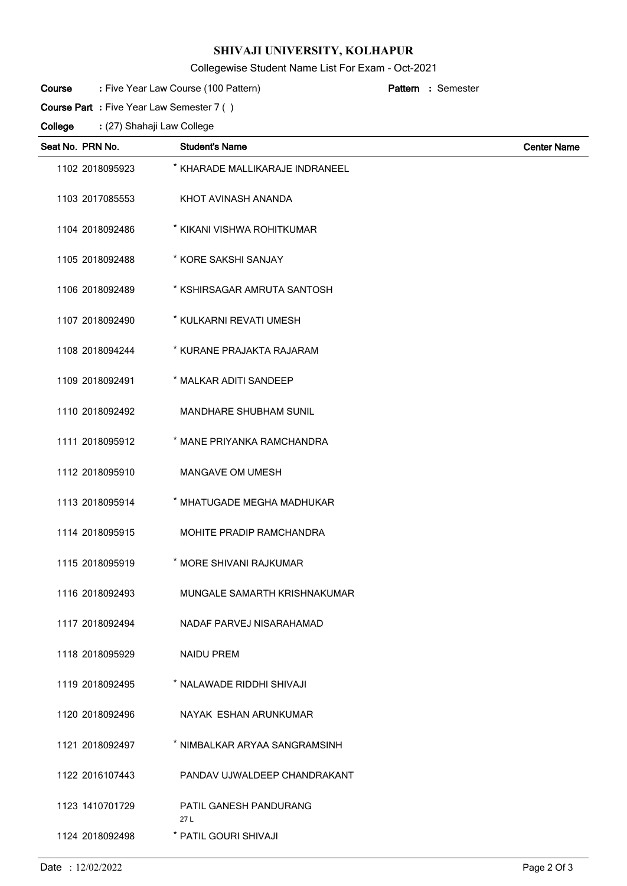# SHIVAJI UNIVERSITY, KOLHAPUR

Collegewise Student Name List For Exam - Oct-2021

**Course** : Five Year Law Course (100 Pattern) **Pattern** : Semester

**Course Part** : Five Year Law Semester 7 ( )

**College** : (27) Shahaji Law College

| Seat No. | PRN No. | Student's Name | Center Name |
|---|---|---|---|
| 1102 | 2018095923 | * KHARADE MALLIKARAJE INDRANEEL | |
| 1103 | 2017085553 | KHOT AVINASH ANANDA | |
| 1104 | 2018092486 | * KIKANI VISHWA ROHITKUMAR | |
| 1105 | 2018092488 | * KORE SAKSHI SANJAY | |
| 1106 | 2018092489 | * KSHIRSAGAR AMRUTA SANTOSH | |
| 1107 | 2018092490 | * KULKARNI REVATI UMESH | |
| 1108 | 2018094244 | * KURANE PRAJAKTA RAJARAM | |
| 1109 | 2018092491 | * MALKAR ADITI SANDEEP | |
| 1110 | 2018092492 | MANDHARE SHUBHAM SUNIL | |
| 1111 | 2018095912 | * MANE PRIYANKA RAMCHANDRA | |
| 1112 | 2018095910 | MANGAVE OM UMESH | |
| 1113 | 2018095914 | * MHATUGADE MEGHA MADHUKAR | |
| 1114 | 2018095915 | MOHITE PRADIP RAMCHANDRA | |
| 1115 | 2018095919 | * MORE SHIVANI RAJKUMAR | |
| 1116 | 2018092493 | MUNGALE SAMARTH KRISHNAKUMAR | |
| 1117 | 2018092494 | NADAF PARVEJ NISARAHAMAD | |
| 1118 | 2018095929 | NAIDU PREM | |
| 1119 | 2018092495 | * NALAWADE RIDDHI SHIVAJI | |
| 1120 | 2018092496 | NAYAK ESHAN ARUNKUMAR | |
| 1121 | 2018092497 | * NIMBALKAR ARYAA SANGRAMSINH | |
| 1122 | 2016107443 | PANDAV UJWALDEEP CHANDRAKANT | |
| 1123 | 1410701729 | PATIL GANESH PANDURANG 27 L | |
| 1124 | 2018092498 | * PATIL GOURI SHIVAJI | |

Date : 12/02/2022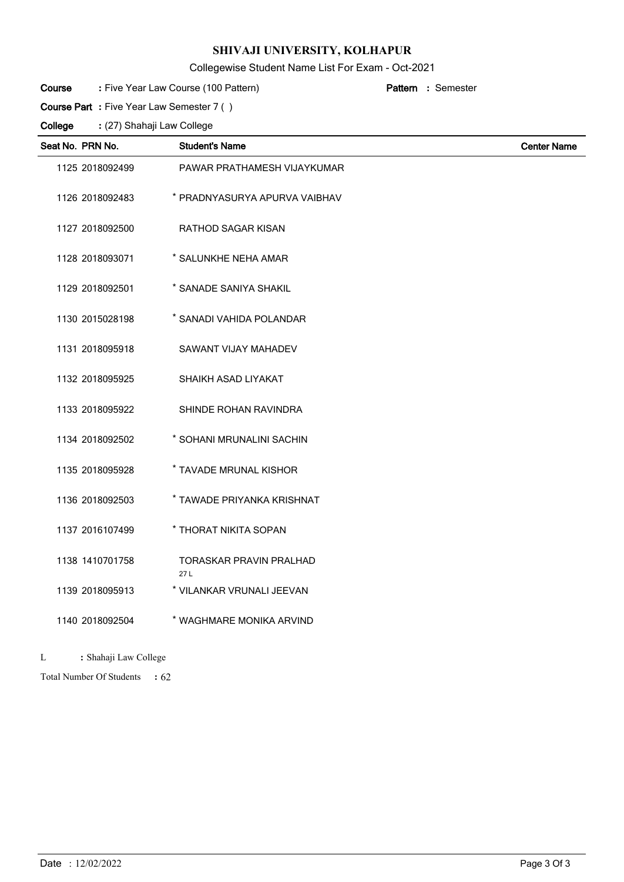# SHIVAJI UNIVERSITY, KOLHAPUR

Collegewise Student Name List For Exam - Oct-2021

**Course** : Five Year Law Course (100 Pattern) **Pattern** : Semester

**Course Part** : Five Year Law Semester 7 ( )

**College** : (27) Shahaji Law College

| Seat No. | PRN No. | Student's Name | Center Name |
|---|---|---|---|
| 1125 | 2018092499 | PAWAR PRATHAMESH VIJAYKUMAR | |
| 1126 | 2018092483 | * PRADNYASURYA APURVA VAIBHAV | |
| 1127 | 2018092500 | RATHOD SAGAR KISAN | |
| 1128 | 2018093071 | * SALUNKHE NEHA AMAR | |
| 1129 | 2018092501 | * SANADE SANIYA SHAKIL | |
| 1130 | 2015028198 | * SANADI VAHIDA POLANDAR | |
| 1131 | 2018095918 | SAWANT VIJAY MAHADEV | |
| 1132 | 2018095925 | SHAIKH ASAD LIYAKAT | |
| 1133 | 2018095922 | SHINDE ROHAN RAVINDRA | |
| 1134 | 2018092502 | * SOHANI MRUNALINI SACHIN | |
| 1135 | 2018095928 | * TAVADE MRUNAL KISHOR | |
| 1136 | 2018092503 | * TAWADE PRIYANKA KRISHNAT | |
| 1137 | 2016107499 | * THORAT NIKITA SOPAN | |
| 1138 | 1410701758 | TORASKAR PRAVIN PRALHAD 27 L | |
| 1139 | 2018095913 | * VILANKAR VRUNALI JEEVAN | |
| 1140 | 2018092504 | * WAGHMARE MONIKA ARVIND | |

L : Shahaji Law College

Total Number Of Students : 62

Date : 12/02/2022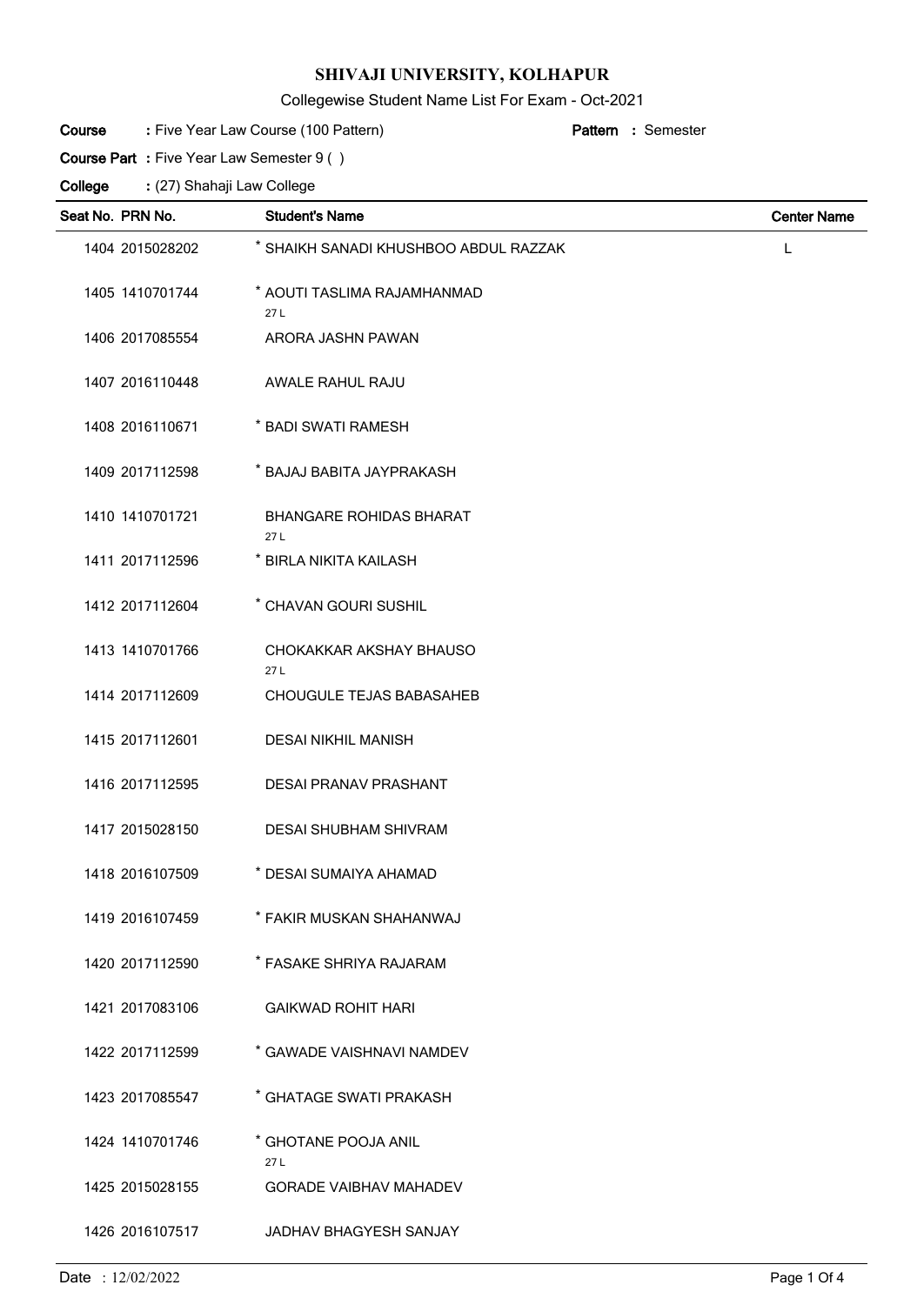# SHIVAJI UNIVERSITY, KOLHAPUR

Collegewise Student Name List For Exam - Oct-2021

**Course** : Five Year Law Course (100 Pattern) **Pattern** : Semester

**Course Part** : Five Year Law Semester 9 ( )

**College** : (27) Shahaji Law College

| Seat No. | PRN No. | Student's Name | Center Name |
|---|---|---|---|
| 1404 | 2015028202 | * SHAIKH SANADI KHUSHBOO ABDUL RAZZAK | L |
| 1405 | 1410701744 | * AOUTI TASLIMA RAJAMHANMAD 27 L | |
| 1406 | 2017085554 | ARORA JASHN PAWAN | |
| 1407 | 2016110448 | AWALE RAHUL RAJU | |
| 1408 | 2016110671 | * BADI SWATI RAMESH | |
| 1409 | 2017112598 | * BAJAJ BABITA JAYPRAKASH | |
| 1410 | 1410701721 | BHANGARE ROHIDAS BHARAT 27 L | |
| 1411 | 2017112596 | * BIRLA NIKITA KAILASH | |
| 1412 | 2017112604 | * CHAVAN GOURI SUSHIL | |
| 1413 | 1410701766 | CHOKAKKAR AKSHAY BHAUSO 27 L | |
| 1414 | 2017112609 | CHOUGULE TEJAS BABASAHEB | |
| 1415 | 2017112601 | DESAI NIKHIL MANISH | |
| 1416 | 2017112595 | DESAI PRANAV PRASHANT | |
| 1417 | 2015028150 | DESAI SHUBHAM SHIVRAM | |
| 1418 | 2016107509 | * DESAI SUMAIYA AHAMAD | |
| 1419 | 2016107459 | * FAKIR MUSKAN SHAHANWAJ | |
| 1420 | 2017112590 | * FASAKE SHRIYA RAJARAM | |
| 1421 | 2017083106 | GAIKWAD ROHIT HARI | |
| 1422 | 2017112599 | * GAWADE VAISHNAVI NAMDEV | |
| 1423 | 2017085547 | * GHATAGE SWATI PRAKASH | |
| 1424 | 1410701746 | * GHOTANE POOJA ANIL 27 L | |
| 1425 | 2015028155 | GORADE VAIBHAV MAHADEV | |
| 1426 | 2016107517 | JADHAV BHAGYESH SANJAY | |

Date : 12/02/2022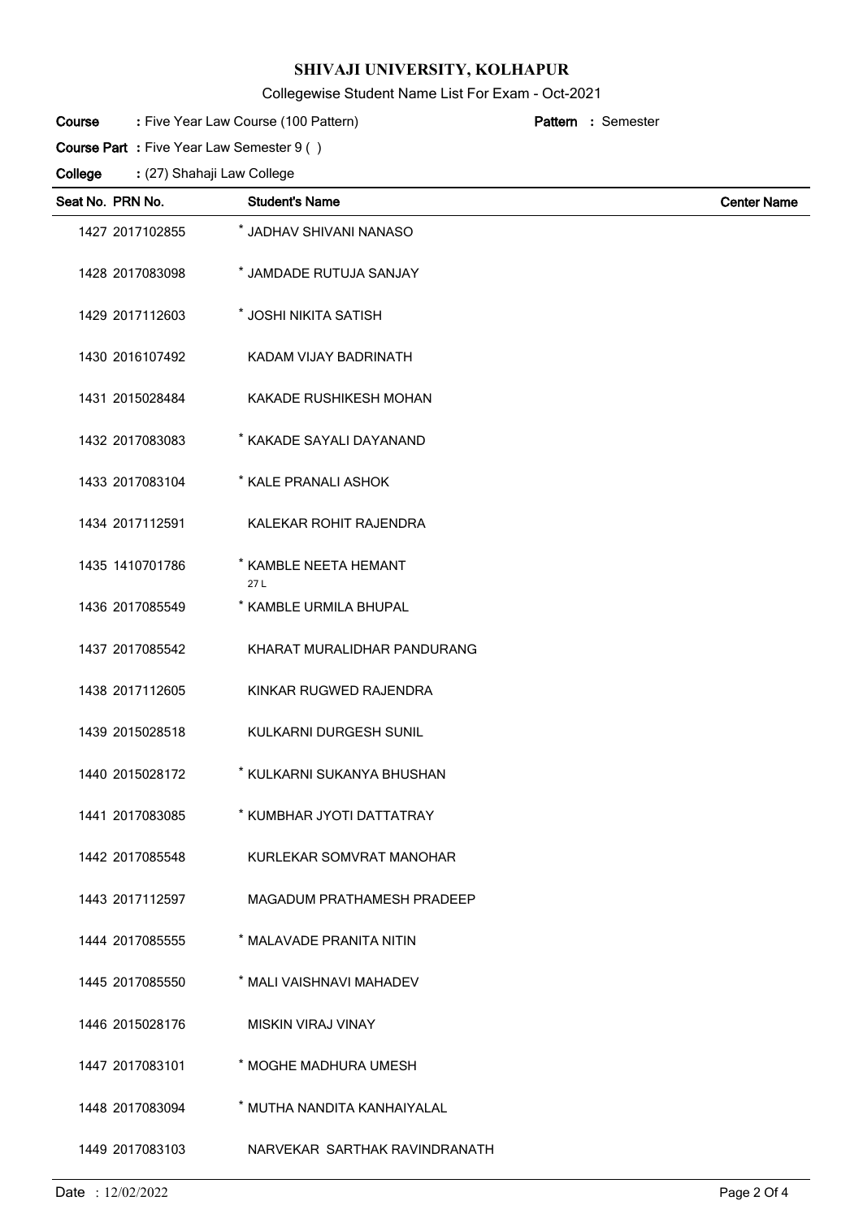# SHIVAJI UNIVERSITY, KOLHAPUR

Collegewise Student Name List For Exam - Oct-2021

**Course** : Five Year Law Course (100 Pattern) **Pattern** : Semester

**Course Part** : Five Year Law Semester 9 ( )

**College** : (27) Shahaji Law College

| Seat No. | PRN No. | Student's Name | Center Name |
|---|---|---|---|
| 1427 | 2017102855 | * JADHAV SHIVANI NANASO | |
| 1428 | 2017083098 | * JAMDADE RUTUJA SANJAY | |
| 1429 | 2017112603 | * JOSHI NIKITA SATISH | |
| 1430 | 2016107492 | KADAM VIJAY BADRINATH | |
| 1431 | 2015028484 | KAKADE RUSHIKESH MOHAN | |
| 1432 | 2017083083 | * KAKADE SAYALI DAYANAND | |
| 1433 | 2017083104 | * KALE PRANALI ASHOK | |
| 1434 | 2017112591 | KALEKAR ROHIT RAJENDRA | |
| 1435 | 1410701786 | * KAMBLE NEETA HEMANT 27 L | |
| 1436 | 2017085549 | * KAMBLE URMILA BHUPAL | |
| 1437 | 2017085542 | KHARAT MURALIDHAR PANDURANG | |
| 1438 | 2017112605 | KINKAR RUGWED RAJENDRA | |
| 1439 | 2015028518 | KULKARNI DURGESH SUNIL | |
| 1440 | 2015028172 | * KULKARNI SUKANYA BHUSHAN | |
| 1441 | 2017083085 | * KUMBHAR JYOTI DATTATRAY | |
| 1442 | 2017085548 | KURLEKAR SOMVRAT MANOHAR | |
| 1443 | 2017112597 | MAGADUM PRATHAMESH PRADEEP | |
| 1444 | 2017085555 | * MALAVADE PRANITA NITIN | |
| 1445 | 2017085550 | * MALI VAISHNAVI MAHADEV | |
| 1446 | 2015028176 | MISKIN VIRAJ VINAY | |
| 1447 | 2017083101 | * MOGHE MADHURA UMESH | |
| 1448 | 2017083094 | * MUTHA NANDITA KANHAIYALAL | |
| 1449 | 2017083103 | NARVEKAR SARTHAK RAVINDRANATH | |

Date : 12/02/2022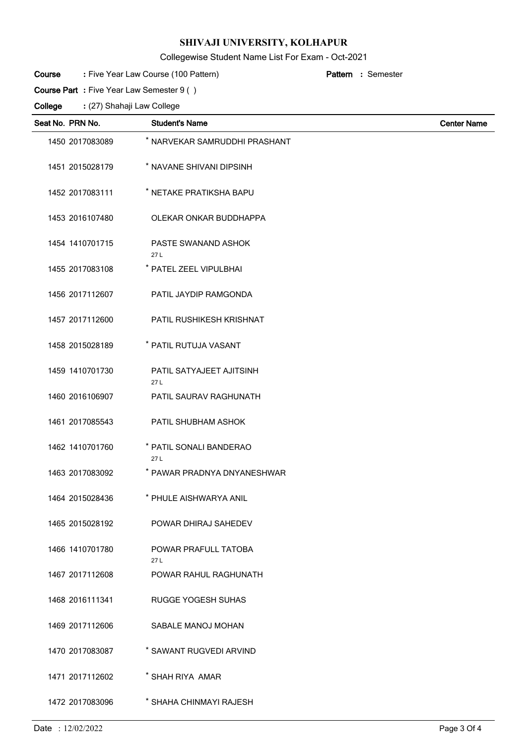# SHIVAJI UNIVERSITY, KOLHAPUR

Collegewise Student Name List For Exam - Oct-2021

**Course** : Five Year Law Course (100 Pattern) **Pattern** : Semester

**Course Part** : Five Year Law Semester 9 ( )

**College** : (27) Shahaji Law College

| Seat No. | PRN No. | Student's Name | Center Name |
|---|---|---|---|
| 1450 | 2017083089 | * NARVEKAR SAMRUDDHI PRASHANT | |
| 1451 | 2015028179 | * NAVANE SHIVANI DIPSINH | |
| 1452 | 2017083111 | * NETAKE PRATIKSHA BAPU | |
| 1453 | 2016107480 | OLEKAR ONKAR BUDDHAPPA | |
| 1454 | 1410701715 | PASTE SWANAND ASHOK 27 L | |
| 1455 | 2017083108 | * PATEL ZEEL VIPULBHAI | |
| 1456 | 2017112607 | PATIL JAYDIP RAMGONDA | |
| 1457 | 2017112600 | PATIL RUSHIKESH KRISHNAT | |
| 1458 | 2015028189 | * PATIL RUTUJA VASANT | |
| 1459 | 1410701730 | PATIL SATYAJEET AJITSINH 27 L | |
| 1460 | 2016106907 | PATIL SAURAV RAGHUNATH | |
| 1461 | 2017085543 | PATIL SHUBHAM ASHOK | |
| 1462 | 1410701760 | * PATIL SONALI BANDERAO 27 L | |
| 1463 | 2017083092 | * PAWAR PRADNYA DNYANESHWAR | |
| 1464 | 2015028436 | * PHULE AISHWARYA ANIL | |
| 1465 | 2015028192 | POWAR DHIRAJ SAHEDEV | |
| 1466 | 1410701780 | POWAR PRAFULL TATOBA 27 L | |
| 1467 | 2017112608 | POWAR RAHUL RAGHUNATH | |
| 1468 | 2016111341 | RUGGE YOGESH SUHAS | |
| 1469 | 2017112606 | SABALE MANOJ MOHAN | |
| 1470 | 2017083087 | * SAWANT RUGVEDI ARVIND | |
| 1471 | 2017112602 | * SHAH RIYA AMAR | |
| 1472 | 2017083096 | * SHAHA CHINMAYI RAJESH | |

Date : 12/02/2022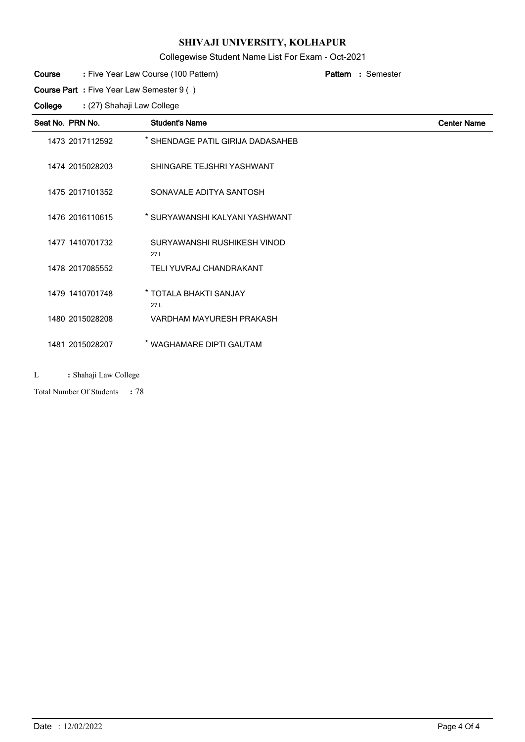# SHIVAJI UNIVERSITY, KOLHAPUR

Collegewise Student Name List For Exam - Oct-2021

**Course** : Five Year Law Course (100 Pattern) **Pattern** : Semester

**Course Part** : Five Year Law Semester 9 ( )

**College** : (27) Shahaji Law College

| Seat No. | PRN No. | Student's Name | Center Name |
|---|---|---|---|
| 1473 | 2017112592 | * SHENDAGE PATIL GIRIJA DADASAHEB | |
| 1474 | 2015028203 | SHINGARE TEJSHRI YASHWANT | |
| 1475 | 2017101352 | SONAVALE ADITYA SANTOSH | |
| 1476 | 2016110615 | * SURYAWANSHI KALYANI YASHWANT | |
| 1477 | 1410701732 | SURYAWANSHI RUSHIKESH VINOD 27 L | |
| 1478 | 2017085552 | TELI YUVRAJ CHANDRAKANT | |
| 1479 | 1410701748 | * TOTALA BHAKTI SANJAY 27 L | |
| 1480 | 2015028208 | VARDHAM MAYURESH PRAKASH | |
| 1481 | 2015028207 | * WAGHAMARE DIPTI GAUTAM | |

L : Shahaji Law College

Total Number Of Students : 78

Date : 12/02/2022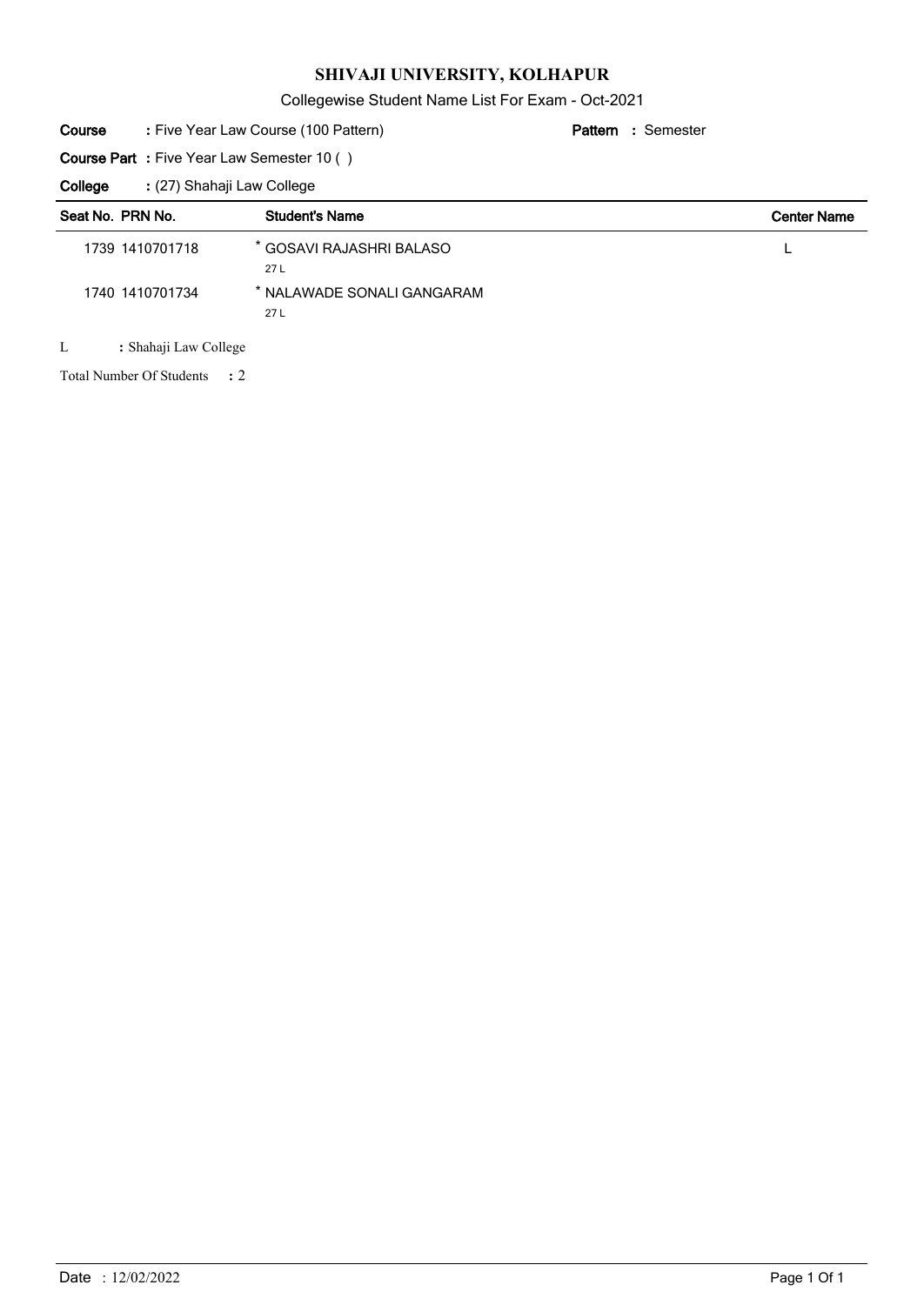# SHIVAJI UNIVERSITY, KOLHAPUR

Collegewise Student Name List For Exam - Oct-2021

**Course** : Five Year Law Course (100 Pattern) **Pattern** : Semester

**Course Part** : Five Year Law Semester 10 ( )

**College** : (27) Shahaji Law College

| Seat No. | PRN No. | Student's Name | Center Name |
|---|---|---|---|
| 1739 | 1410701718 | * GOSAVI RAJASHRI BALASO<br>27 L | L |
| 1740 | 1410701734 | * NALAWADE SONALI GANGARAM<br>27 L | |

L : Shahaji Law College

Total Number Of Students : 2

Date : 12/02/2022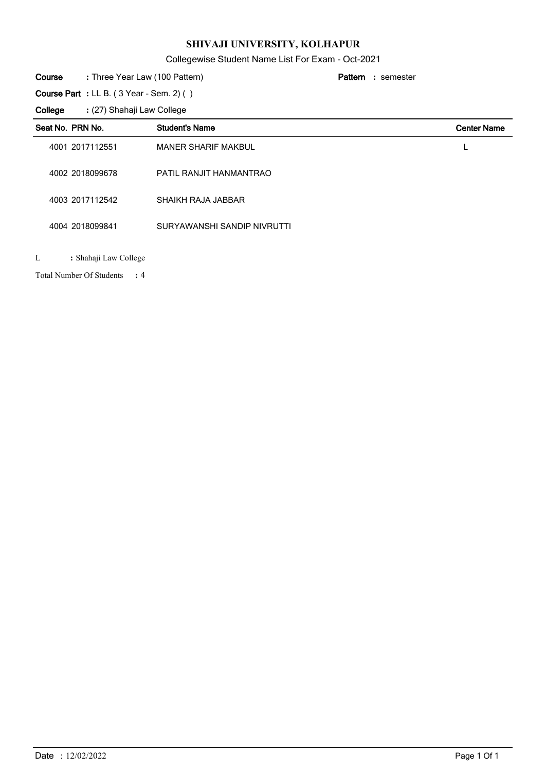# SHIVAJI UNIVERSITY, KOLHAPUR

Collegewise Student Name List For Exam - Oct-2021

**Course** : Three Year Law (100 Pattern) **Pattern** : semester

**Course Part** : LL B. ( 3 Year - Sem. 2) ( )

**College** : (27) Shahaji Law College

| Seat No. | PRN No. | Student's Name | Center Name |
|---|---|---|---|
| 4001 | 2017112551 | MANER SHARIF MAKBUL | L |
| 4002 | 2018099678 | PATIL RANJIT HANMANTRAO | |
| 4003 | 2017112542 | SHAIKH RAJA JABBAR | |
| 4004 | 2018099841 | SURYAWANSHI SANDIP NIVRUTTI | |

L : Shahaji Law College

Total Number Of Students : 4

Date : 12/02/2022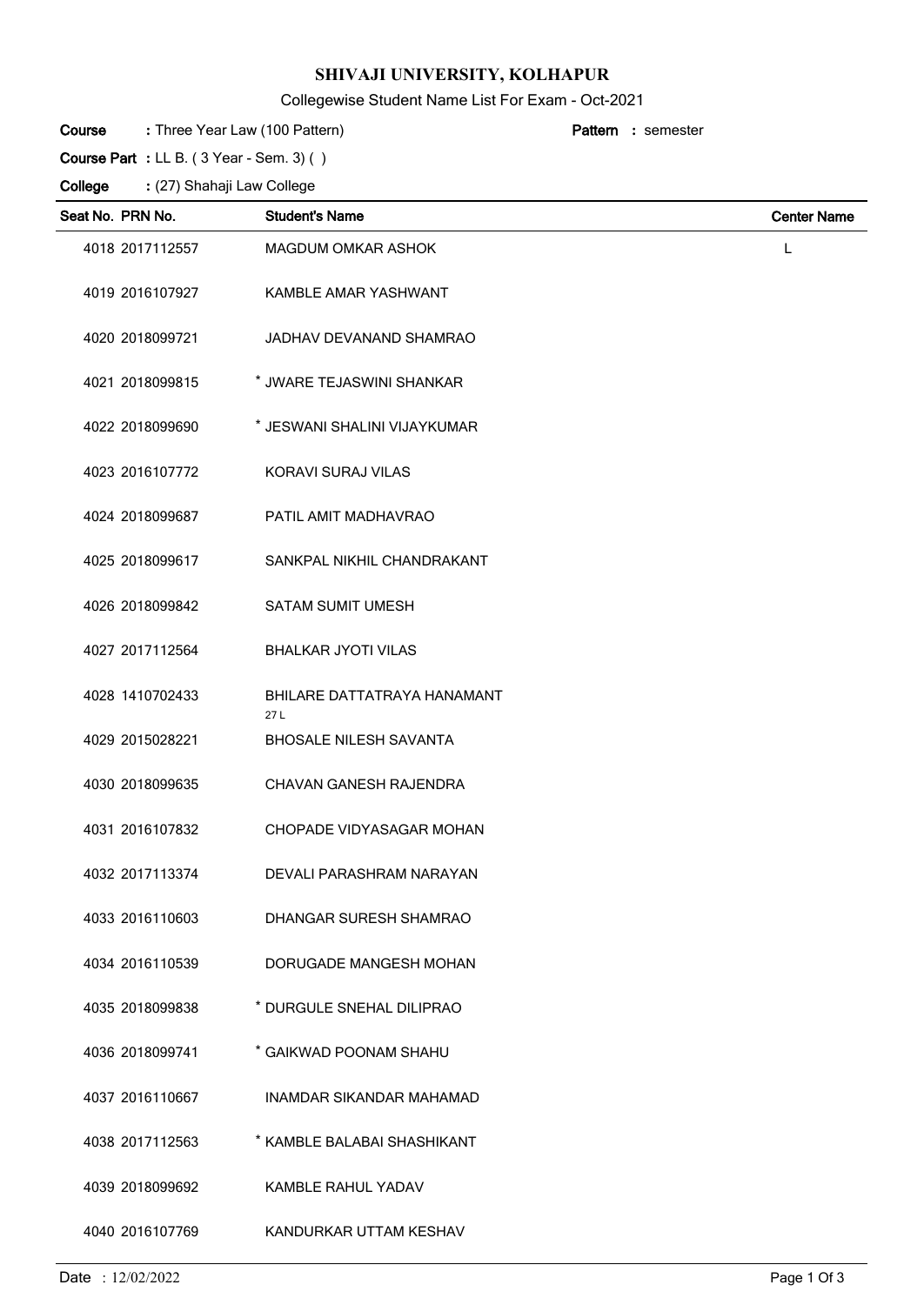# SHIVAJI UNIVERSITY, KOLHAPUR

Collegewise Student Name List For Exam - Oct-2021

**Course** : Three Year Law (100 Pattern) **Pattern** : semester

**Course Part** : LL B. ( 3 Year - Sem. 3) ( )

**College** : (27) Shahaji Law College

| Seat No. | PRN No. | Student's Name | Center Name |
|---|---|---|---|
| 4018 | 2017112557 | MAGDUM OMKAR ASHOK | L |
| 4019 | 2016107927 | KAMBLE AMAR YASHWANT | |
| 4020 | 2018099721 | JADHAV DEVANAND SHAMRAO | |
| 4021 | 2018099815 | * JWARE TEJASWINI SHANKAR | |
| 4022 | 2018099690 | * JESWANI SHALINI VIJAYKUMAR | |
| 4023 | 2016107772 | KORAVI SURAJ VILAS | |
| 4024 | 2018099687 | PATIL AMIT MADHAVRAO | |
| 4025 | 2018099617 | SANKPAL NIKHIL CHANDRAKANT | |
| 4026 | 2018099842 | SATAM SUMIT UMESH | |
| 4027 | 2017112564 | BHALKAR JYOTI VILAS | |
| 4028 | 1410702433 | BHILARE DATTATRAYA HANAMANT 27 L | |
| 4029 | 2015028221 | BHOSALE NILESH SAVANTA | |
| 4030 | 2018099635 | CHAVAN GANESH RAJENDRA | |
| 4031 | 2016107832 | CHOPADE VIDYASAGAR MOHAN | |
| 4032 | 2017113374 | DEVALI PARASHRAM NARAYAN | |
| 4033 | 2016110603 | DHANGAR SURESH SHAMRAO | |
| 4034 | 2016110539 | DORUGADE MANGESH MOHAN | |
| 4035 | 2018099838 | * DURGULE SNEHAL DILIPRAO | |
| 4036 | 2018099741 | * GAIKWAD POONAM SHAHU | |
| 4037 | 2016110667 | INAMDAR SIKANDAR MAHAMAD | |
| 4038 | 2017112563 | * KAMBLE BALABAI SHASHIKANT | |
| 4039 | 2018099692 | KAMBLE RAHUL YADAV | |
| 4040 | 2016107769 | KANDURKAR UTTAM KESHAV | |

Date : 12/02/2022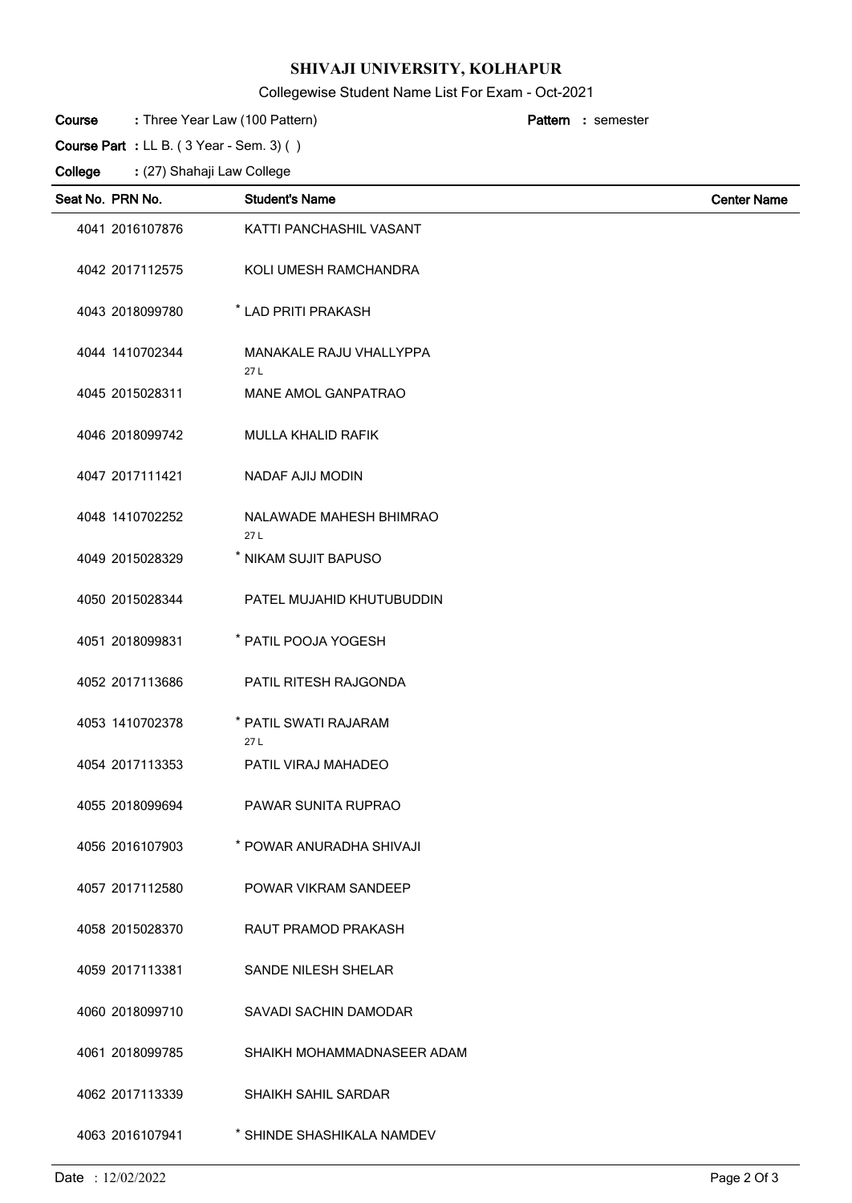# SHIVAJI UNIVERSITY, KOLHAPUR

Collegewise Student Name List For Exam - Oct-2021

**Course** : Three Year Law (100 Pattern) **Pattern** : semester

**Course Part** : LL B. ( 3 Year - Sem. 3) ( )

**College** : (27) Shahaji Law College

| Seat No. | PRN No. | Student's Name | Center Name |
|---|---|---|---|
| 4041 | 2016107876 | KATTI PANCHASHIL VASANT | |
| 4042 | 2017112575 | KOLI UMESH RAMCHANDRA | |
| 4043 | 2018099780 | * LAD PRITI PRAKASH | |
| 4044 | 1410702344 | MANAKALE RAJU VHALLYPPA 27 L | |
| 4045 | 2015028311 | MANE AMOL GANPATRAO | |
| 4046 | 2018099742 | MULLA KHALID RAFIK | |
| 4047 | 2017111421 | NADAF AJIJ MODIN | |
| 4048 | 1410702252 | NALAWADE MAHESH BHIMRAO 27 L | |
| 4049 | 2015028329 | * NIKAM SUJIT BAPUSO | |
| 4050 | 2015028344 | PATEL MUJAHID KHUTUBUDDIN | |
| 4051 | 2018099831 | * PATIL POOJA YOGESH | |
| 4052 | 2017113686 | PATIL RITESH RAJGONDA | |
| 4053 | 1410702378 | * PATIL SWATI RAJARAM 27 L | |
| 4054 | 2017113353 | PATIL VIRAJ MAHADEO | |
| 4055 | 2018099694 | PAWAR SUNITA RUPRAO | |
| 4056 | 2016107903 | * POWAR ANURADHA SHIVAJI | |
| 4057 | 2017112580 | POWAR VIKRAM SANDEEP | |
| 4058 | 2015028370 | RAUT PRAMOD PRAKASH | |
| 4059 | 2017113381 | SANDE NILESH SHELAR | |
| 4060 | 2018099710 | SAVADI SACHIN DAMODAR | |
| 4061 | 2018099785 | SHAIKH MOHAMMADNASEER ADAM | |
| 4062 | 2017113339 | SHAIKH SAHIL SARDAR | |
| 4063 | 2016107941 | * SHINDE SHASHIKALA NAMDEV | |

Date : 12/02/2022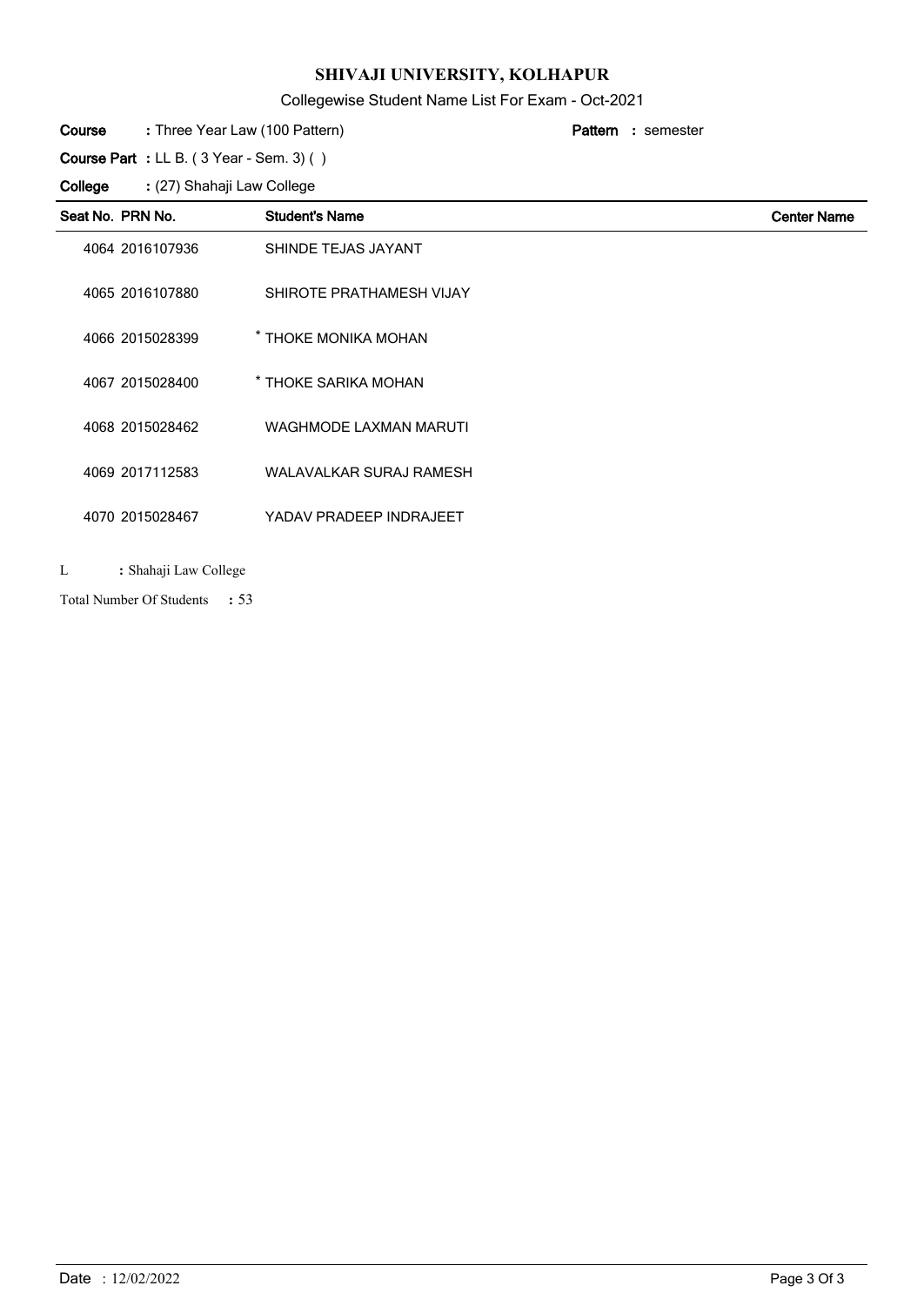# SHIVAJI UNIVERSITY, KOLHAPUR

Collegewise Student Name List For Exam - Oct-2021

**Course** : Three Year Law (100 Pattern) **Pattern** : semester

**Course Part** : LL B. ( 3 Year - Sem. 3) ( )

**College** : (27) Shahaji Law College

| Seat No. | PRN No. | Student's Name | Center Name |
|---|---|---|---|
| 4064 | 2016107936 | SHINDE TEJAS JAYANT | |
| 4065 | 2016107880 | SHIROTE PRATHAMESH VIJAY | |
| 4066 | 2015028399 | * THOKE MONIKA MOHAN | |
| 4067 | 2015028400 | * THOKE SARIKA MOHAN | |
| 4068 | 2015028462 | WAGHMODE LAXMAN MARUTI | |
| 4069 | 2017112583 | WALAVALKAR SURAJ RAMESH | |
| 4070 | 2015028467 | YADAV PRADEEP INDRAJEET | |

L : Shahaji Law College

Total Number Of Students : 53

Date : 12/02/2022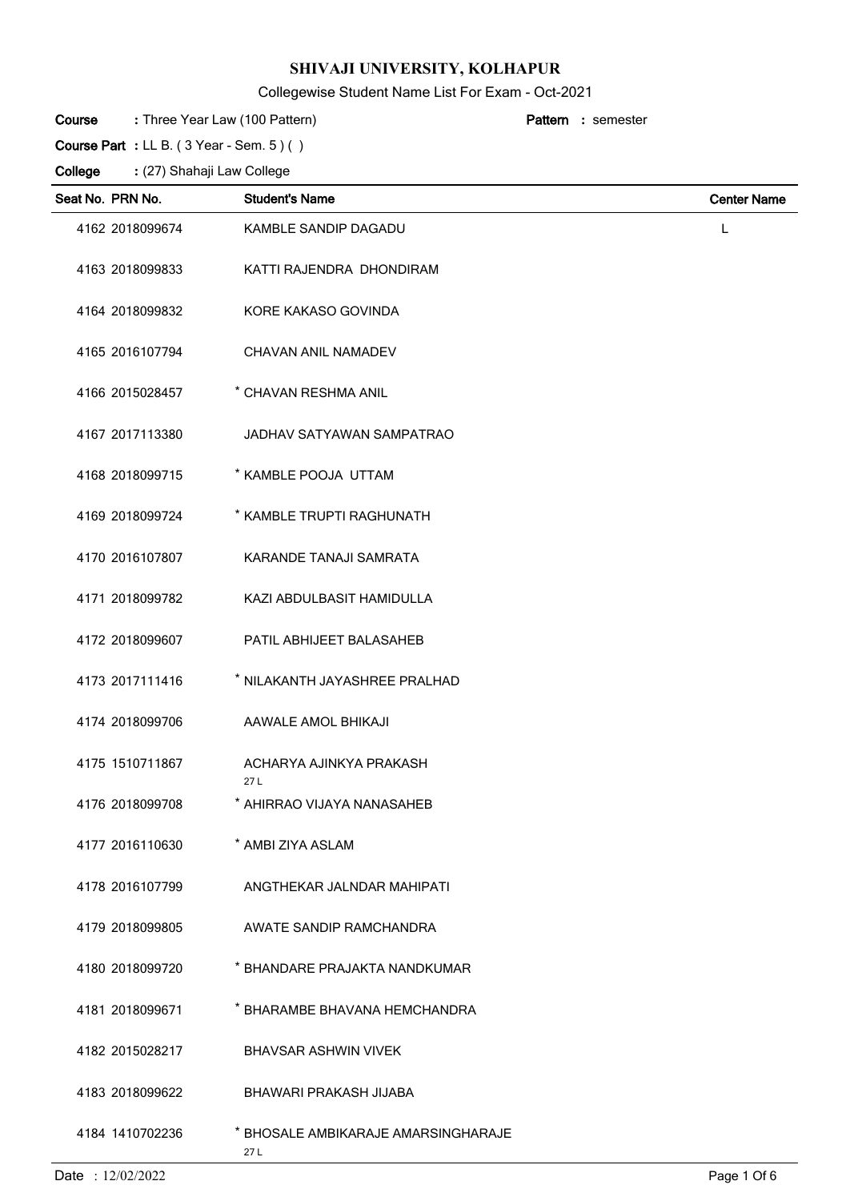# SHIVAJI UNIVERSITY, KOLHAPUR

Collegewise Student Name List For Exam - Oct-2021

**Course** : Three Year Law (100 Pattern) **Pattern** : semester

**Course Part** : LL B. ( 3 Year - Sem. 5 ) ( )

**College** : (27) Shahaji Law College

| Seat No. | PRN No. | Student's Name | Center Name |
|---|---|---|---|
| 4162 | 2018099674 | KAMBLE SANDIP DAGADU | L |
| 4163 | 2018099833 | KATTI RAJENDRA DHONDIRAM | |
| 4164 | 2018099832 | KORE KAKASO GOVINDA | |
| 4165 | 2016107794 | CHAVAN ANIL NAMADEV | |
| 4166 | 2015028457 | * CHAVAN RESHMA ANIL | |
| 4167 | 2017113380 | JADHAV SATYAWAN SAMPATRAO | |
| 4168 | 2018099715 | * KAMBLE POOJA UTTAM | |
| 4169 | 2018099724 | * KAMBLE TRUPTI RAGHUNATH | |
| 4170 | 2016107807 | KARANDE TANAJI SAMRATA | |
| 4171 | 2018099782 | KAZI ABDULBASIT HAMIDULLA | |
| 4172 | 2018099607 | PATIL ABHIJEET BALASAHEB | |
| 4173 | 2017111416 | * NILAKANTH JAYASHREE PRALHAD | |
| 4174 | 2018099706 | AAWALE AMOL BHIKAJI | |
| 4175 | 1510711867 | ACHARYA AJINKYA PRAKASH 27 L | |
| 4176 | 2018099708 | * AHIRRAO VIJAYA NANASAHEB | |
| 4177 | 2016110630 | * AMBI ZIYA ASLAM | |
| 4178 | 2016107799 | ANGTHEKAR JALNDAR MAHIPATI | |
| 4179 | 2018099805 | AWATE SANDIP RAMCHANDRA | |
| 4180 | 2018099720 | * BHANDARE PRAJAKTA NANDKUMAR | |
| 4181 | 2018099671 | * BHARAMBE BHAVANA HEMCHANDRA | |
| 4182 | 2015028217 | BHAVSAR ASHWIN VIVEK | |
| 4183 | 2018099622 | BHAWARI PRAKASH JIJABA | |
| 4184 | 1410702236 | * BHOSALE AMBIKARAJE AMARSINGHARAJE 27 L | |

Date : 12/02/2022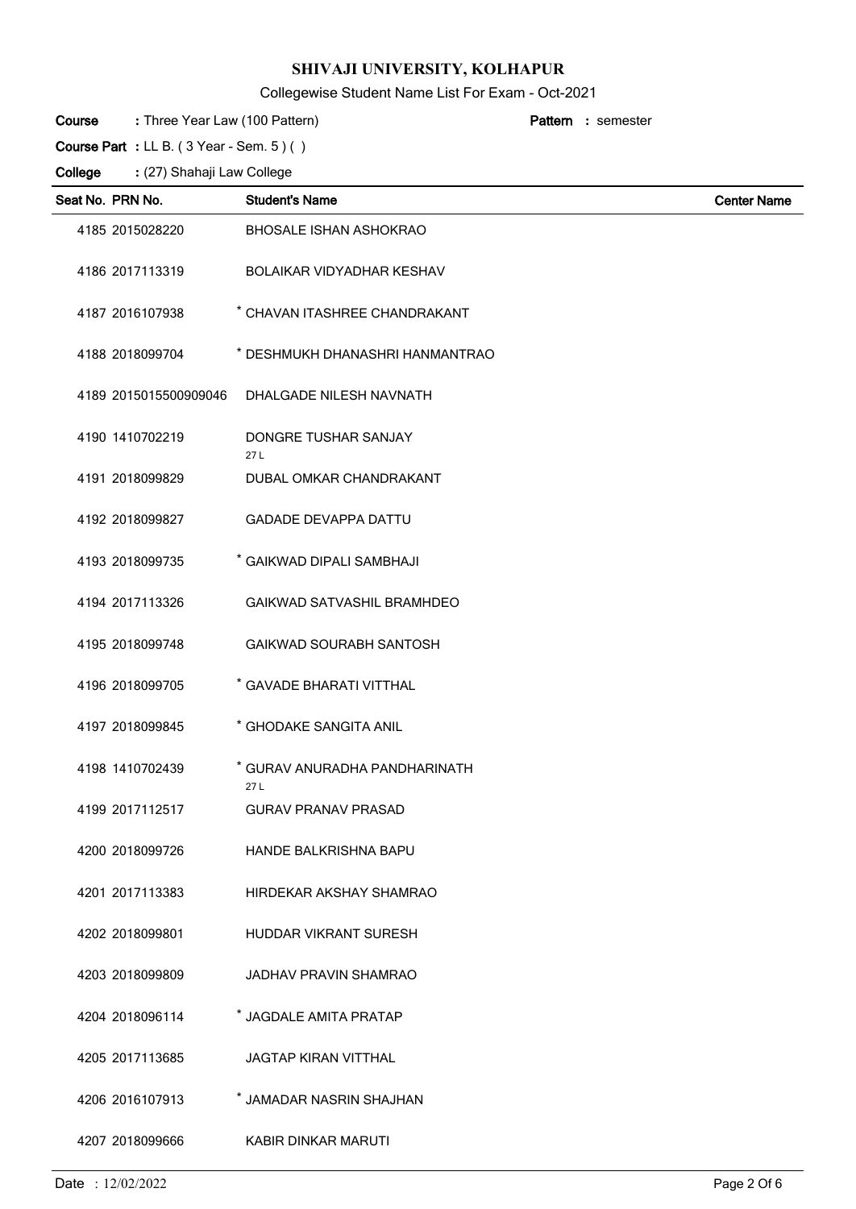# SHIVAJI UNIVERSITY, KOLHAPUR

Collegewise Student Name List For Exam - Oct-2021

**Course** : Three Year Law (100 Pattern) **Pattern** : semester

**Course Part** : LL B. ( 3 Year - Sem. 5 ) ( )

**College** : (27) Shahaji Law College

| Seat No. | PRN No. | Student's Name | Center Name |
|---|---|---|---|
| 4185 | 2015028220 | BHOSALE ISHAN ASHOKRAO | |
| 4186 | 2017113319 | BOLAIKAR VIDYADHAR KESHAV | |
| 4187 | 2016107938 | * CHAVAN ITASHREE CHANDRAKANT | |
| 4188 | 2018099704 | * DESHMUKH DHANASHRI HANMANTRAO | |
| 4189 | 2015015500909046 | DHALGADE NILESH NAVNATH | |
| 4190 | 1410702219 | DONGRE TUSHAR SANJAY 27 L | |
| 4191 | 2018099829 | DUBAL OMKAR CHANDRAKANT | |
| 4192 | 2018099827 | GADADE DEVAPPA DATTU | |
| 4193 | 2018099735 | * GAIKWAD DIPALI SAMBHAJI | |
| 4194 | 2017113326 | GAIKWAD SATVASHIL BRAMHDEO | |
| 4195 | 2018099748 | GAIKWAD SOURABH SANTOSH | |
| 4196 | 2018099705 | * GAVADE BHARATI VITTHAL | |
| 4197 | 2018099845 | * GHODAKE SANGITA ANIL | |
| 4198 | 1410702439 | * GURAV ANURADHA PANDHARINATH 27 L | |
| 4199 | 2017112517 | GURAV PRANAV PRASAD | |
| 4200 | 2018099726 | HANDE BALKRISHNA BAPU | |
| 4201 | 2017113383 | HIRDEKAR AKSHAY SHAMRAO | |
| 4202 | 2018099801 | HUDDAR VIKRANT SURESH | |
| 4203 | 2018099809 | JADHAV PRAVIN SHAMRAO | |
| 4204 | 2018096114 | * JAGDALE AMITA PRATAP | |
| 4205 | 2017113685 | JAGTAP KIRAN VITTHAL | |
| 4206 | 2016107913 | * JAMADAR NASRIN SHAJHAN | |
| 4207 | 2018099666 | KABIR DINKAR MARUTI | |

Date : 12/02/2022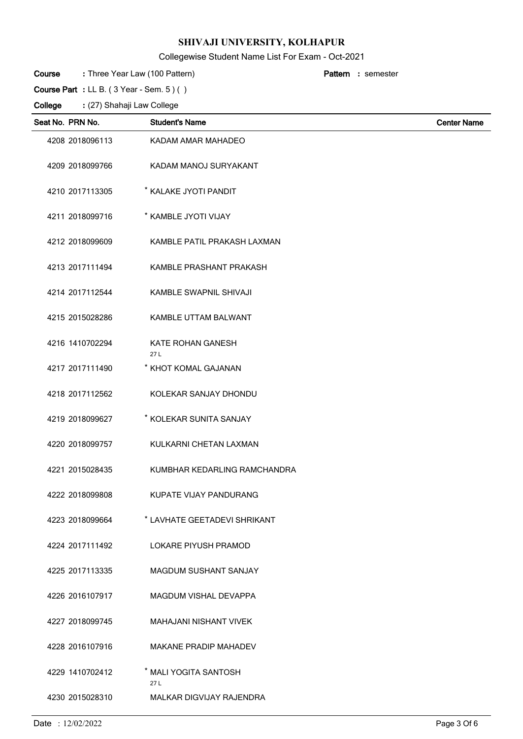# SHIVAJI UNIVERSITY, KOLHAPUR

Collegewise Student Name List For Exam - Oct-2021

**Course** : Three Year Law (100 Pattern) **Pattern** : semester

**Course Part** : LL B. ( 3 Year - Sem. 5 ) ( )

**College** : (27) Shahaji Law College

| Seat No. | PRN No. | Student's Name | Center Name |
|---|---|---|---|
| 4208 | 2018096113 | KADAM AMAR MAHADEO | |
| 4209 | 2018099766 | KADAM MANOJ SURYAKANT | |
| 4210 | 2017113305 | * KALAKE JYOTI PANDIT | |
| 4211 | 2018099716 | * KAMBLE JYOTI VIJAY | |
| 4212 | 2018099609 | KAMBLE PATIL PRAKASH LAXMAN | |
| 4213 | 2017111494 | KAMBLE PRASHANT PRAKASH | |
| 4214 | 2017112544 | KAMBLE SWAPNIL SHIVAJI | |
| 4215 | 2015028286 | KAMBLE UTTAM BALWANT | |
| 4216 | 1410702294 | KATE ROHAN GANESH 27 L | |
| 4217 | 2017111490 | * KHOT KOMAL GAJANAN | |
| 4218 | 2017112562 | KOLEKAR SANJAY DHONDU | |
| 4219 | 2018099627 | * KOLEKAR SUNITA SANJAY | |
| 4220 | 2018099757 | KULKARNI CHETAN LAXMAN | |
| 4221 | 2015028435 | KUMBHAR KEDARLING RAMCHANDRA | |
| 4222 | 2018099808 | KUPATE VIJAY PANDURANG | |
| 4223 | 2018099664 | * LAVHATE GEETADEVI SHRIKANT | |
| 4224 | 2017111492 | LOKARE PIYUSH PRAMOD | |
| 4225 | 2017113335 | MAGDUM SUSHANT SANJAY | |
| 4226 | 2016107917 | MAGDUM VISHAL DEVAPPA | |
| 4227 | 2018099745 | MAHAJANI NISHANT VIVEK | |
| 4228 | 2016107916 | MAKANE PRADIP MAHADEV | |
| 4229 | 1410702412 | * MALI YOGITA SANTOSH 27 L | |
| 4230 | 2015028310 | MALKAR DIGVIJAY RAJENDRA | |

Date : 12/02/2022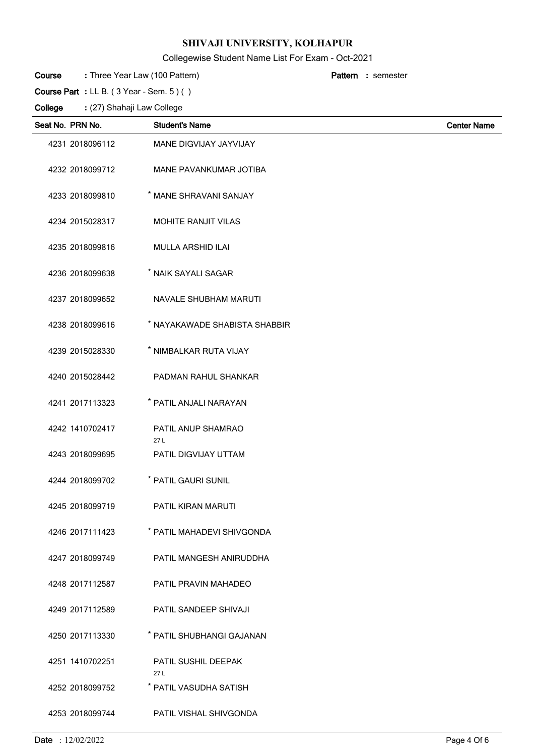# SHIVAJI UNIVERSITY, KOLHAPUR

Collegewise Student Name List For Exam - Oct-2021

**Course** : Three Year Law (100 Pattern) **Pattern** : semester

**Course Part** : LL B. ( 3 Year - Sem. 5 ) ( )

**College** : (27) Shahaji Law College

| Seat No. | PRN No. | Student's Name | Center Name |
|---|---|---|---|
| 4231 | 2018096112 | MANE DIGVIJAY JAYVIJAY | |
| 4232 | 2018099712 | MANE PAVANKUMAR JOTIBA | |
| 4233 | 2018099810 | * MANE SHRAVANI SANJAY | |
| 4234 | 2015028317 | MOHITE RANJIT VILAS | |
| 4235 | 2018099816 | MULLA ARSHID ILAI | |
| 4236 | 2018099638 | * NAIK SAYALI SAGAR | |
| 4237 | 2018099652 | NAVALE SHUBHAM MARUTI | |
| 4238 | 2018099616 | * NAYAKAWADE SHABISTA SHABBIR | |
| 4239 | 2015028330 | * NIMBALKAR RUTA VIJAY | |
| 4240 | 2015028442 | PADMAN RAHUL SHANKAR | |
| 4241 | 2017113323 | * PATIL ANJALI NARAYAN | |
| 4242 | 1410702417 | PATIL ANUP SHAMRAO 27 L | |
| 4243 | 2018099695 | PATIL DIGVIJAY UTTAM | |
| 4244 | 2018099702 | * PATIL GAURI SUNIL | |
| 4245 | 2018099719 | PATIL KIRAN MARUTI | |
| 4246 | 2017111423 | * PATIL MAHADEVI SHIVGONDA | |
| 4247 | 2018099749 | PATIL MANGESH ANIRUDDHA | |
| 4248 | 2017112587 | PATIL PRAVIN MAHADEO | |
| 4249 | 2017112589 | PATIL SANDEEP SHIVAJI | |
| 4250 | 2017113330 | * PATIL SHUBHANGI GAJANAN | |
| 4251 | 1410702251 | PATIL SUSHIL DEEPAK 27 L | |
| 4252 | 2018099752 | * PATIL VASUDHA SATISH | |
| 4253 | 2018099744 | PATIL VISHAL SHIVGONDA | |

Date : 12/02/2022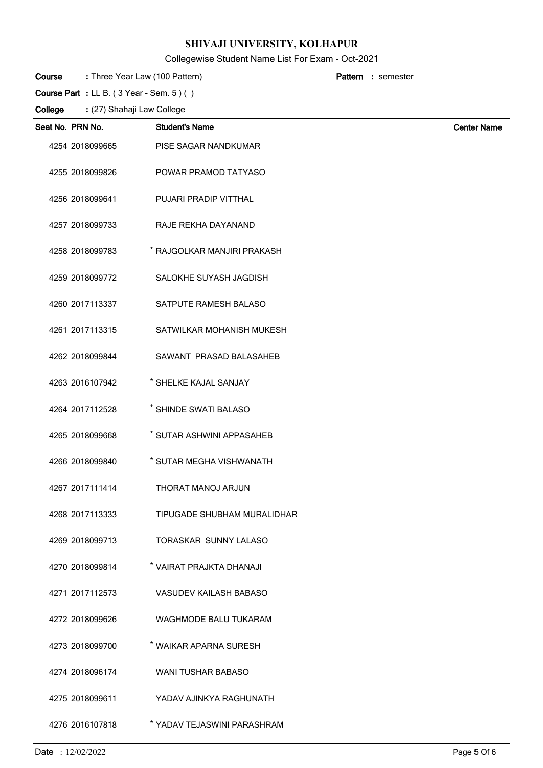# SHIVAJI UNIVERSITY, KOLHAPUR

Collegewise Student Name List For Exam - Oct-2021

**Course** : Three Year Law (100 Pattern) **Pattern** : semester

**Course Part** : LL B. ( 3 Year - Sem. 5 ) ( )

**College** : (27) Shahaji Law College

| Seat No. | PRN No. | Student's Name | Center Name |
|---|---|---|---|
| 4254 | 2018099665 | PISE SAGAR NANDKUMAR | |
| 4255 | 2018099826 | POWAR PRAMOD TATYASO | |
| 4256 | 2018099641 | PUJARI PRADIP VITTHAL | |
| 4257 | 2018099733 | RAJE REKHA DAYANAND | |
| 4258 | 2018099783 | * RAJGOLKAR MANJIRI PRAKASH | |
| 4259 | 2018099772 | SALOKHE SUYASH JAGDISH | |
| 4260 | 2017113337 | SATPUTE RAMESH BALASO | |
| 4261 | 2017113315 | SATWILKAR MOHANISH MUKESH | |
| 4262 | 2018099844 | SAWANT PRASAD BALASAHEB | |
| 4263 | 2016107942 | * SHELKE KAJAL SANJAY | |
| 4264 | 2017112528 | * SHINDE SWATI BALASO | |
| 4265 | 2018099668 | * SUTAR ASHWINI APPASAHEB | |
| 4266 | 2018099840 | * SUTAR MEGHA VISHWANATH | |
| 4267 | 2017111414 | THORAT MANOJ ARJUN | |
| 4268 | 2017113333 | TIPUGADE SHUBHAM MURALIDHAR | |
| 4269 | 2018099713 | TORASKAR SUNNY LALASO | |
| 4270 | 2018099814 | * VAIRAT PRAJKTA DHANAJI | |
| 4271 | 2017112573 | VASUDEV KAILASH BABASO | |
| 4272 | 2018099626 | WAGHMODE BALU TUKARAM | |
| 4273 | 2018099700 | * WAIKAR APARNA SURESH | |
| 4274 | 2018096174 | WANI TUSHAR BABASO | |
| 4275 | 2018099611 | YADAV AJINKYA RAGHUNATH | |
| 4276 | 2016107818 | * YADAV TEJASWINI PARASHRAM | |

Date : 12/02/2022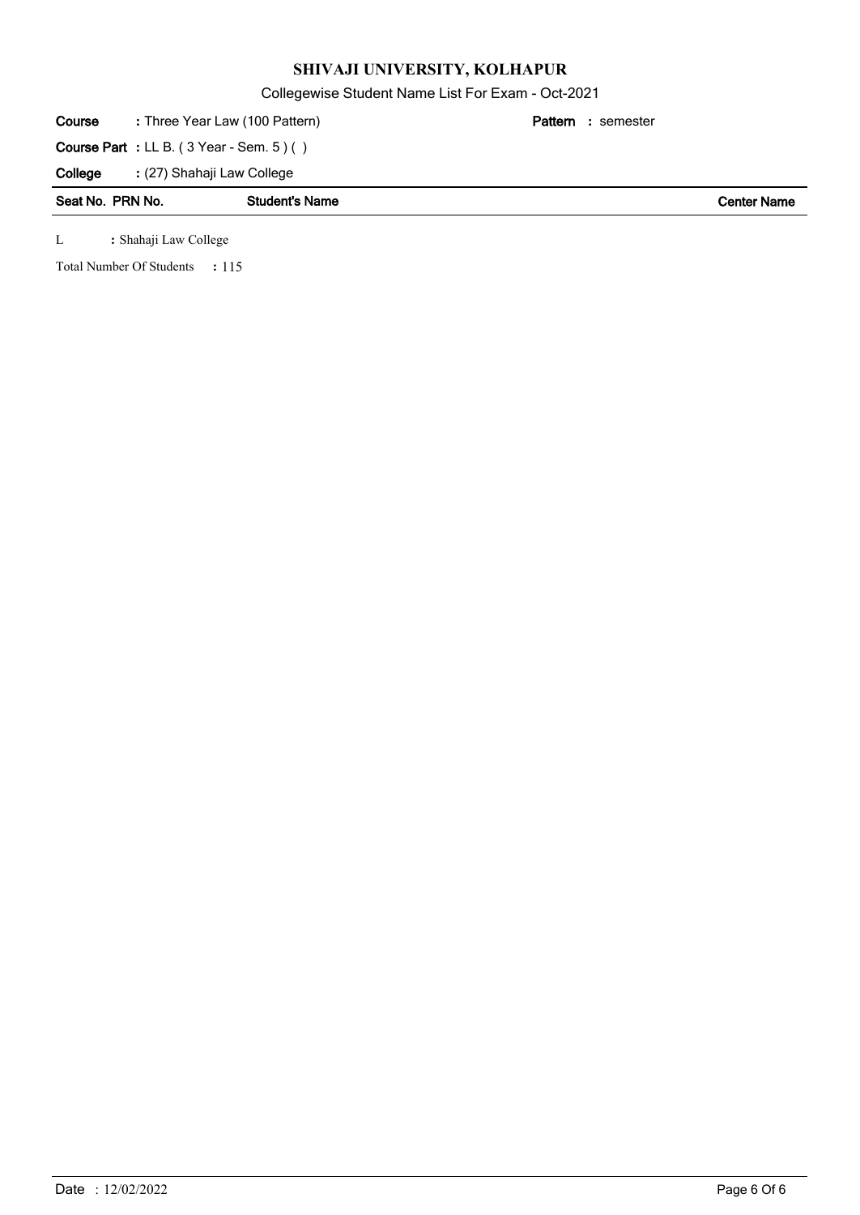# SHIVAJI UNIVERSITY, KOLHAPUR

Collegewise Student Name List For Exam - Oct-2021

**Course** : Three Year Law (100 Pattern) **Pattern** : semester

**Course Part** : LL B. ( 3 Year - Sem. 5 ) ( )

**College** : (27) Shahaji Law College

| Seat No. | PRN No. | Student's Name | Center Name |
|---|---|---|---|

L : Shahaji Law College

Total Number Of Students : 115

Date : 12/02/2022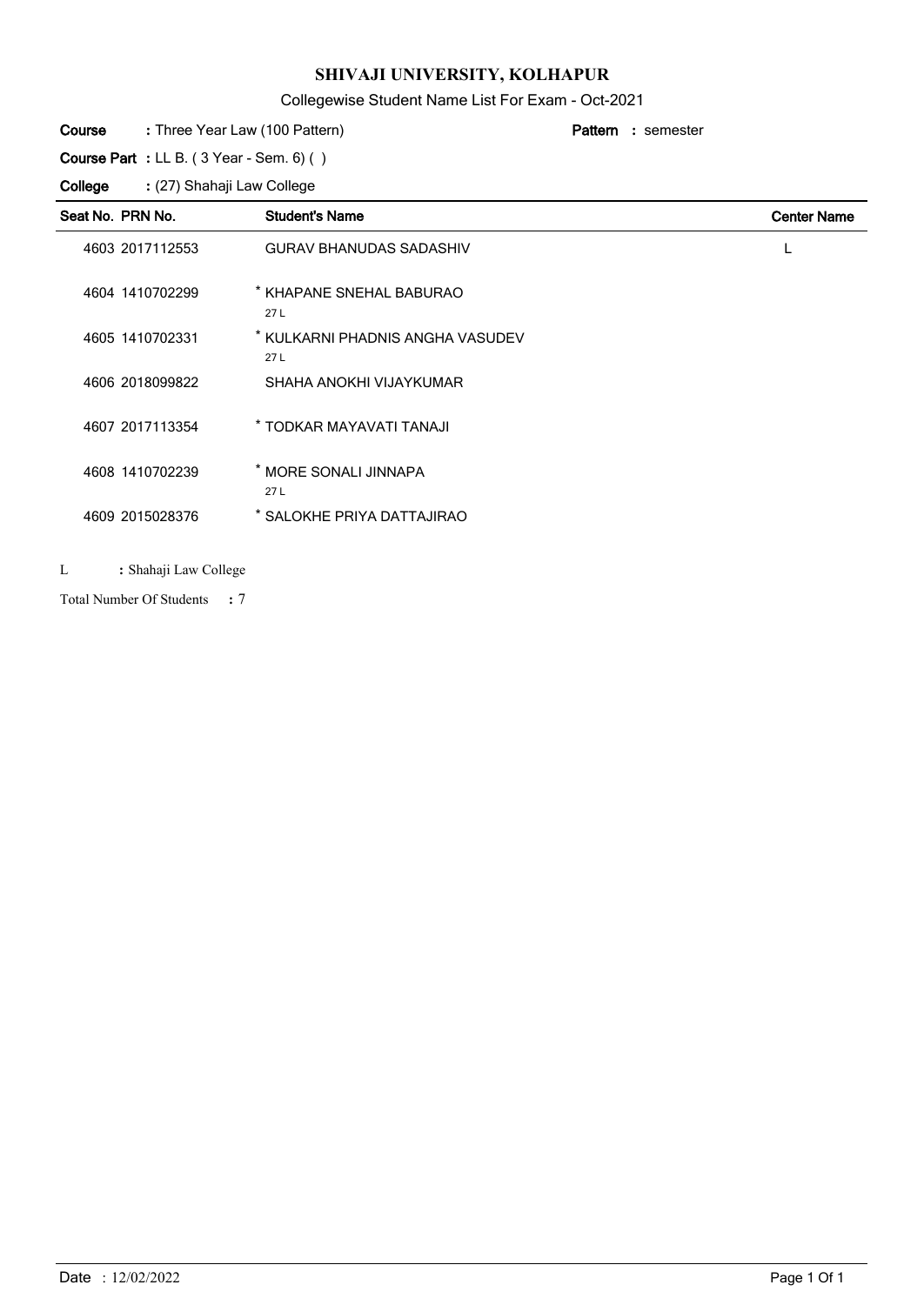# SHIVAJI UNIVERSITY, KOLHAPUR

Collegewise Student Name List For Exam - Oct-2021

**Course** : Three Year Law (100 Pattern) **Pattern** : semester

**Course Part** : LL B. ( 3 Year - Sem. 6) ( )

**College** : (27) Shahaji Law College

| Seat No. | PRN No. | Student's Name | Center Name |
|---|---|---|---|
| 4603 | 2017112553 | GURAV BHANUDAS SADASHIV | L |
| 4604 | 1410702299 | * KHAPANE SNEHAL BABURAO<br>27 L | |
| 4605 | 1410702331 | * KULKARNI PHADNIS ANGHA VASUDEV<br>27 L | |
| 4606 | 2018099822 | SHAHA ANOKHI VIJAYKUMAR | |
| 4607 | 2017113354 | * TODKAR MAYAVATI TANAJI | |
| 4608 | 1410702239 | * MORE SONALI JINNAPA<br>27 L | |
| 4609 | 2015028376 | * SALOKHE PRIYA DATTAJIRAO | |

L : Shahaji Law College

Total Number Of Students : 7

Date : 12/02/2022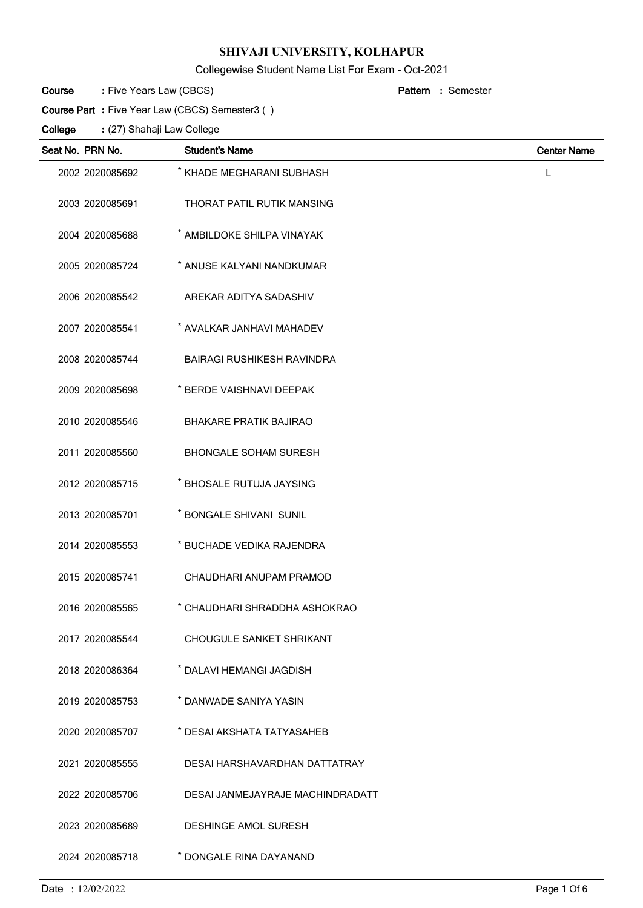# SHIVAJI UNIVERSITY, KOLHAPUR

Collegewise Student Name List For Exam - Oct-2021

**Course** : Five Years Law (CBCS) **Pattern** : Semester

**Course Part** : Five Year Law (CBCS) Semester3 ( )

**College** : (27) Shahaji Law College

| Seat No. | PRN No. | Student's Name | Center Name |
|---|---|---|---|
| 2002 | 2020085692 | * KHADE MEGHARANI SUBHASH | L |
| 2003 | 2020085691 | THORAT PATIL RUTIK MANSING | |
| 2004 | 2020085688 | * AMBILDOKE SHILPA VINAYAK | |
| 2005 | 2020085724 | * ANUSE KALYANI NANDKUMAR | |
| 2006 | 2020085542 | AREKAR ADITYA SADASHIV | |
| 2007 | 2020085541 | * AVALKAR JANHAVI MAHADEV | |
| 2008 | 2020085744 | BAIRAGI RUSHIKESH RAVINDRA | |
| 2009 | 2020085698 | * BERDE VAISHNAVI DEEPAK | |
| 2010 | 2020085546 | BHAKARE PRATIK BAJIRAO | |
| 2011 | 2020085560 | BHONGALE SOHAM SURESH | |
| 2012 | 2020085715 | * BHOSALE RUTUJA JAYSING | |
| 2013 | 2020085701 | * BONGALE SHIVANI SUNIL | |
| 2014 | 2020085553 | * BUCHADE VEDIKA RAJENDRA | |
| 2015 | 2020085741 | CHAUDHARI ANUPAM PRAMOD | |
| 2016 | 2020085565 | * CHAUDHARI SHRADDHA ASHOKRAO | |
| 2017 | 2020085544 | CHOUGULE SANKET SHRIKANT | |
| 2018 | 2020086364 | * DALAVI HEMANGI JAGDISH | |
| 2019 | 2020085753 | * DANWADE SANIYA YASIN | |
| 2020 | 2020085707 | * DESAI AKSHATA TATYASAHEB | |
| 2021 | 2020085555 | DESAI HARSHAVARDHAN DATTATRAY | |
| 2022 | 2020085706 | DESAI JANMEJAYRAJE MACHINDRADATT | |
| 2023 | 2020085689 | DESHINGE AMOL SURESH | |
| 2024 | 2020085718 | * DONGALE RINA DAYANAND | |

Date : 12/02/2022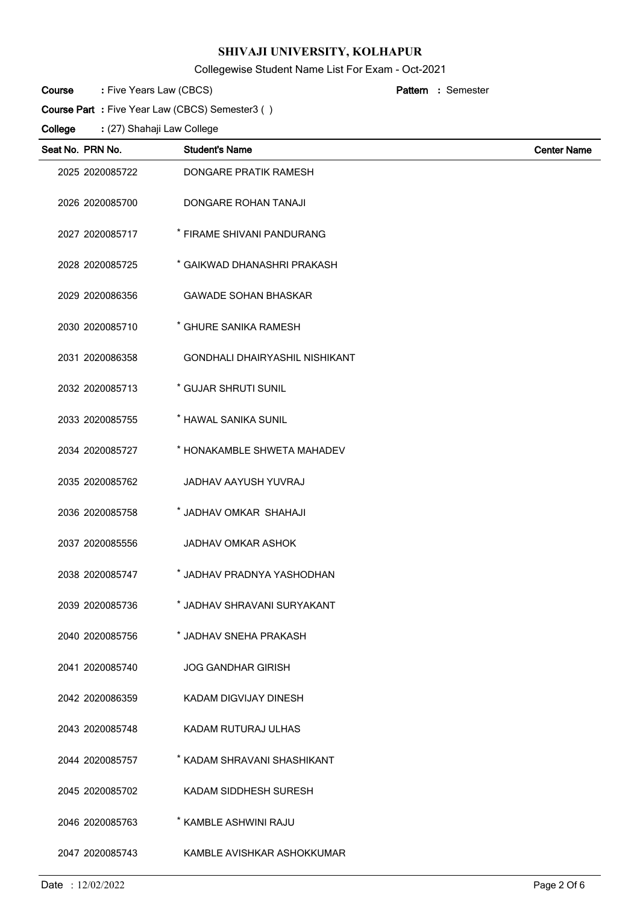# SHIVAJI UNIVERSITY, KOLHAPUR

Collegewise Student Name List For Exam - Oct-2021

**Course** : Five Years Law (CBCS) **Pattern** : Semester

**Course Part** : Five Year Law (CBCS) Semester3 ( )

**College** : (27) Shahaji Law College

| Seat No. | PRN No. | Student's Name | Center Name |
|---|---|---|---|
| 2025 | 2020085722 | DONGARE PRATIK RAMESH | |
| 2026 | 2020085700 | DONGARE ROHAN TANAJI | |
| 2027 | 2020085717 | * FIRAME SHIVANI PANDURANG | |
| 2028 | 2020085725 | * GAIKWAD DHANASHRI PRAKASH | |
| 2029 | 2020086356 | GAWADE SOHAN BHASKAR | |
| 2030 | 2020085710 | * GHURE SANIKA RAMESH | |
| 2031 | 2020086358 | GONDHALI DHAIRYASHIL NISHIKANT | |
| 2032 | 2020085713 | * GUJAR SHRUTI SUNIL | |
| 2033 | 2020085755 | * HAWAL SANIKA SUNIL | |
| 2034 | 2020085727 | * HONAKAMBLE SHWETA MAHADEV | |
| 2035 | 2020085762 | JADHAV AAYUSH YUVRAJ | |
| 2036 | 2020085758 | * JADHAV OMKAR SHAHAJI | |
| 2037 | 2020085556 | JADHAV OMKAR ASHOK | |
| 2038 | 2020085747 | * JADHAV PRADNYA YASHODHAN | |
| 2039 | 2020085736 | * JADHAV SHRAVANI SURYAKANT | |
| 2040 | 2020085756 | * JADHAV SNEHA PRAKASH | |
| 2041 | 2020085740 | JOG GANDHAR GIRISH | |
| 2042 | 2020086359 | KADAM DIGVIJAY DINESH | |
| 2043 | 2020085748 | KADAM RUTURAJ ULHAS | |
| 2044 | 2020085757 | * KADAM SHRAVANI SHASHIKANT | |
| 2045 | 2020085702 | KADAM SIDDHESH SURESH | |
| 2046 | 2020085763 | * KAMBLE ASHWINI RAJU | |
| 2047 | 2020085743 | KAMBLE AVISHKAR ASHOKKUMAR | |

Date : 12/02/2022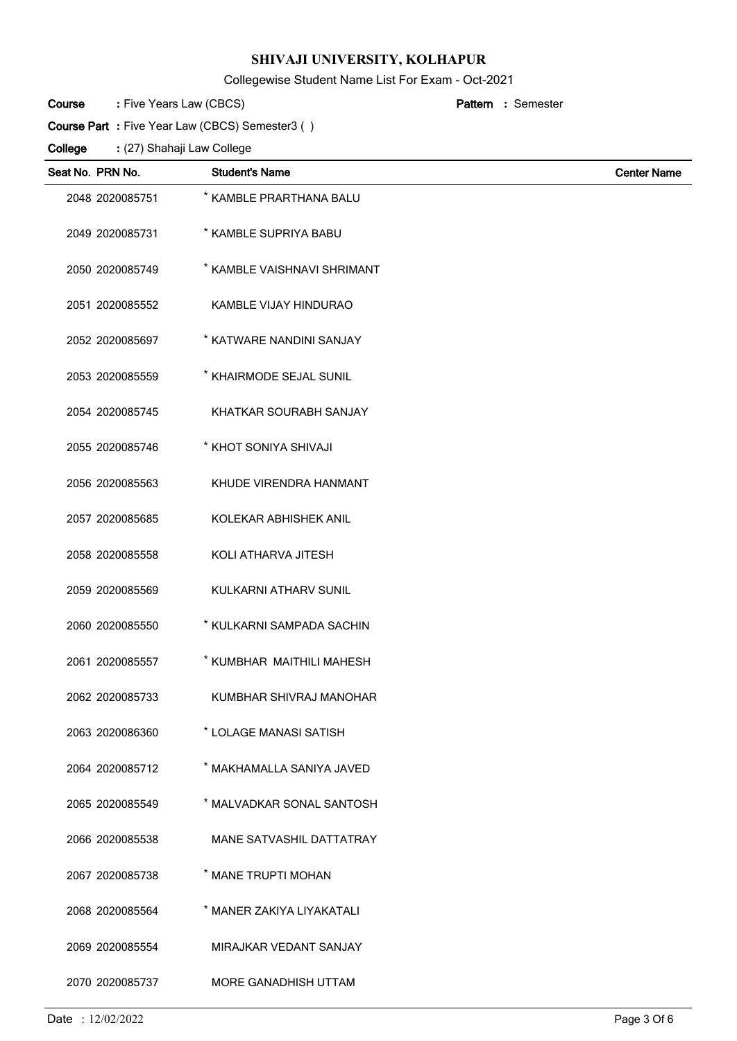# SHIVAJI UNIVERSITY, KOLHAPUR

Collegewise Student Name List For Exam - Oct-2021

**Course :** Five Years Law (CBCS) **Pattern :** Semester

**Course Part :** Five Year Law (CBCS) Semester3 ( )

**College :** (27) Shahaji Law College

| Seat No. | PRN No. | Student's Name | Center Name |
|---|---|---|---|
| 2048 | 2020085751 | * KAMBLE PRARTHANA BALU | |
| 2049 | 2020085731 | * KAMBLE SUPRIYA BABU | |
| 2050 | 2020085749 | * KAMBLE VAISHNAVI SHRIMANT | |
| 2051 | 2020085552 | KAMBLE VIJAY HINDURAO | |
| 2052 | 2020085697 | * KATWARE NANDINI SANJAY | |
| 2053 | 2020085559 | * KHAIRMODE SEJAL SUNIL | |
| 2054 | 2020085745 | KHATKAR SOURABH SANJAY | |
| 2055 | 2020085746 | * KHOT SONIYA SHIVAJI | |
| 2056 | 2020085563 | KHUDE VIRENDRA HANMANT | |
| 2057 | 2020085685 | KOLEKAR ABHISHEK ANIL | |
| 2058 | 2020085558 | KOLI ATHARVA JITESH | |
| 2059 | 2020085569 | KULKARNI ATHARV SUNIL | |
| 2060 | 2020085550 | * KULKARNI SAMPADA SACHIN | |
| 2061 | 2020085557 | * KUMBHAR MAITHILI MAHESH | |
| 2062 | 2020085733 | KUMBHAR SHIVRAJ MANOHAR | |
| 2063 | 2020086360 | * LOLAGE MANASI SATISH | |
| 2064 | 2020085712 | * MAKHAMALLA SANIYA JAVED | |
| 2065 | 2020085549 | * MALVADKAR SONAL SANTOSH | |
| 2066 | 2020085538 | MANE SATVASHIL DATTATRAY | |
| 2067 | 2020085738 | * MANE TRUPTI MOHAN | |
| 2068 | 2020085564 | * MANER ZAKIYA LIYAKATALI | |
| 2069 | 2020085554 | MIRAJKAR VEDANT SANJAY | |
| 2070 | 2020085737 | MORE GANADHISH UTTAM | |

Date : 12/02/2022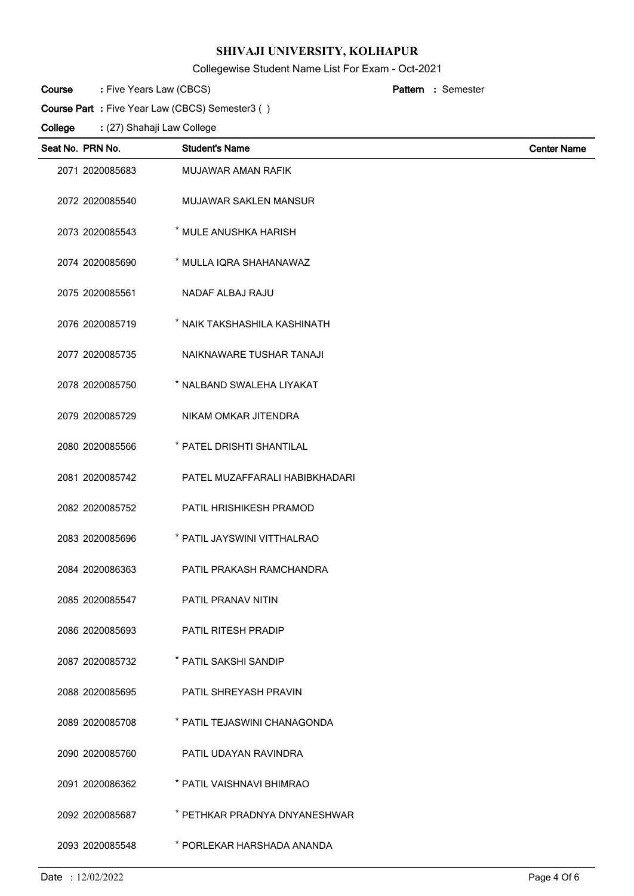# SHIVAJI UNIVERSITY, KOLHAPUR

Collegewise Student Name List For Exam - Oct-2021

**Course** : Five Years Law (CBCS) **Pattern** : Semester

**Course Part** : Five Year Law (CBCS) Semester3 ( )

**College** : (27) Shahaji Law College

| Seat No. | PRN No. | Student's Name | Center Name |
|---|---|---|---|
| 2071 | 2020085683 | MUJAWAR AMAN RAFIK | |
| 2072 | 2020085540 | MUJAWAR SAKLEN MANSUR | |
| 2073 | 2020085543 | * MULE ANUSHKA HARISH | |
| 2074 | 2020085690 | * MULLA IQRA SHAHANAWAZ | |
| 2075 | 2020085561 | NADAF ALBAJ RAJU | |
| 2076 | 2020085719 | * NAIK TAKSHASHILA KASHINATH | |
| 2077 | 2020085735 | NAIKNAWARE TUSHAR TANAJI | |
| 2078 | 2020085750 | * NALBAND SWALEHA LIYAKAT | |
| 2079 | 2020085729 | NIKAM OMKAR JITENDRA | |
| 2080 | 2020085566 | * PATEL DRISHTI SHANTILAL | |
| 2081 | 2020085742 | PATEL MUZAFFARALI HABIBKHADARI | |
| 2082 | 2020085752 | PATIL HRISHIKESH PRAMOD | |
| 2083 | 2020085696 | * PATIL JAYSWINI VITTHALRAO | |
| 2084 | 2020086363 | PATIL PRAKASH RAMCHANDRA | |
| 2085 | 2020085547 | PATIL PRANAV NITIN | |
| 2086 | 2020085693 | PATIL RITESH PRADIP | |
| 2087 | 2020085732 | * PATIL SAKSHI SANDIP | |
| 2088 | 2020085695 | PATIL SHREYASH PRAVIN | |
| 2089 | 2020085708 | * PATIL TEJASWINI CHANAGONDA | |
| 2090 | 2020085760 | PATIL UDAYAN RAVINDRA | |
| 2091 | 2020086362 | * PATIL VAISHNAVI BHIMRAO | |
| 2092 | 2020085687 | * PETHKAR PRADNYA DNYANESHWAR | |
| 2093 | 2020085548 | * PORLEKAR HARSHADA ANANDA | |

Date : 12/02/2022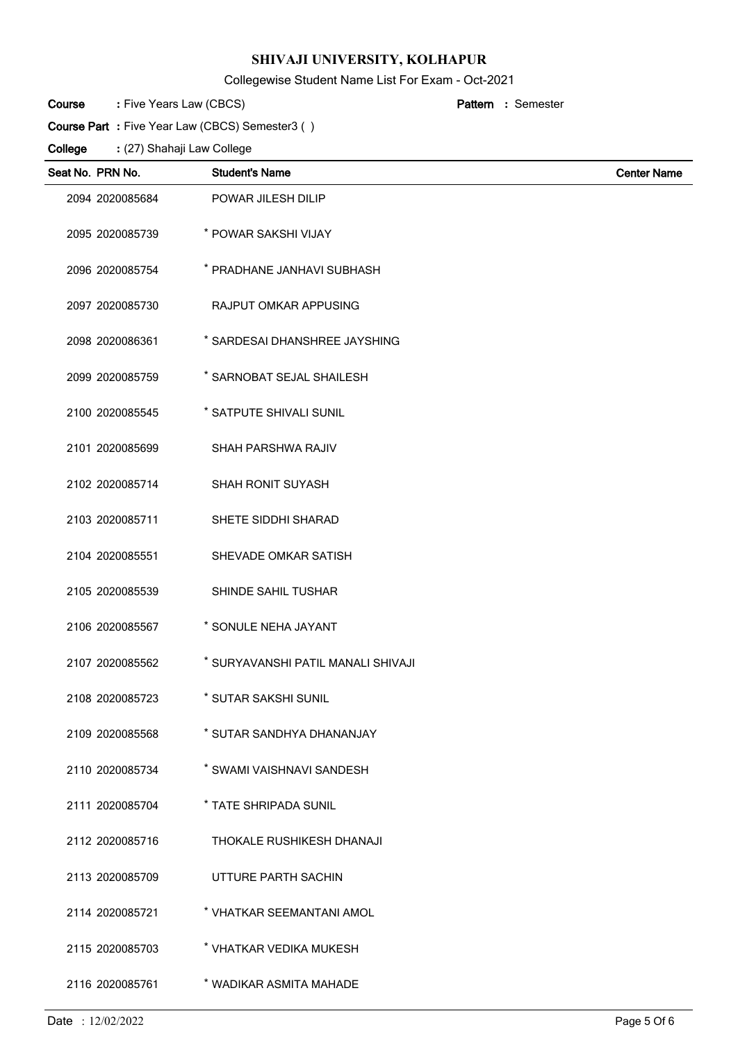# SHIVAJI UNIVERSITY, KOLHAPUR

Collegewise Student Name List For Exam - Oct-2021

**Course** : Five Years Law (CBCS) **Pattern** : Semester

**Course Part** : Five Year Law (CBCS) Semester3 ( )

**College** : (27) Shahaji Law College

| Seat No. | PRN No. | Student's Name | Center Name |
|---|---|---|---|
| 2094 | 2020085684 | POWAR JILESH DILIP | |
| 2095 | 2020085739 | * POWAR SAKSHI VIJAY | |
| 2096 | 2020085754 | * PRADHANE JANHAVI SUBHASH | |
| 2097 | 2020085730 | RAJPUT OMKAR APPUSING | |
| 2098 | 2020086361 | * SARDESAI DHANSHREE JAYSHING | |
| 2099 | 2020085759 | * SARNOBAT SEJAL SHAILESH | |
| 2100 | 2020085545 | * SATPUTE SHIVALI SUNIL | |
| 2101 | 2020085699 | SHAH PARSHWA RAJIV | |
| 2102 | 2020085714 | SHAH RONIT SUYASH | |
| 2103 | 2020085711 | SHETE SIDDHI SHARAD | |
| 2104 | 2020085551 | SHEVADE OMKAR SATISH | |
| 2105 | 2020085539 | SHINDE SAHIL TUSHAR | |
| 2106 | 2020085567 | * SONULE NEHA JAYANT | |
| 2107 | 2020085562 | * SURYAVANSHI PATIL MANALI SHIVAJI | |
| 2108 | 2020085723 | * SUTAR SAKSHI SUNIL | |
| 2109 | 2020085568 | * SUTAR SANDHYA DHANANJAY | |
| 2110 | 2020085734 | * SWAMI VAISHNAVI SANDESH | |
| 2111 | 2020085704 | * TATE SHRIPADA SUNIL | |
| 2112 | 2020085716 | THOKALE RUSHIKESH DHANAJI | |
| 2113 | 2020085709 | UTTURE PARTH SACHIN | |
| 2114 | 2020085721 | * VHATKAR SEEMANTANI AMOL | |
| 2115 | 2020085703 | * VHATKAR VEDIKA MUKESH | |
| 2116 | 2020085761 | * WADIKAR ASMITA MAHADE | |

Date : 12/02/2022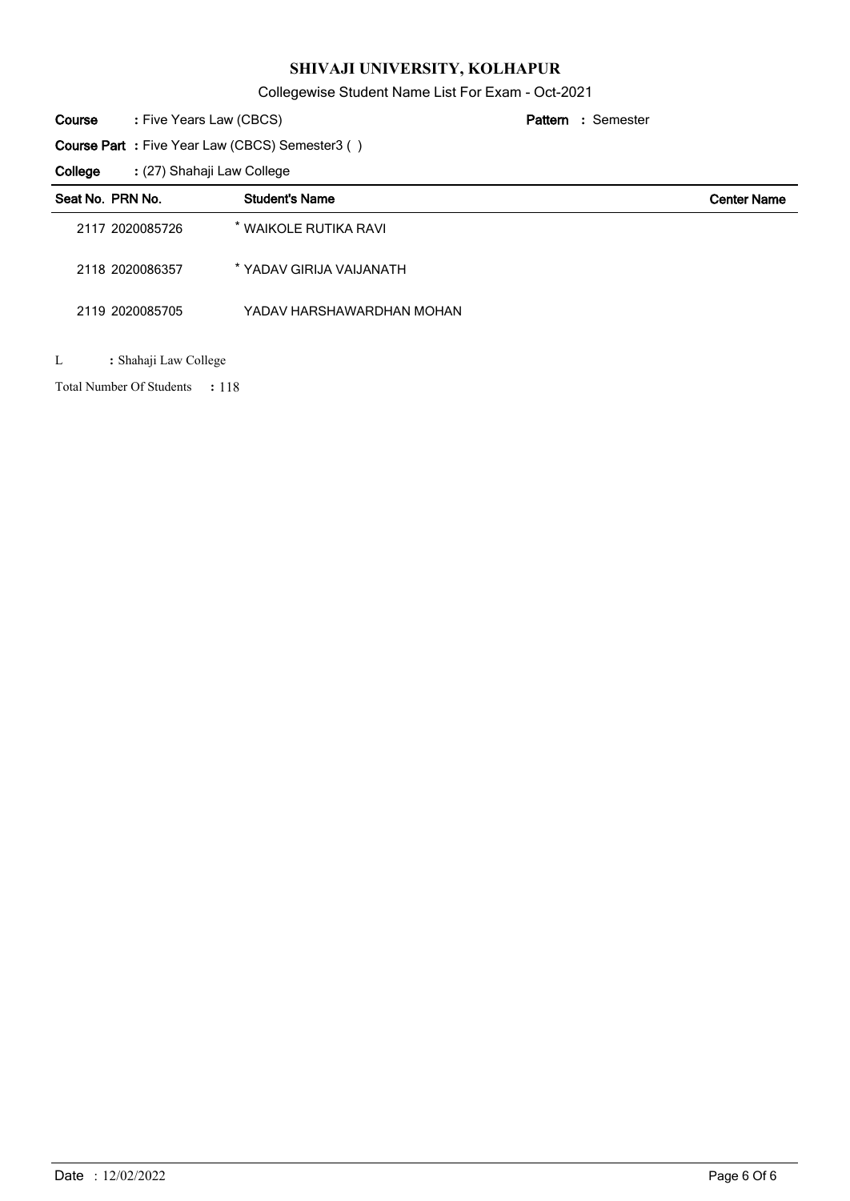# SHIVAJI UNIVERSITY, KOLHAPUR

Collegewise Student Name List For Exam - Oct-2021

**Course** : Five Years Law (CBCS) **Pattern** : Semester

**Course Part** : Five Year Law (CBCS) Semester3 ( )

**College** : (27) Shahaji Law College

| Seat No. | PRN No. | Student's Name | Center Name |
|---|---|---|---|
| 2117 | 2020085726 | * WAIKOLE RUTIKA RAVI | |
| 2118 | 2020086357 | * YADAV GIRIJA VAIJANATH | |
| 2119 | 2020085705 | YADAV HARSHAWARDHAN MOHAN | |

L : Shahaji Law College

Total Number Of Students : 118

Date : 12/02/2022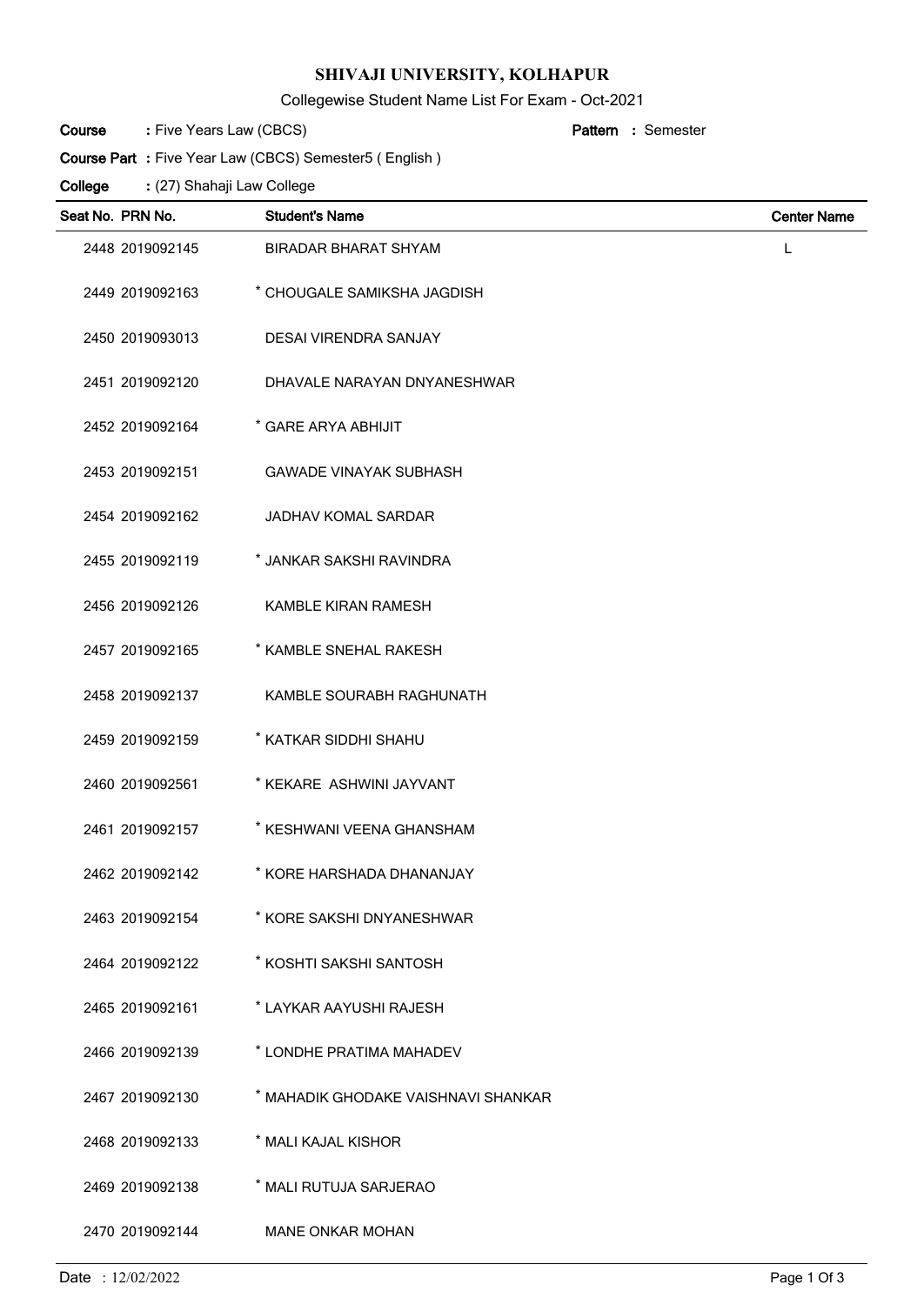# SHIVAJI UNIVERSITY, KOLHAPUR

Collegewise Student Name List For Exam - Oct-2021

**Course** : Five Years Law (CBCS) **Pattern** : Semester

**Course Part** : Five Year Law (CBCS) Semester5 ( English )

**College** : (27) Shahaji Law College

| Seat No. | PRN No. | Student's Name | Center Name |
|---|---|---|---|
| 2448 | 2019092145 | BIRADAR BHARAT SHYAM | L |
| 2449 | 2019092163 | * CHOUGALE SAMIKSHA JAGDISH | |
| 2450 | 2019093013 | DESAI VIRENDRA SANJAY | |
| 2451 | 2019092120 | DHAVALE NARAYAN DNYANESHWAR | |
| 2452 | 2019092164 | * GARE ARYA ABHIJIT | |
| 2453 | 2019092151 | GAWADE VINAYAK SUBHASH | |
| 2454 | 2019092162 | JADHAV KOMAL SARDAR | |
| 2455 | 2019092119 | * JANKAR SAKSHI RAVINDRA | |
| 2456 | 2019092126 | KAMBLE KIRAN RAMESH | |
| 2457 | 2019092165 | * KAMBLE SNEHAL RAKESH | |
| 2458 | 2019092137 | KAMBLE SOURABH RAGHUNATH | |
| 2459 | 2019092159 | * KATKAR SIDDHI SHAHU | |
| 2460 | 2019092561 | * KEKARE ASHWINI JAYVANT | |
| 2461 | 2019092157 | * KESHWANI VEENA GHANSHAM | |
| 2462 | 2019092142 | * KORE HARSHADA DHANANJAY | |
| 2463 | 2019092154 | * KORE SAKSHI DNYANESHWAR | |
| 2464 | 2019092122 | * KOSHTI SAKSHI SANTOSH | |
| 2465 | 2019092161 | * LAYKAR AAYUSHI RAJESH | |
| 2466 | 2019092139 | * LONDHE PRATIMA MAHADEV | |
| 2467 | 2019092130 | * MAHADIK GHODAKE VAISHNAVI SHANKAR | |
| 2468 | 2019092133 | * MALI KAJAL KISHOR | |
| 2469 | 2019092138 | * MALI RUTUJA SARJERAO | |
| 2470 | 2019092144 | MANE ONKAR MOHAN | |

Date : 12/02/2022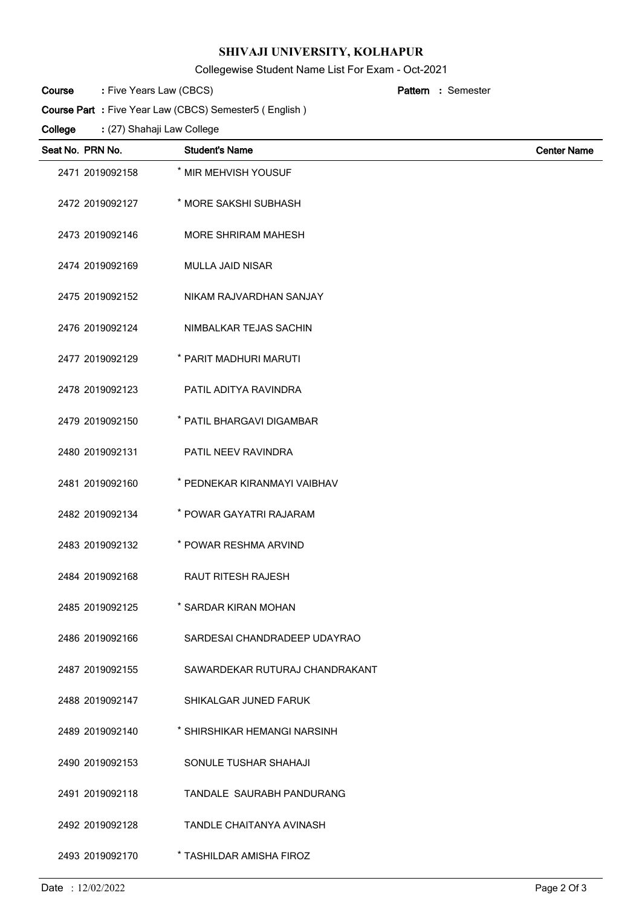# SHIVAJI UNIVERSITY, KOLHAPUR

Collegewise Student Name List For Exam - Oct-2021

**Course** : Five Years Law (CBCS) **Pattern** : Semester

**Course Part** : Five Year Law (CBCS) Semester5 ( English )

**College** : (27) Shahaji Law College

| Seat No. | PRN No. | Student's Name | Center Name |
|---|---|---|---|
| 2471 | 2019092158 | * MIR MEHVISH YOUSUF | |
| 2472 | 2019092127 | * MORE SAKSHI SUBHASH | |
| 2473 | 2019092146 | MORE SHRIRAM MAHESH | |
| 2474 | 2019092169 | MULLA JAID NISAR | |
| 2475 | 2019092152 | NIKAM RAJVARDHAN SANJAY | |
| 2476 | 2019092124 | NIMBALKAR TEJAS SACHIN | |
| 2477 | 2019092129 | * PARIT MADHURI MARUTI | |
| 2478 | 2019092123 | PATIL ADITYA RAVINDRA | |
| 2479 | 2019092150 | * PATIL BHARGAVI DIGAMBAR | |
| 2480 | 2019092131 | PATIL NEEV RAVINDRA | |
| 2481 | 2019092160 | * PEDNEKAR KIRANMAYI VAIBHAV | |
| 2482 | 2019092134 | * POWAR GAYATRI RAJARAM | |
| 2483 | 2019092132 | * POWAR RESHMA ARVIND | |
| 2484 | 2019092168 | RAUT RITESH RAJESH | |
| 2485 | 2019092125 | * SARDAR KIRAN MOHAN | |
| 2486 | 2019092166 | SARDESAI CHANDRADEEP UDAYRAO | |
| 2487 | 2019092155 | SAWARDEKAR RUTURAJ CHANDRAKANT | |
| 2488 | 2019092147 | SHIKALGAR JUNED FARUK | |
| 2489 | 2019092140 | * SHIRSHIKAR HEMANGI NARSINH | |
| 2490 | 2019092153 | SONULE TUSHAR SHAHAJI | |
| 2491 | 2019092118 | TANDALE SAURABH PANDURANG | |
| 2492 | 2019092128 | TANDLE CHAITANYA AVINASH | |
| 2493 | 2019092170 | * TASHILDAR AMISHA FIROZ | |

Date : 12/02/2022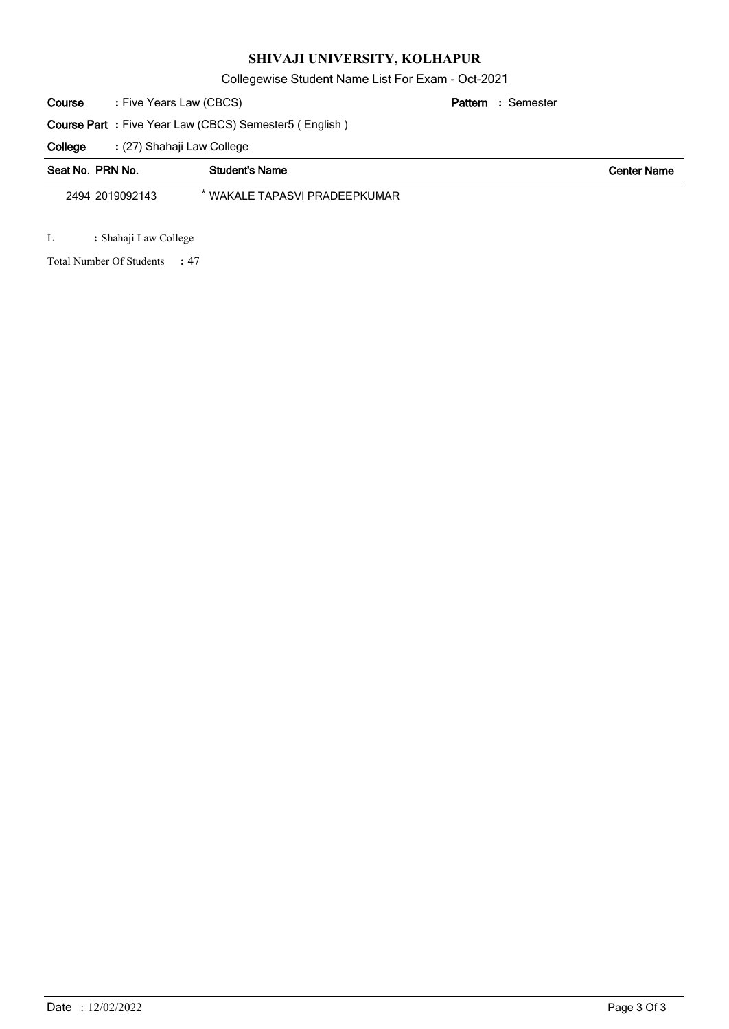# SHIVAJI UNIVERSITY, KOLHAPUR

Collegewise Student Name List For Exam - Oct-2021

**Course** : Five Years Law (CBCS) **Pattern** : Semester

**Course Part** : Five Year Law (CBCS) Semester5 ( English )

**College** : (27) Shahaji Law College

| Seat No. | PRN No. | Student's Name | Center Name |
|---|---|---|---|
| 2494 | 2019092143 | * WAKALE TAPASVI PRADEEPKUMAR | |

L : Shahaji Law College

Total Number Of Students : 47

Date : 12/02/2022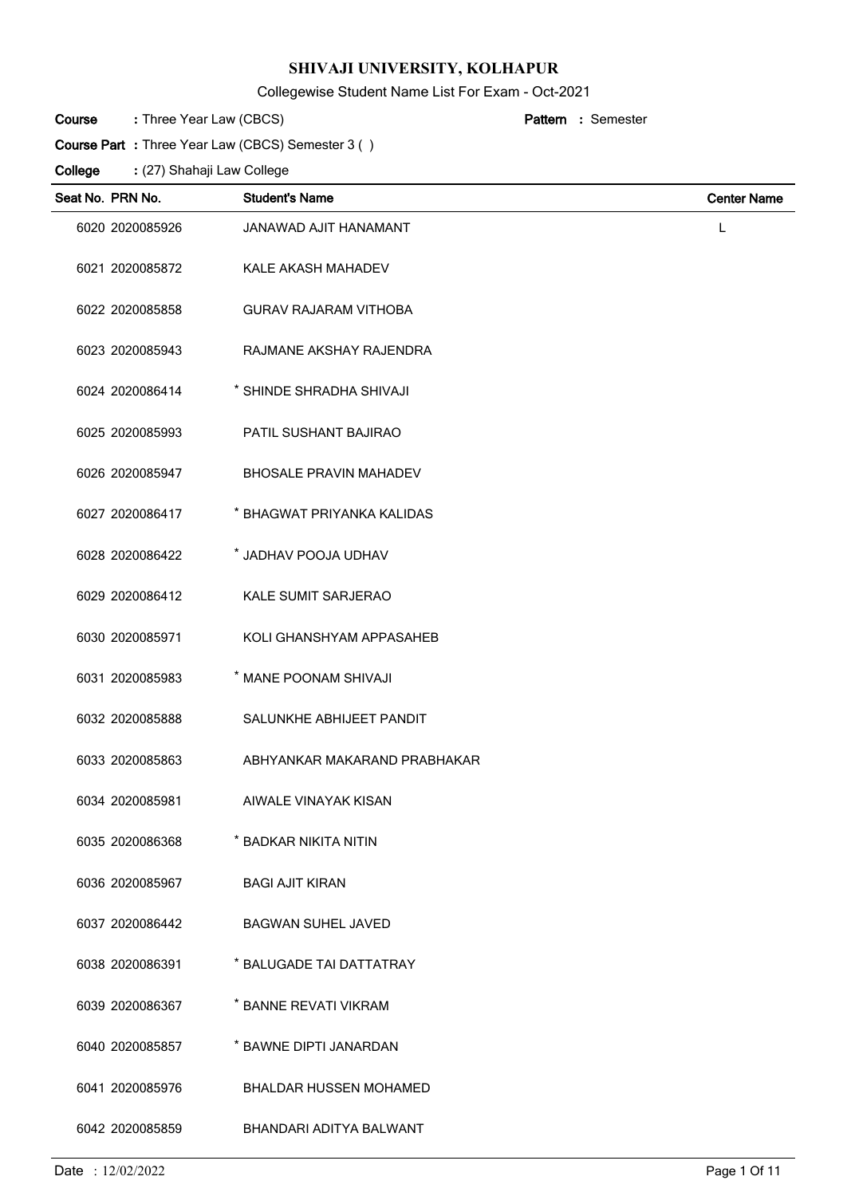# SHIVAJI UNIVERSITY, KOLHAPUR

Collegewise Student Name List For Exam - Oct-2021

**Course** : Three Year Law (CBCS) **Pattern** : Semester

**Course Part** : Three Year Law (CBCS) Semester 3 ( )

**College** : (27) Shahaji Law College

| Seat No. | PRN No. | Student's Name | Center Name |
|---|---|---|---|
| 6020 | 2020085926 | JANAWAD AJIT HANAMANT | L |
| 6021 | 2020085872 | KALE AKASH MAHADEV | |
| 6022 | 2020085858 | GURAV RAJARAM VITHOBA | |
| 6023 | 2020085943 | RAJMANE AKSHAY RAJENDRA | |
| 6024 | 2020086414 | * SHINDE SHRADHA SHIVAJI | |
| 6025 | 2020085993 | PATIL SUSHANT BAJIRAO | |
| 6026 | 2020085947 | BHOSALE PRAVIN MAHADEV | |
| 6027 | 2020086417 | * BHAGWAT PRIYANKA KALIDAS | |
| 6028 | 2020086422 | * JADHAV POOJA UDHAV | |
| 6029 | 2020086412 | KALE SUMIT SARJERAO | |
| 6030 | 2020085971 | KOLI GHANSHYAM APPASAHEB | |
| 6031 | 2020085983 | * MANE POONAM SHIVAJI | |
| 6032 | 2020085888 | SALUNKHE ABHIJEET PANDIT | |
| 6033 | 2020085863 | ABHYANKAR MAKARAND PRABHAKAR | |
| 6034 | 2020085981 | AIWALE VINAYAK KISAN | |
| 6035 | 2020086368 | * BADKAR NIKITA NITIN | |
| 6036 | 2020085967 | BAGI AJIT KIRAN | |
| 6037 | 2020086442 | BAGWAN SUHEL JAVED | |
| 6038 | 2020086391 | * BALUGADE TAI DATTATRAY | |
| 6039 | 2020086367 | * BANNE REVATI VIKRAM | |
| 6040 | 2020085857 | * BAWNE DIPTI JANARDAN | |
| 6041 | 2020085976 | BHALDAR HUSSEN MOHAMED | |
| 6042 | 2020085859 | BHANDARI ADITYA BALWANT | |

Date : 12/02/2022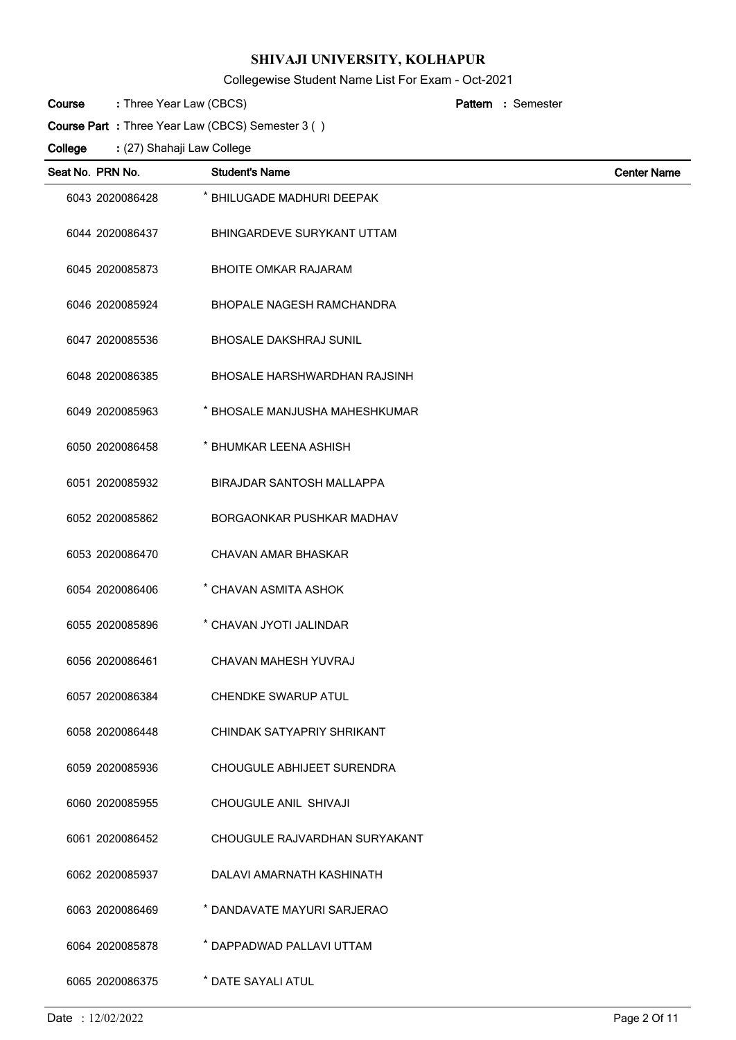# SHIVAJI UNIVERSITY, KOLHAPUR

Collegewise Student Name List For Exam - Oct-2021

**Course** : Three Year Law (CBCS) **Pattern** : Semester

**Course Part** : Three Year Law (CBCS) Semester 3 ( )

**College** : (27) Shahaji Law College

| Seat No. | PRN No. | Student's Name | Center Name |
|---|---|---|---|
| 6043 | 2020086428 | * BHILUGADE MADHURI DEEPAK | |
| 6044 | 2020086437 | BHINGARDEVE SURYKANT UTTAM | |
| 6045 | 2020085873 | BHOITE OMKAR RAJARAM | |
| 6046 | 2020085924 | BHOPALE NAGESH RAMCHANDRA | |
| 6047 | 2020085536 | BHOSALE DAKSHRAJ SUNIL | |
| 6048 | 2020086385 | BHOSALE HARSHWARDHAN RAJSINH | |
| 6049 | 2020085963 | * BHOSALE MANJUSHA MAHESHKUMAR | |
| 6050 | 2020086458 | * BHUMKAR LEENA ASHISH | |
| 6051 | 2020085932 | BIRAJDAR SANTOSH MALLAPPA | |
| 6052 | 2020085862 | BORGAONKAR PUSHKAR MADHAV | |
| 6053 | 2020086470 | CHAVAN AMAR BHASKAR | |
| 6054 | 2020086406 | * CHAVAN ASMITA ASHOK | |
| 6055 | 2020085896 | * CHAVAN JYOTI JALINDAR | |
| 6056 | 2020086461 | CHAVAN MAHESH YUVRAJ | |
| 6057 | 2020086384 | CHENDKE SWARUP ATUL | |
| 6058 | 2020086448 | CHINDAK SATYAPRIY SHRIKANT | |
| 6059 | 2020085936 | CHOUGULE ABHIJEET SURENDRA | |
| 6060 | 2020085955 | CHOUGULE ANIL SHIVAJI | |
| 6061 | 2020086452 | CHOUGULE RAJVARDHAN SURYAKANT | |
| 6062 | 2020085937 | DALAVI AMARNATH KASHINATH | |
| 6063 | 2020086469 | * DANDAVATE MAYURI SARJERAO | |
| 6064 | 2020085878 | * DAPPADWAD PALLAVI UTTAM | |
| 6065 | 2020086375 | * DATE SAYALI ATUL | |

Date : 12/02/2022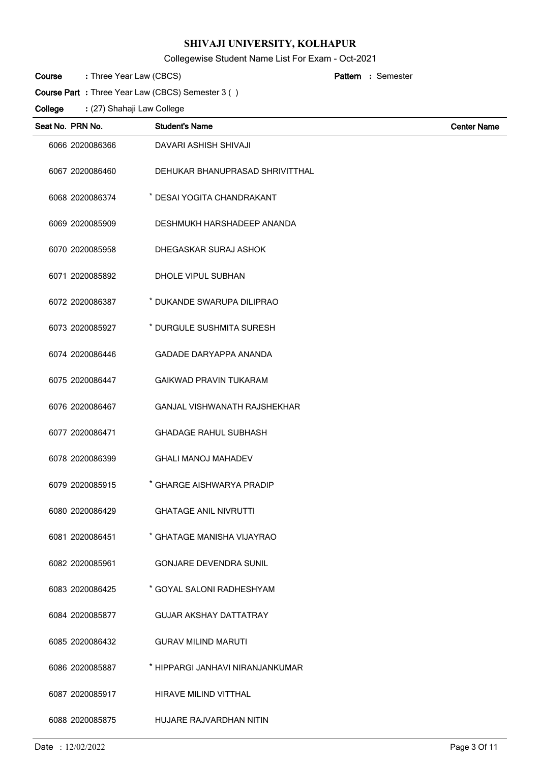# SHIVAJI UNIVERSITY, KOLHAPUR

Collegewise Student Name List For Exam - Oct-2021

**Course** : Three Year Law (CBCS) **Pattern** : Semester

**Course Part** : Three Year Law (CBCS) Semester 3 ( )

**College** : (27) Shahaji Law College

| Seat No. | PRN No. | Student's Name | Center Name |
|---|---|---|---|
| 6066 | 2020086366 | DAVARI ASHISH SHIVAJI | |
| 6067 | 2020086460 | DEHUKAR BHANUPRASAD SHRIVITTHAL | |
| 6068 | 2020086374 | * DESAI YOGITA CHANDRAKANT | |
| 6069 | 2020085909 | DESHMUKH HARSHADEEP ANANDA | |
| 6070 | 2020085958 | DHEGASKAR SURAJ ASHOK | |
| 6071 | 2020085892 | DHOLE VIPUL SUBHAN | |
| 6072 | 2020086387 | * DUKANDE SWARUPA DILIPRAO | |
| 6073 | 2020085927 | * DURGULE SUSHMITA SURESH | |
| 6074 | 2020086446 | GADADE DARYAPPA ANANDA | |
| 6075 | 2020086447 | GAIKWAD PRAVIN TUKARAM | |
| 6076 | 2020086467 | GANJAL VISHWANATH RAJSHEKHAR | |
| 6077 | 2020086471 | GHADAGE RAHUL SUBHASH | |
| 6078 | 2020086399 | GHALI MANOJ MAHADEV | |
| 6079 | 2020085915 | * GHARGE AISHWARYA PRADIP | |
| 6080 | 2020086429 | GHATAGE ANIL NIVRUTTI | |
| 6081 | 2020086451 | * GHATAGE MANISHA VIJAYRAO | |
| 6082 | 2020085961 | GONJARE DEVENDRA SUNIL | |
| 6083 | 2020086425 | * GOYAL SALONI RADHESHYAM | |
| 6084 | 2020085877 | GUJAR AKSHAY DATTATRAY | |
| 6085 | 2020086432 | GURAV MILIND MARUTI | |
| 6086 | 2020085887 | * HIPPARGI JANHAVI NIRANJANKUMAR | |
| 6087 | 2020085917 | HIRAVE MILIND VITTHAL | |
| 6088 | 2020085875 | HUJARE RAJVARDHAN NITIN | |

Date : 12/02/2022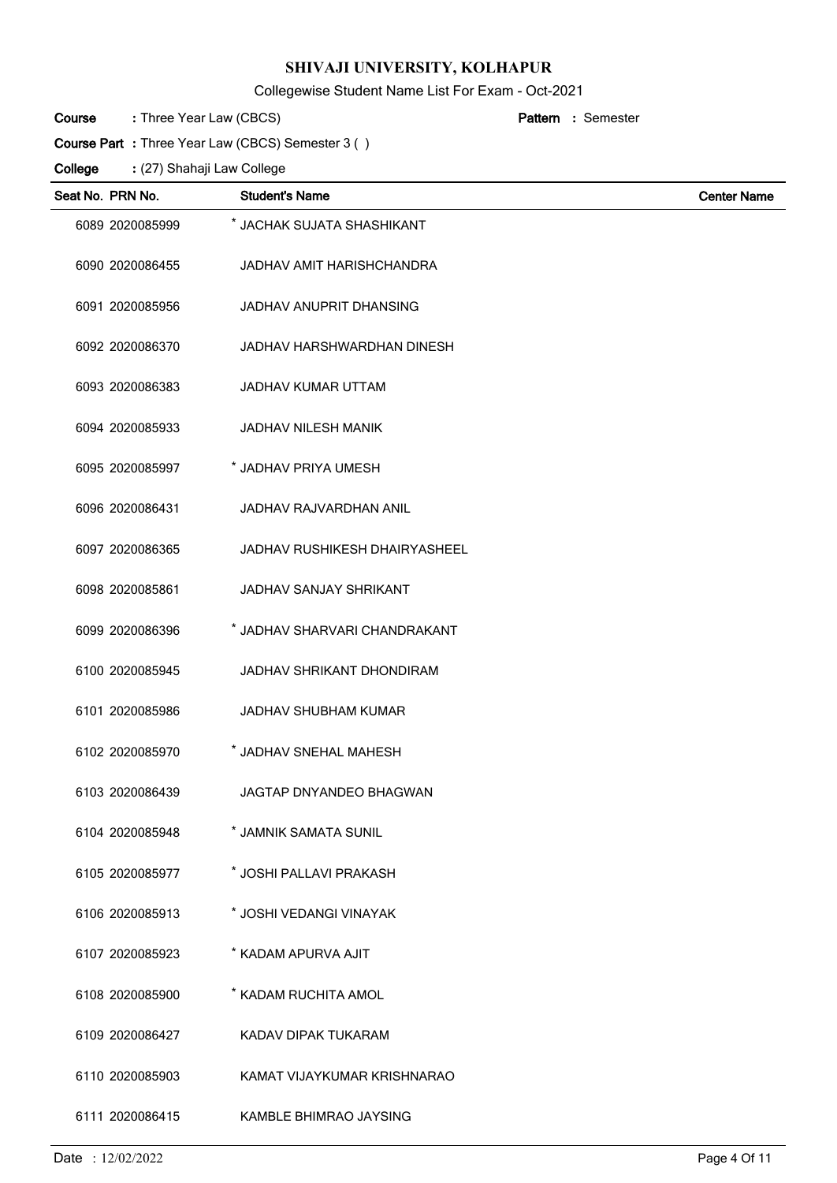# SHIVAJI UNIVERSITY, KOLHAPUR

Collegewise Student Name List For Exam - Oct-2021

**Course** : Three Year Law (CBCS) **Pattern** : Semester

**Course Part** : Three Year Law (CBCS) Semester 3 ( )

**College** : (27) Shahaji Law College

| Seat No. | PRN No. | Student's Name | Center Name |
|---|---|---|---|
| 6089 | 2020085999 | * JACHAK SUJATA SHASHIKANT | |
| 6090 | 2020086455 | JADHAV AMIT HARISHCHANDRA | |
| 6091 | 2020085956 | JADHAV ANUPRIT DHANSING | |
| 6092 | 2020086370 | JADHAV HARSHWARDHAN DINESH | |
| 6093 | 2020086383 | JADHAV KUMAR UTTAM | |
| 6094 | 2020085933 | JADHAV NILESH MANIK | |
| 6095 | 2020085997 | * JADHAV PRIYA UMESH | |
| 6096 | 2020086431 | JADHAV RAJVARDHAN ANIL | |
| 6097 | 2020086365 | JADHAV RUSHIKESH DHAIRYASHEEL | |
| 6098 | 2020085861 | JADHAV SANJAY SHRIKANT | |
| 6099 | 2020086396 | * JADHAV SHARVARI CHANDRAKANT | |
| 6100 | 2020085945 | JADHAV SHRIKANT DHONDIRAM | |
| 6101 | 2020085986 | JADHAV SHUBHAM KUMAR | |
| 6102 | 2020085970 | * JADHAV SNEHAL MAHESH | |
| 6103 | 2020086439 | JAGTAP DNYANDEO BHAGWAN | |
| 6104 | 2020085948 | * JAMNIK SAMATA SUNIL | |
| 6105 | 2020085977 | * JOSHI PALLAVI PRAKASH | |
| 6106 | 2020085913 | * JOSHI VEDANGI VINAYAK | |
| 6107 | 2020085923 | * KADAM APURVA AJIT | |
| 6108 | 2020085900 | * KADAM RUCHITA AMOL | |
| 6109 | 2020086427 | KADAV DIPAK TUKARAM | |
| 6110 | 2020085903 | KAMAT VIJAYKUMAR KRISHNARAO | |
| 6111 | 2020086415 | KAMBLE BHIMRAO JAYSING | |

Date : 12/02/2022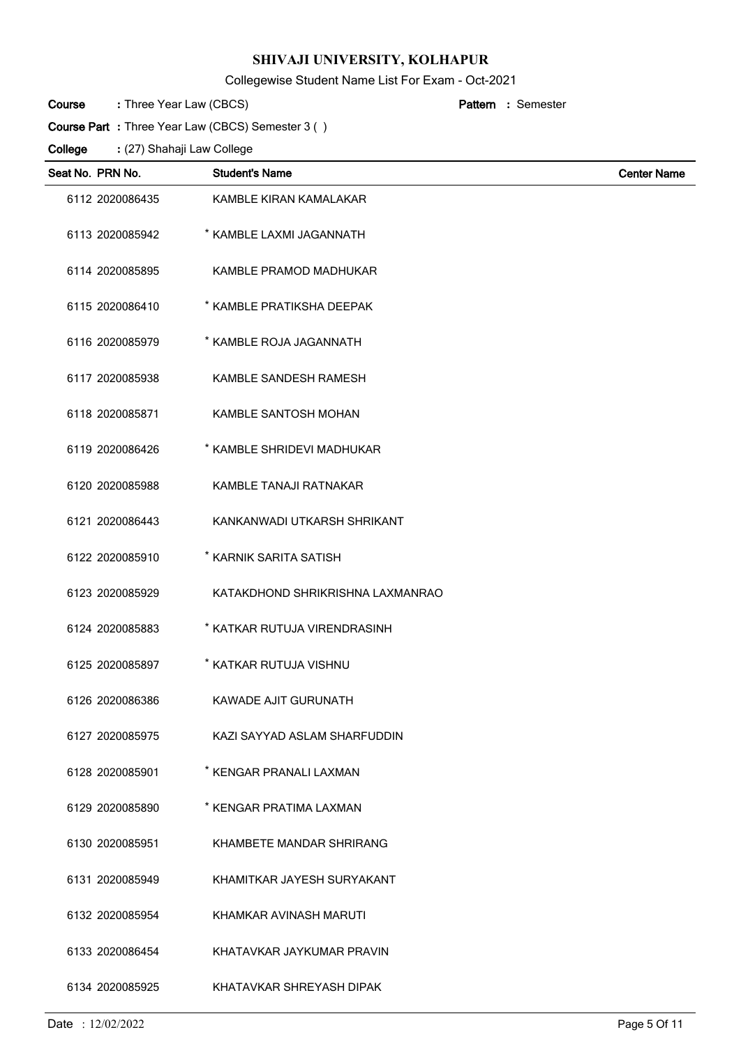# SHIVAJI UNIVERSITY, KOLHAPUR

Collegewise Student Name List For Exam - Oct-2021

**Course** : Three Year Law (CBCS) **Pattern** : Semester

**Course Part** : Three Year Law (CBCS) Semester 3 ( )

**College** : (27) Shahaji Law College

| Seat No. | PRN No. | Student's Name | Center Name |
|---|---|---|---|
| 6112 | 2020086435 | KAMBLE KIRAN KAMALAKAR | |
| 6113 | 2020085942 | * KAMBLE LAXMI JAGANNATH | |
| 6114 | 2020085895 | KAMBLE PRAMOD MADHUKAR | |
| 6115 | 2020086410 | * KAMBLE PRATIKSHA DEEPAK | |
| 6116 | 2020085979 | * KAMBLE ROJA JAGANNATH | |
| 6117 | 2020085938 | KAMBLE SANDESH RAMESH | |
| 6118 | 2020085871 | KAMBLE SANTOSH MOHAN | |
| 6119 | 2020086426 | * KAMBLE SHRIDEVI MADHUKAR | |
| 6120 | 2020085988 | KAMBLE TANAJI RATNAKAR | |
| 6121 | 2020086443 | KANKANWADI UTKARSH SHRIKANT | |
| 6122 | 2020085910 | * KARNIK SARITA SATISH | |
| 6123 | 2020085929 | KATAKDHOND SHRIKRISHNA LAXMANRAO | |
| 6124 | 2020085883 | * KATKAR RUTUJA VIRENDRASINH | |
| 6125 | 2020085897 | * KATKAR RUTUJA VISHNU | |
| 6126 | 2020086386 | KAWADE AJIT GURUNATH | |
| 6127 | 2020085975 | KAZI SAYYAD ASLAM SHARFUDDIN | |
| 6128 | 2020085901 | * KENGAR PRANALI LAXMAN | |
| 6129 | 2020085890 | * KENGAR PRATIMA LAXMAN | |
| 6130 | 2020085951 | KHAMBETE MANDAR SHRIRANG | |
| 6131 | 2020085949 | KHAMITKAR JAYESH SURYAKANT | |
| 6132 | 2020085954 | KHAMKAR AVINASH MARUTI | |
| 6133 | 2020086454 | KHATAVKAR JAYKUMAR PRAVIN | |
| 6134 | 2020085925 | KHATAVKAR SHREYASH DIPAK | |

Date : 12/02/2022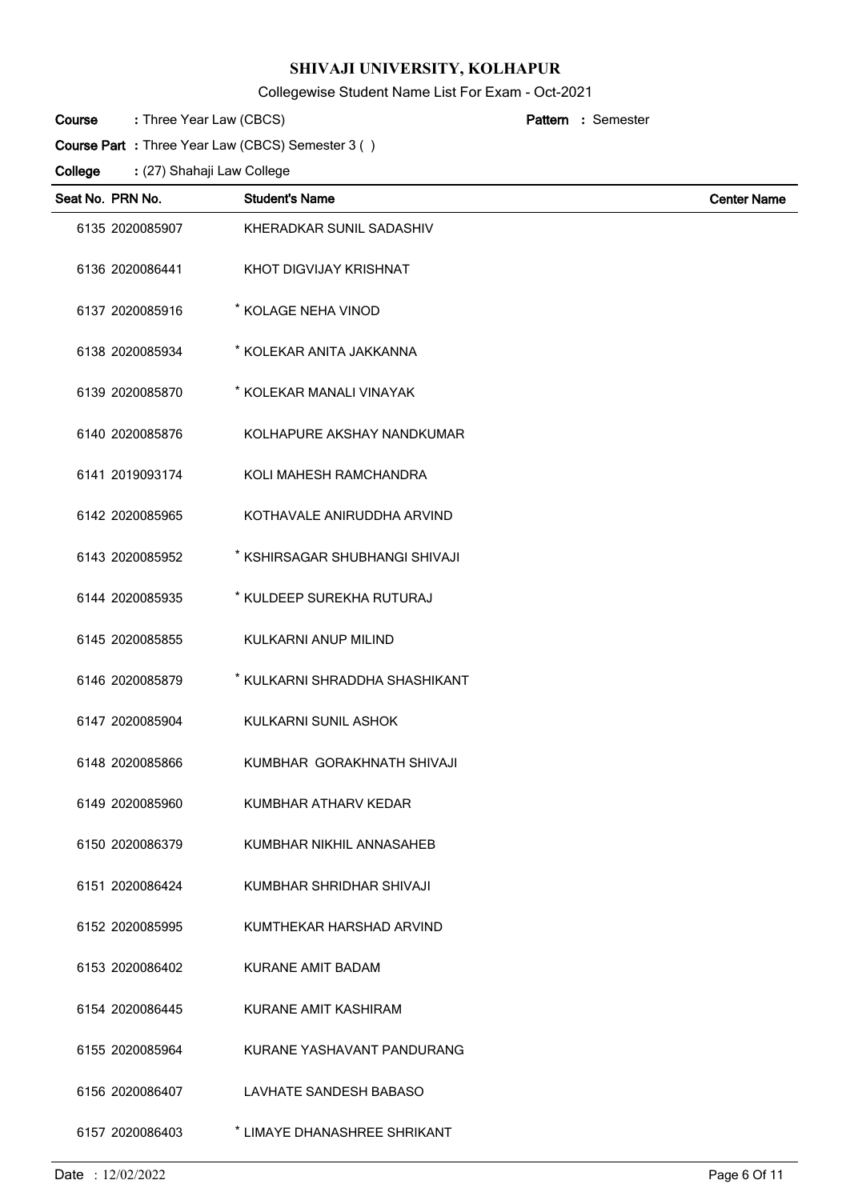# SHIVAJI UNIVERSITY, KOLHAPUR

Collegewise Student Name List For Exam - Oct-2021

**Course** : Three Year Law (CBCS) **Pattern** : Semester

**Course Part** : Three Year Law (CBCS) Semester 3 ( )

**College** : (27) Shahaji Law College

| Seat No. | PRN No. | Student's Name | Center Name |
|---|---|---|---|
| 6135 | 2020085907 | KHERADKAR SUNIL SADASHIV | |
| 6136 | 2020086441 | KHOT DIGVIJAY KRISHNAT | |
| 6137 | 2020085916 | * KOLAGE NEHA VINOD | |
| 6138 | 2020085934 | * KOLEKAR ANITA JAKKANNA | |
| 6139 | 2020085870 | * KOLEKAR MANALI VINAYAK | |
| 6140 | 2020085876 | KOLHAPURE AKSHAY NANDKUMAR | |
| 6141 | 2019093174 | KOLI MAHESH RAMCHANDRA | |
| 6142 | 2020085965 | KOTHAVALE ANIRUDDHA ARVIND | |
| 6143 | 2020085952 | * KSHIRSAGAR SHUBHANGI SHIVAJI | |
| 6144 | 2020085935 | * KULDEEP SUREKHA RUTURAJ | |
| 6145 | 2020085855 | KULKARNI ANUP MILIND | |
| 6146 | 2020085879 | * KULKARNI SHRADDHA SHASHIKANT | |
| 6147 | 2020085904 | KULKARNI SUNIL ASHOK | |
| 6148 | 2020085866 | KUMBHAR GORAKHNATH SHIVAJI | |
| 6149 | 2020085960 | KUMBHAR ATHARV KEDAR | |
| 6150 | 2020086379 | KUMBHAR NIKHIL ANNASAHEB | |
| 6151 | 2020086424 | KUMBHAR SHRIDHAR SHIVAJI | |
| 6152 | 2020085995 | KUMTHEKAR HARSHAD ARVIND | |
| 6153 | 2020086402 | KURANE AMIT BADAM | |
| 6154 | 2020086445 | KURANE AMIT KASHIRAM | |
| 6155 | 2020085964 | KURANE YASHAVANT PANDURANG | |
| 6156 | 2020086407 | LAVHATE SANDESH BABASO | |
| 6157 | 2020086403 | * LIMAYE DHANASHREE SHRIKANT | |

Date : 12/02/2022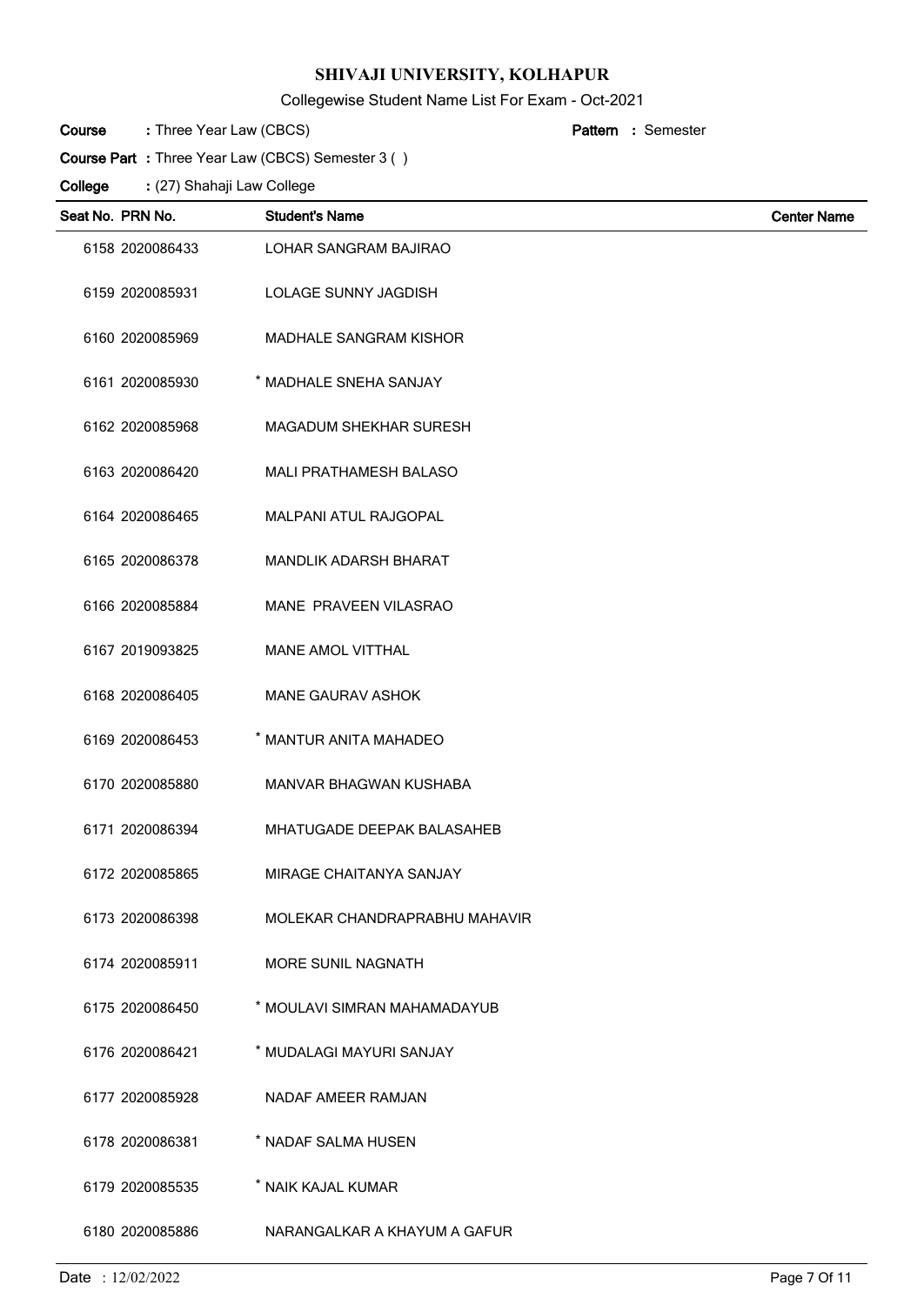# SHIVAJI UNIVERSITY, KOLHAPUR

Collegewise Student Name List For Exam - Oct-2021

**Course** : Three Year Law (CBCS) **Pattern** : Semester

**Course Part** : Three Year Law (CBCS) Semester 3 ( )

**College** : (27) Shahaji Law College

| Seat No. | PRN No. | Student's Name | Center Name |
|---|---|---|---|
| 6158 | 2020086433 | LOHAR SANGRAM BAJIRAO | |
| 6159 | 2020085931 | LOLAGE SUNNY JAGDISH | |
| 6160 | 2020085969 | MADHALE SANGRAM KISHOR | |
| 6161 | 2020085930 | * MADHALE SNEHA SANJAY | |
| 6162 | 2020085968 | MAGADUM SHEKHAR SURESH | |
| 6163 | 2020086420 | MALI PRATHAMESH BALASO | |
| 6164 | 2020086465 | MALPANI ATUL RAJGOPAL | |
| 6165 | 2020086378 | MANDLIK ADARSH BHARAT | |
| 6166 | 2020085884 | MANE PRAVEEN VILASRAO | |
| 6167 | 2019093825 | MANE AMOL VITTHAL | |
| 6168 | 2020086405 | MANE GAURAV ASHOK | |
| 6169 | 2020086453 | * MANTUR ANITA MAHADEO | |
| 6170 | 2020085880 | MANVAR BHAGWAN KUSHABA | |
| 6171 | 2020086394 | MHATUGADE DEEPAK BALASAHEB | |
| 6172 | 2020085865 | MIRAGE CHAITANYA SANJAY | |
| 6173 | 2020086398 | MOLEKAR CHANDRAPRABHU MAHAVIR | |
| 6174 | 2020085911 | MORE SUNIL NAGNATH | |
| 6175 | 2020086450 | * MOULAVI SIMRAN MAHAMADAYUB | |
| 6176 | 2020086421 | * MUDALAGI MAYURI SANJAY | |
| 6177 | 2020085928 | NADAF AMEER RAMJAN | |
| 6178 | 2020086381 | * NADAF SALMA HUSEN | |
| 6179 | 2020085535 | * NAIK KAJAL KUMAR | |
| 6180 | 2020085886 | NARANGALKAR A KHAYUM A GAFUR | |

Date : 12/02/2022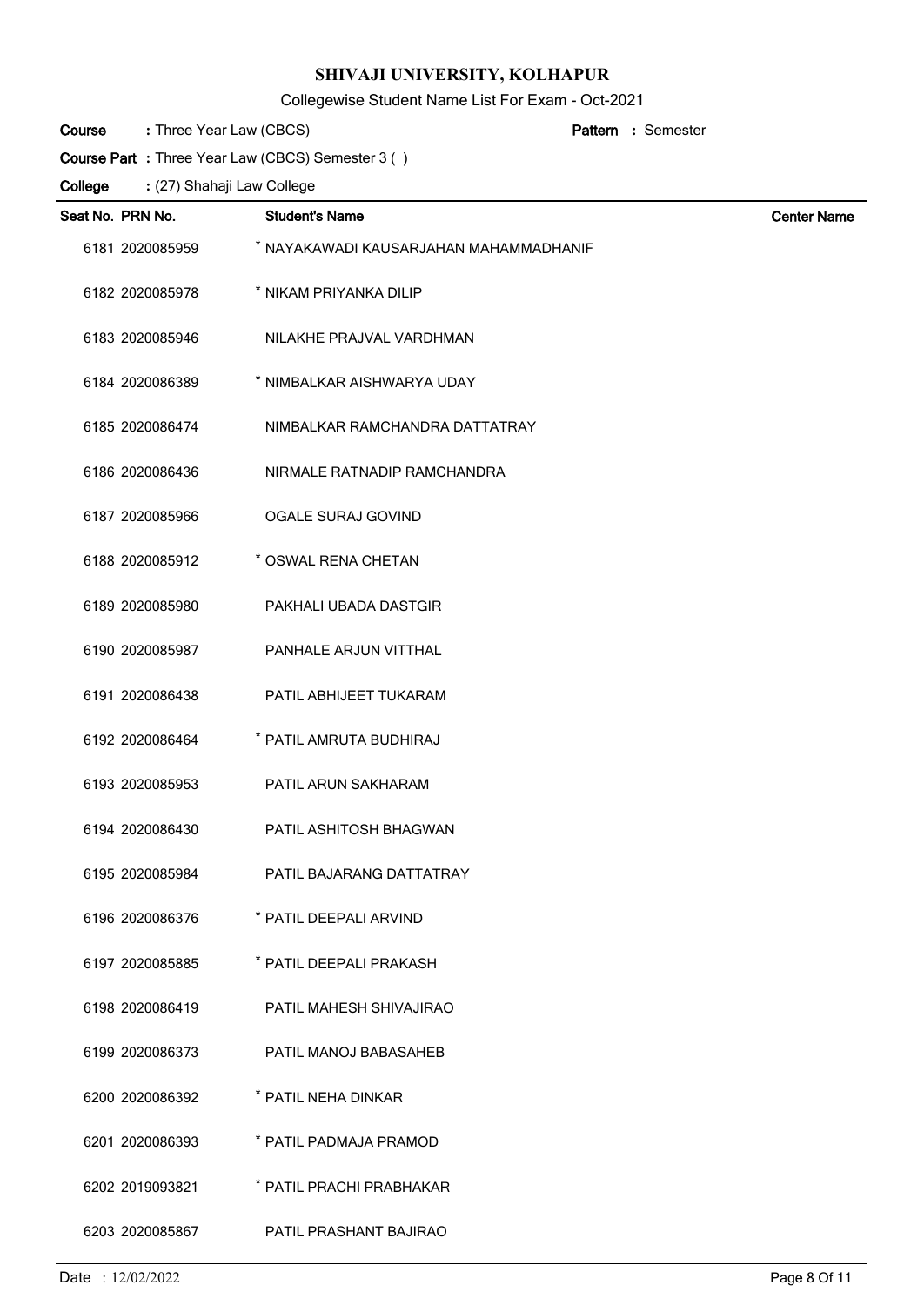# SHIVAJI UNIVERSITY, KOLHAPUR

Collegewise Student Name List For Exam - Oct-2021

**Course** : Three Year Law (CBCS) **Pattern** : Semester

**Course Part** : Three Year Law (CBCS) Semester 3 ( )

**College** : (27) Shahaji Law College

| Seat No. | PRN No. | Student's Name | Center Name |
|---|---|---|---|
| 6181 | 2020085959 | * NAYAKAWADI KAUSARJAHAN MAHAMMADHANIF | |
| 6182 | 2020085978 | * NIKAM PRIYANKA DILIP | |
| 6183 | 2020085946 | NILAKHE PRAJVAL VARDHMAN | |
| 6184 | 2020086389 | * NIMBALKAR AISHWARYA UDAY | |
| 6185 | 2020086474 | NIMBALKAR RAMCHANDRA DATTATRAY | |
| 6186 | 2020086436 | NIRMALE RATNADIP RAMCHANDRA | |
| 6187 | 2020085966 | OGALE SURAJ GOVIND | |
| 6188 | 2020085912 | * OSWAL RENA CHETAN | |
| 6189 | 2020085980 | PAKHALI UBADA DASTGIR | |
| 6190 | 2020085987 | PANHALE ARJUN VITTHAL | |
| 6191 | 2020086438 | PATIL ABHIJEET TUKARAM | |
| 6192 | 2020086464 | * PATIL AMRUTA BUDHIRAJ | |
| 6193 | 2020085953 | PATIL ARUN SAKHARAM | |
| 6194 | 2020086430 | PATIL ASHITOSH BHAGWAN | |
| 6195 | 2020085984 | PATIL BAJARANG DATTATRAY | |
| 6196 | 2020086376 | * PATIL DEEPALI ARVIND | |
| 6197 | 2020085885 | * PATIL DEEPALI PRAKASH | |
| 6198 | 2020086419 | PATIL MAHESH SHIVAJIRAO | |
| 6199 | 2020086373 | PATIL MANOJ BABASAHEB | |
| 6200 | 2020086392 | * PATIL NEHA DINKAR | |
| 6201 | 2020086393 | * PATIL PADMAJA PRAMOD | |
| 6202 | 2019093821 | * PATIL PRACHI PRABHAKAR | |
| 6203 | 2020085867 | PATIL PRASHANT BAJIRAO | |

Date : 12/02/2022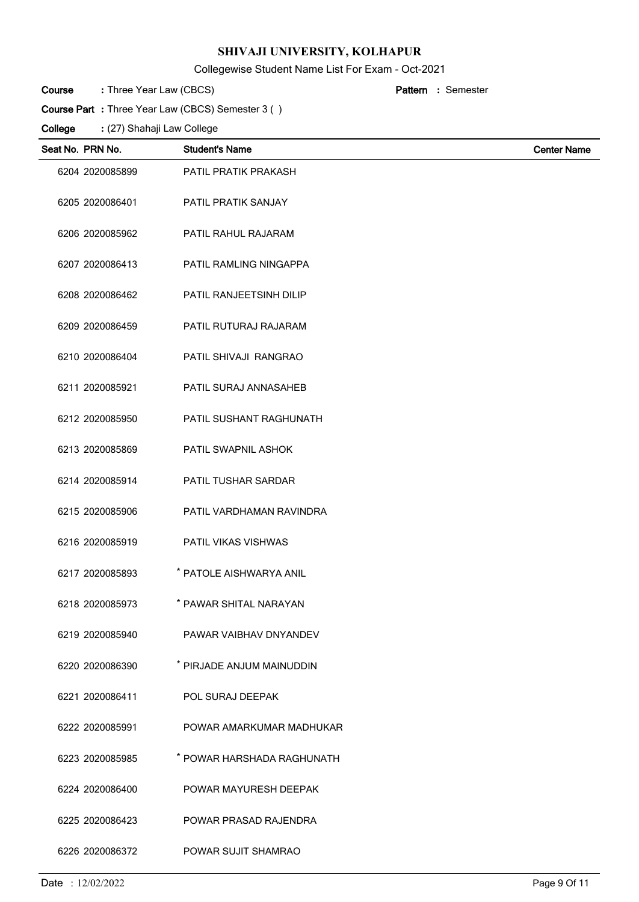# SHIVAJI UNIVERSITY, KOLHAPUR

Collegewise Student Name List For Exam - Oct-2021

**Course** : Three Year Law (CBCS) **Pattern** : Semester

**Course Part** : Three Year Law (CBCS) Semester 3 ( )

**College** : (27) Shahaji Law College

| Seat No. | PRN No. | Student's Name | Center Name |
|---|---|---|---|
| 6204 | 2020085899 | PATIL PRATIK PRAKASH | |
| 6205 | 2020086401 | PATIL PRATIK SANJAY | |
| 6206 | 2020085962 | PATIL RAHUL RAJARAM | |
| 6207 | 2020086413 | PATIL RAMLING NINGAPPA | |
| 6208 | 2020086462 | PATIL RANJEETSINH DILIP | |
| 6209 | 2020086459 | PATIL RUTURAJ RAJARAM | |
| 6210 | 2020086404 | PATIL SHIVAJI RANGRAO | |
| 6211 | 2020085921 | PATIL SURAJ ANNASAHEB | |
| 6212 | 2020085950 | PATIL SUSHANT RAGHUNATH | |
| 6213 | 2020085869 | PATIL SWAPNIL ASHOK | |
| 6214 | 2020085914 | PATIL TUSHAR SARDAR | |
| 6215 | 2020085906 | PATIL VARDHAMAN RAVINDRA | |
| 6216 | 2020085919 | PATIL VIKAS VISHWAS | |
| 6217 | 2020085893 | * PATOLE AISHWARYA ANIL | |
| 6218 | 2020085973 | * PAWAR SHITAL NARAYAN | |
| 6219 | 2020085940 | PAWAR VAIBHAV DNYANDEV | |
| 6220 | 2020086390 | * PIRJADE ANJUM MAINUDDIN | |
| 6221 | 2020086411 | POL SURAJ DEEPAK | |
| 6222 | 2020085991 | POWAR AMARKUMAR MADHUKAR | |
| 6223 | 2020085985 | * POWAR HARSHADA RAGHUNATH | |
| 6224 | 2020086400 | POWAR MAYURESH DEEPAK | |
| 6225 | 2020086423 | POWAR PRASAD RAJENDRA | |
| 6226 | 2020086372 | POWAR SUJIT SHAMRAO | |

Date : 12/02/2022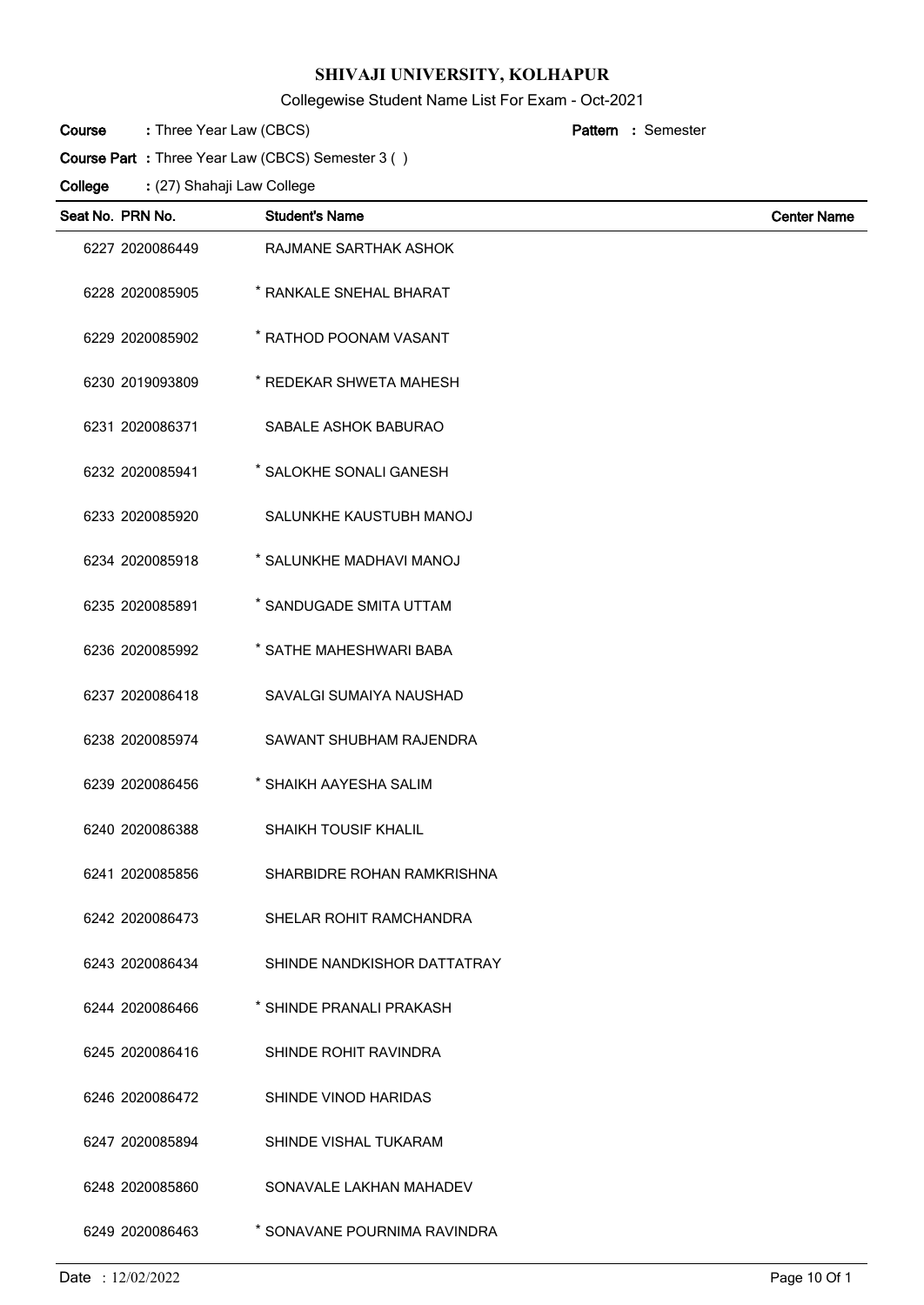# SHIVAJI UNIVERSITY, KOLHAPUR

Collegewise Student Name List For Exam - Oct-2021

**Course** : Three Year Law (CBCS) **Pattern** : Semester

**Course Part** : Three Year Law (CBCS) Semester 3 ( )

**College** : (27) Shahaji Law College

| Seat No. | PRN No. | Student's Name | Center Name |
|---|---|---|---|
| 6227 | 2020086449 | RAJMANE SARTHAK ASHOK | |
| 6228 | 2020085905 | * RANKALE SNEHAL BHARAT | |
| 6229 | 2020085902 | * RATHOD POONAM VASANT | |
| 6230 | 2019093809 | * REDEKAR SHWETA MAHESH | |
| 6231 | 2020086371 | SABALE ASHOK BABURAO | |
| 6232 | 2020085941 | * SALOKHE SONALI GANESH | |
| 6233 | 2020085920 | SALUNKHE KAUSTUBH MANOJ | |
| 6234 | 2020085918 | * SALUNKHE MADHAVI MANOJ | |
| 6235 | 2020085891 | * SANDUGADE SMITA UTTAM | |
| 6236 | 2020085992 | * SATHE MAHESHWARI BABA | |
| 6237 | 2020086418 | SAVALGI SUMAIYA NAUSHAD | |
| 6238 | 2020085974 | SAWANT SHUBHAM RAJENDRA | |
| 6239 | 2020086456 | * SHAIKH AAYESHA SALIM | |
| 6240 | 2020086388 | SHAIKH TOUSIF KHALIL | |
| 6241 | 2020085856 | SHARBIDRE ROHAN RAMKRISHNA | |
| 6242 | 2020086473 | SHELAR ROHIT RAMCHANDRA | |
| 6243 | 2020086434 | SHINDE NANDKISHOR DATTATRAY | |
| 6244 | 2020086466 | * SHINDE PRANALI PRAKASH | |
| 6245 | 2020086416 | SHINDE ROHIT RAVINDRA | |
| 6246 | 2020086472 | SHINDE VINOD HARIDAS | |
| 6247 | 2020085894 | SHINDE VISHAL TUKARAM | |
| 6248 | 2020085860 | SONAVALE LAKHAN MAHADEV | |
| 6249 | 2020086463 | * SONAVANE POURNIMA RAVINDRA | |

Date : 12/02/2022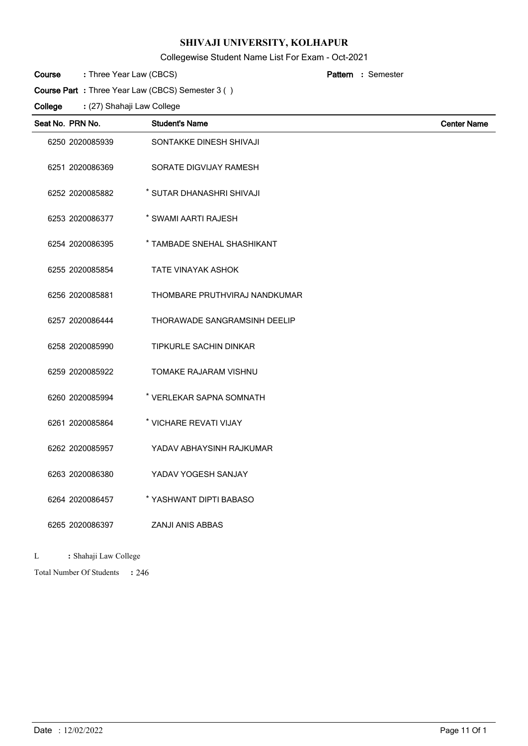# SHIVAJI UNIVERSITY, KOLHAPUR

Collegewise Student Name List For Exam - Oct-2021

**Course** : Three Year Law (CBCS) **Pattern** : Semester

**Course Part** : Three Year Law (CBCS) Semester 3 ( )

**College** : (27) Shahaji Law College

| Seat No. | PRN No. | Student's Name | Center Name |
|---|---|---|---|
| 6250 | 2020085939 | SONTAKKE DINESH SHIVAJI | |
| 6251 | 2020086369 | SORATE DIGVIJAY RAMESH | |
| 6252 | 2020085882 | * SUTAR DHANASHRI SHIVAJI | |
| 6253 | 2020086377 | * SWAMI AARTI RAJESH | |
| 6254 | 2020086395 | * TAMBADE SNEHAL SHASHIKANT | |
| 6255 | 2020085854 | TATE VINAYAK ASHOK | |
| 6256 | 2020085881 | THOMBARE PRUTHVIRAJ NANDKUMAR | |
| 6257 | 2020086444 | THORAWADE SANGRAMSINH DEELIP | |
| 6258 | 2020085990 | TIPKURLE SACHIN DINKAR | |
| 6259 | 2020085922 | TOMAKE RAJARAM VISHNU | |
| 6260 | 2020085994 | * VERLEKAR SAPNA SOMNATH | |
| 6261 | 2020085864 | * VICHARE REVATI VIJAY | |
| 6262 | 2020085957 | YADAV ABHAYSINH RAJKUMAR | |
| 6263 | 2020086380 | YADAV YOGESH SANJAY | |
| 6264 | 2020086457 | * YASHWANT DIPTI BABASO | |
| 6265 | 2020086397 | ZANJI ANIS ABBAS | |

L : Shahaji Law College

Total Number Of Students : 246

Date : 12/02/2022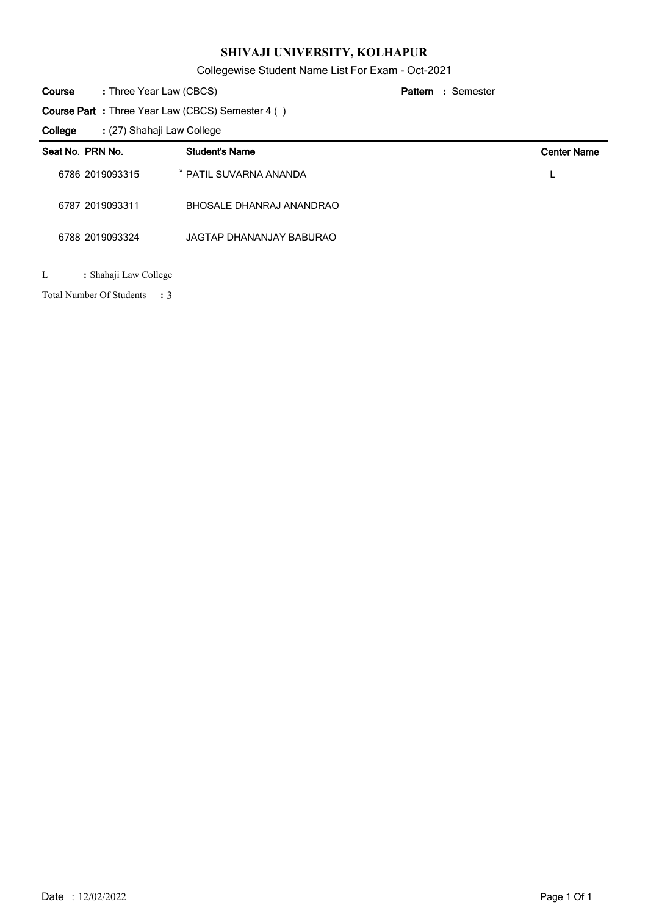# SHIVAJI UNIVERSITY, KOLHAPUR

Collegewise Student Name List For Exam - Oct-2021

**Course** : Three Year Law (CBCS) **Pattern** : Semester

**Course Part** : Three Year Law (CBCS) Semester 4 ( )

**College** : (27) Shahaji Law College

| Seat No. | PRN No. | Student's Name | Center Name |
|---|---|---|---|
| 6786 | 2019093315 | * PATIL SUVARNA ANANDA | L |
| 6787 | 2019093311 | BHOSALE DHANRAJ ANANDRAO | |
| 6788 | 2019093324 | JAGTAP DHANANJAY BABURAO | |

L : Shahaji Law College

Total Number Of Students : 3

Date : 12/02/2022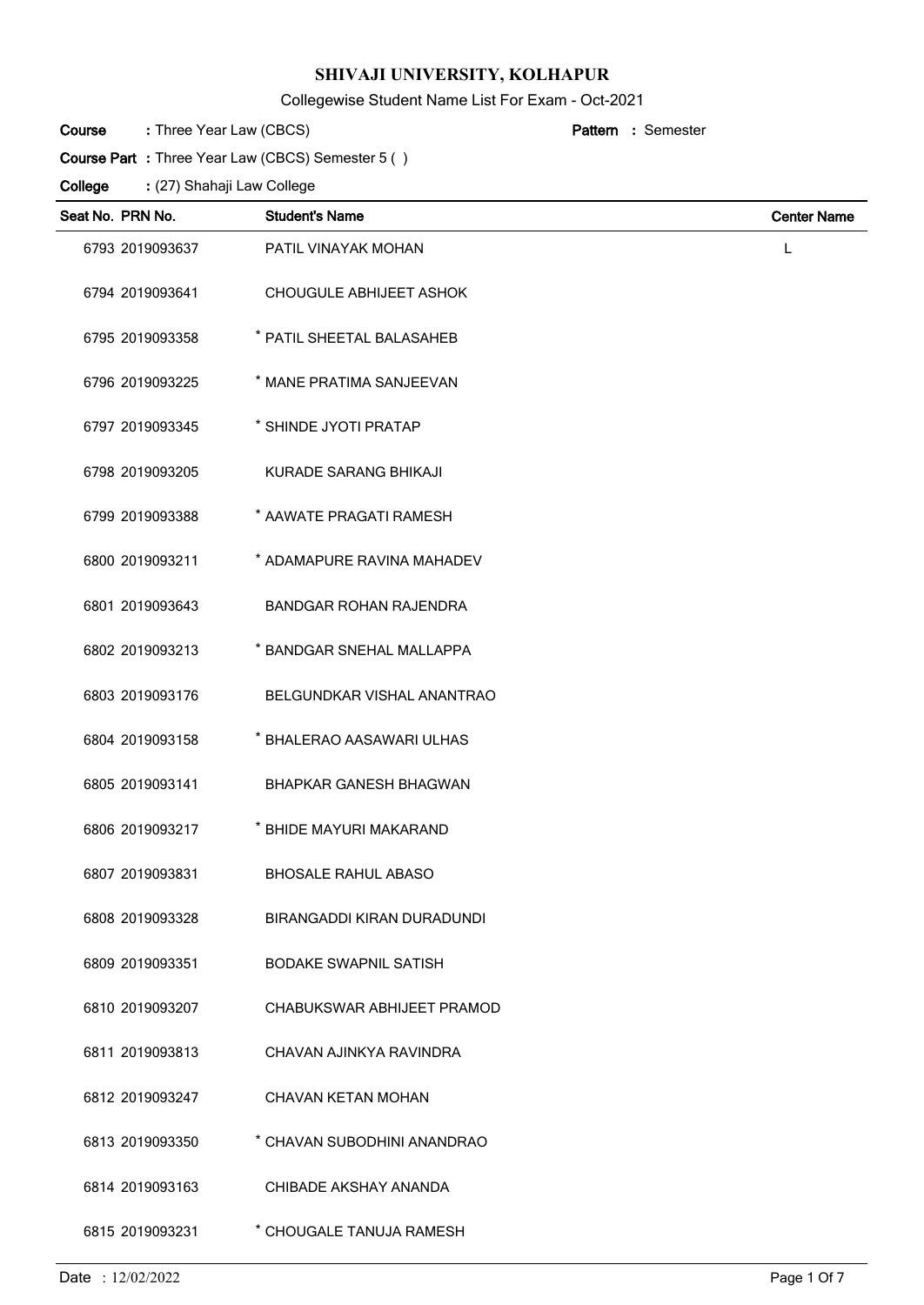# SHIVAJI UNIVERSITY, KOLHAPUR

Collegewise Student Name List For Exam - Oct-2021

**Course** : Three Year Law (CBCS) **Pattern** : Semester

**Course Part** : Three Year Law (CBCS) Semester 5 ( )

**College** : (27) Shahaji Law College

| Seat No. | PRN No. | Student's Name | Center Name |
|---|---|---|---|
| 6793 | 2019093637 | PATIL VINAYAK MOHAN | L |
| 6794 | 2019093641 | CHOUGULE ABHIJEET ASHOK | |
| 6795 | 2019093358 | * PATIL SHEETAL BALASAHEB | |
| 6796 | 2019093225 | * MANE PRATIMA SANJEEVAN | |
| 6797 | 2019093345 | * SHINDE JYOTI PRATAP | |
| 6798 | 2019093205 | KURADE SARANG BHIKAJI | |
| 6799 | 2019093388 | * AAWATE PRAGATI RAMESH | |
| 6800 | 2019093211 | * ADAMAPURE RAVINA MAHADEV | |
| 6801 | 2019093643 | BANDGAR ROHAN RAJENDRA | |
| 6802 | 2019093213 | * BANDGAR SNEHAL MALLAPPA | |
| 6803 | 2019093176 | BELGUNDKAR VISHAL ANANTRAO | |
| 6804 | 2019093158 | * BHALERAO AASAWARI ULHAS | |
| 6805 | 2019093141 | BHAPKAR GANESH BHAGWAN | |
| 6806 | 2019093217 | * BHIDE MAYURI MAKARAND | |
| 6807 | 2019093831 | BHOSALE RAHUL ABASO | |
| 6808 | 2019093328 | BIRANGADDI KIRAN DURADUNDI | |
| 6809 | 2019093351 | BODAKE SWAPNIL SATISH | |
| 6810 | 2019093207 | CHABUKSWAR ABHIJEET PRAMOD | |
| 6811 | 2019093813 | CHAVAN AJINKYA RAVINDRA | |
| 6812 | 2019093247 | CHAVAN KETAN MOHAN | |
| 6813 | 2019093350 | * CHAVAN SUBODHINI ANANDRAO | |
| 6814 | 2019093163 | CHIBADE AKSHAY ANANDA | |
| 6815 | 2019093231 | * CHOUGALE TANUJA RAMESH | |

Date : 12/02/2022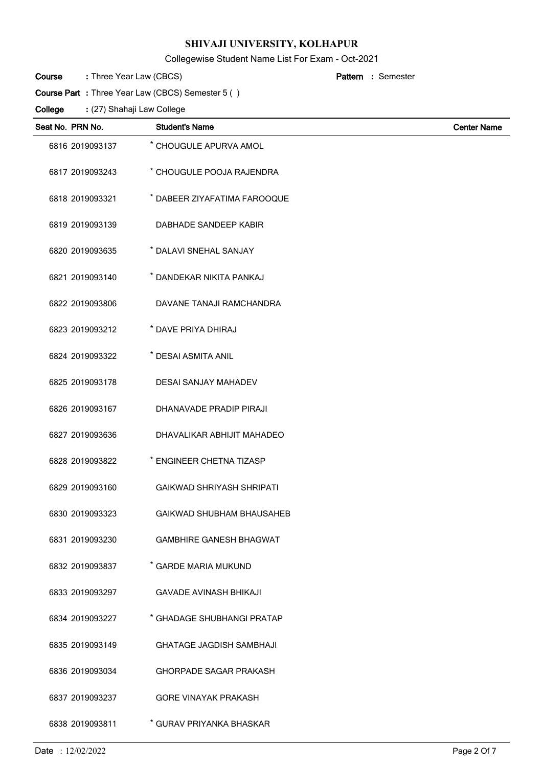# SHIVAJI UNIVERSITY, KOLHAPUR

Collegewise Student Name List For Exam - Oct-2021

**Course** : Three Year Law (CBCS) **Pattern** : Semester

**Course Part** : Three Year Law (CBCS) Semester 5 ( )

**College** : (27) Shahaji Law College

| Seat No. | PRN No. | Student's Name | Center Name |
|---|---|---|---|
| 6816 | 2019093137 | * CHOUGULE APURVA AMOL | |
| 6817 | 2019093243 | * CHOUGULE POOJA RAJENDRA | |
| 6818 | 2019093321 | * DABEER ZIYAFATIMA FAROOQUE | |
| 6819 | 2019093139 | DABHADE SANDEEP KABIR | |
| 6820 | 2019093635 | * DALAVI SNEHAL SANJAY | |
| 6821 | 2019093140 | * DANDEKAR NIKITA PANKAJ | |
| 6822 | 2019093806 | DAVANE TANAJI RAMCHANDRA | |
| 6823 | 2019093212 | * DAVE PRIYA DHIRAJ | |
| 6824 | 2019093322 | * DESAI ASMITA ANIL | |
| 6825 | 2019093178 | DESAI SANJAY MAHADEV | |
| 6826 | 2019093167 | DHANAVADE PRADIP PIRAJI | |
| 6827 | 2019093636 | DHAVALIKAR ABHIJIT MAHADEO | |
| 6828 | 2019093822 | * ENGINEER CHETNA TIZASP | |
| 6829 | 2019093160 | GAIKWAD SHRIYASH SHRIPATI | |
| 6830 | 2019093323 | GAIKWAD SHUBHAM BHAUSAHEB | |
| 6831 | 2019093230 | GAMBHIRE GANESH BHAGWAT | |
| 6832 | 2019093837 | * GARDE MARIA MUKUND | |
| 6833 | 2019093297 | GAVADE AVINASH BHIKAJI | |
| 6834 | 2019093227 | * GHADAGE SHUBHANGI PRATAP | |
| 6835 | 2019093149 | GHATAGE JAGDISH SAMBHAJI | |
| 6836 | 2019093034 | GHORPADE SAGAR PRAKASH | |
| 6837 | 2019093237 | GORE VINAYAK PRAKASH | |
| 6838 | 2019093811 | * GURAV PRIYANKA BHASKAR | |

Date : 12/02/2022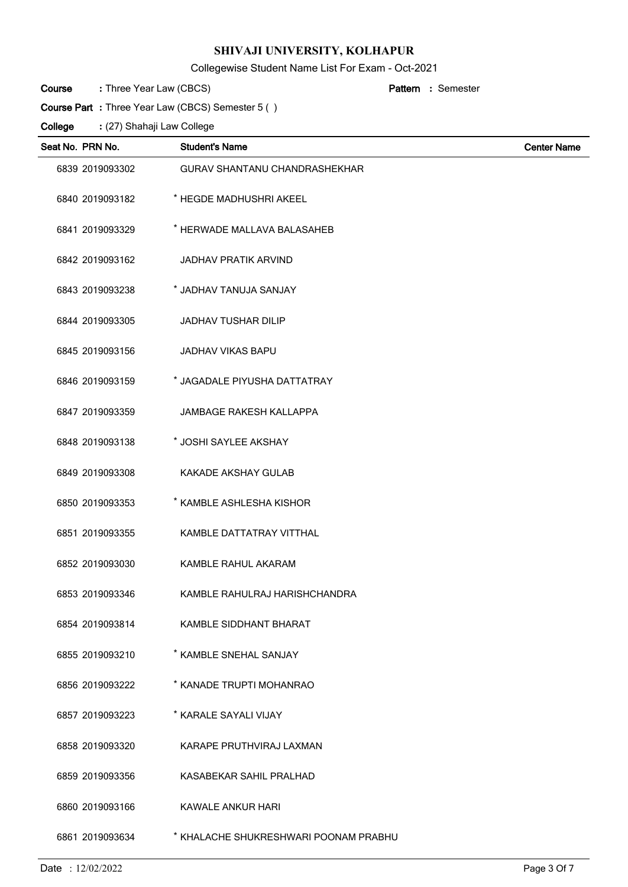# SHIVAJI UNIVERSITY, KOLHAPUR

Collegewise Student Name List For Exam - Oct-2021

**Course** : Three Year Law (CBCS) **Pattern** : Semester

**Course Part** : Three Year Law (CBCS) Semester 5 ( )

**College** : (27) Shahaji Law College

| Seat No. | PRN No. | Student's Name | Center Name |
|---|---|---|---|
| 6839 | 2019093302 | GURAV SHANTANU CHANDRASHEKHAR | |
| 6840 | 2019093182 | * HEGDE MADHUSHRI AKEEL | |
| 6841 | 2019093329 | * HERWADE MALLAVA BALASAHEB | |
| 6842 | 2019093162 | JADHAV PRATIK ARVIND | |
| 6843 | 2019093238 | * JADHAV TANUJA SANJAY | |
| 6844 | 2019093305 | JADHAV TUSHAR DILIP | |
| 6845 | 2019093156 | JADHAV VIKAS BAPU | |
| 6846 | 2019093159 | * JAGADALE PIYUSHA DATTATRAY | |
| 6847 | 2019093359 | JAMBAGE RAKESH KALLAPPA | |
| 6848 | 2019093138 | * JOSHI SAYLEE AKSHAY | |
| 6849 | 2019093308 | KAKADE AKSHAY GULAB | |
| 6850 | 2019093353 | * KAMBLE ASHLESHA KISHOR | |
| 6851 | 2019093355 | KAMBLE DATTATRAY VITTHAL | |
| 6852 | 2019093030 | KAMBLE RAHUL AKARAM | |
| 6853 | 2019093346 | KAMBLE RAHULRAJ HARISHCHANDRA | |
| 6854 | 2019093814 | KAMBLE SIDDHANT BHARAT | |
| 6855 | 2019093210 | * KAMBLE SNEHAL SANJAY | |
| 6856 | 2019093222 | * KANADE TRUPTI MOHANRAO | |
| 6857 | 2019093223 | * KARALE SAYALI VIJAY | |
| 6858 | 2019093320 | KARAPE PRUTHVIRAJ LAXMAN | |
| 6859 | 2019093356 | KASABEKAR SAHIL PRALHAD | |
| 6860 | 2019093166 | KAWALE ANKUR HARI | |
| 6861 | 2019093634 | * KHALACHE SHUKRESHWARI POONAM PRABHU | |

Date : 12/02/2022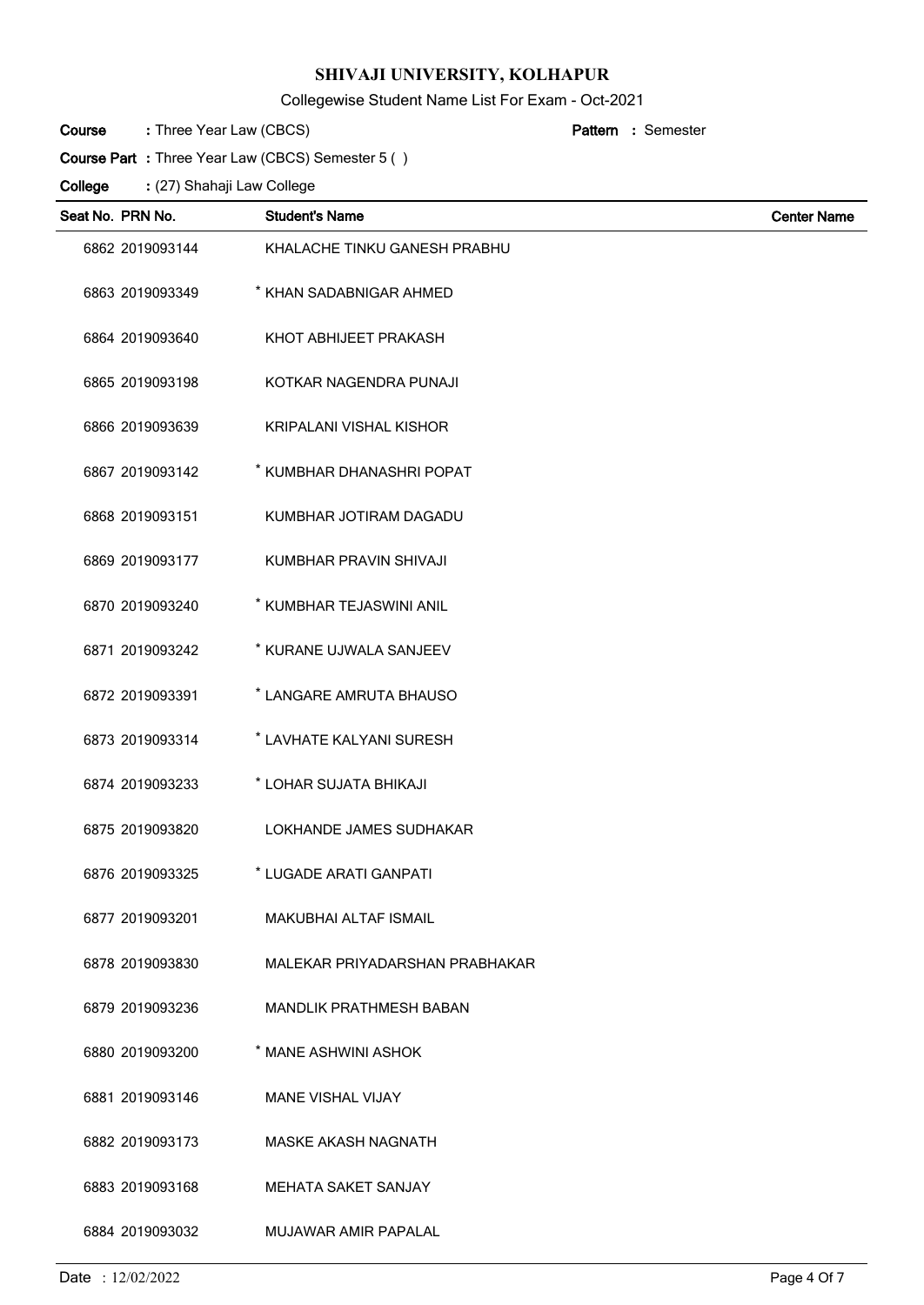# SHIVAJI UNIVERSITY, KOLHAPUR

Collegewise Student Name List For Exam - Oct-2021

**Course** : Three Year Law (CBCS) **Pattern** : Semester

**Course Part** : Three Year Law (CBCS) Semester 5 ( )

**College** : (27) Shahaji Law College

| Seat No. | PRN No. | Student's Name | Center Name |
|---|---|---|---|
| 6862 | 2019093144 | KHALACHE TINKU GANESH PRABHU | |
| 6863 | 2019093349 | * KHAN SADABNIGAR AHMED | |
| 6864 | 2019093640 | KHOT ABHIJEET PRAKASH | |
| 6865 | 2019093198 | KOTKAR NAGENDRA PUNAJI | |
| 6866 | 2019093639 | KRIPALANI VISHAL KISHOR | |
| 6867 | 2019093142 | * KUMBHAR DHANASHRI POPAT | |
| 6868 | 2019093151 | KUMBHAR JOTIRAM DAGADU | |
| 6869 | 2019093177 | KUMBHAR PRAVIN SHIVAJI | |
| 6870 | 2019093240 | * KUMBHAR TEJASWINI ANIL | |
| 6871 | 2019093242 | * KURANE UJWALA SANJEEV | |
| 6872 | 2019093391 | * LANGARE AMRUTA BHAUSO | |
| 6873 | 2019093314 | * LAVHATE KALYANI SURESH | |
| 6874 | 2019093233 | * LOHAR SUJATA BHIKAJI | |
| 6875 | 2019093820 | LOKHANDE JAMES SUDHAKAR | |
| 6876 | 2019093325 | * LUGADE ARATI GANPATI | |
| 6877 | 2019093201 | MAKUBHAI ALTAF ISMAIL | |
| 6878 | 2019093830 | MALEKAR PRIYADARSHAN PRABHAKAR | |
| 6879 | 2019093236 | MANDLIK PRATHMESH BABAN | |
| 6880 | 2019093200 | * MANE ASHWINI ASHOK | |
| 6881 | 2019093146 | MANE VISHAL VIJAY | |
| 6882 | 2019093173 | MASKE AKASH NAGNATH | |
| 6883 | 2019093168 | MEHATA SAKET SANJAY | |
| 6884 | 2019093032 | MUJAWAR AMIR PAPALAL | |

Date : 12/02/2022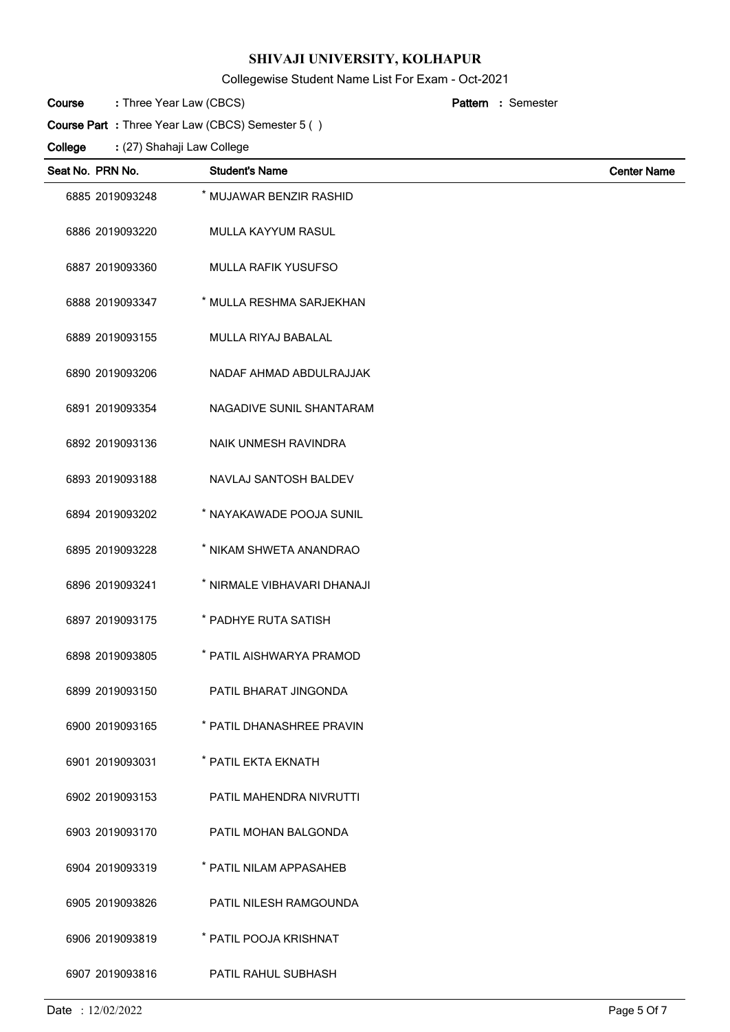# SHIVAJI UNIVERSITY, KOLHAPUR

Collegewise Student Name List For Exam - Oct-2021

**Course** : Three Year Law (CBCS) **Pattern** : Semester

**Course Part** : Three Year Law (CBCS) Semester 5 ( )

**College** : (27) Shahaji Law College

| Seat No. | PRN No. | Student's Name | Center Name |
|---|---|---|---|
| 6885 | 2019093248 | * MUJAWAR BENZIR RASHID | |
| 6886 | 2019093220 | MULLA KAYYUM RASUL | |
| 6887 | 2019093360 | MULLA RAFIK YUSUFSO | |
| 6888 | 2019093347 | * MULLA RESHMA SARJEKHAN | |
| 6889 | 2019093155 | MULLA RIYAJ BABALAL | |
| 6890 | 2019093206 | NADAF AHMAD ABDULRAJJAK | |
| 6891 | 2019093354 | NAGADIVE SUNIL SHANTARAM | |
| 6892 | 2019093136 | NAIK UNMESH RAVINDRA | |
| 6893 | 2019093188 | NAVLAJ SANTOSH BALDEV | |
| 6894 | 2019093202 | * NAYAKAWADE POOJA SUNIL | |
| 6895 | 2019093228 | * NIKAM SHWETA ANANDRAO | |
| 6896 | 2019093241 | * NIRMALE VIBHAVARI DHANAJI | |
| 6897 | 2019093175 | * PADHYE RUTA SATISH | |
| 6898 | 2019093805 | * PATIL AISHWARYA PRAMOD | |
| 6899 | 2019093150 | PATIL BHARAT JINGONDA | |
| 6900 | 2019093165 | * PATIL DHANASHREE PRAVIN | |
| 6901 | 2019093031 | * PATIL EKTA EKNATH | |
| 6902 | 2019093153 | PATIL MAHENDRA NIVRUTTI | |
| 6903 | 2019093170 | PATIL MOHAN BALGONDA | |
| 6904 | 2019093319 | * PATIL NILAM APPASAHEB | |
| 6905 | 2019093826 | PATIL NILESH RAMGOUNDA | |
| 6906 | 2019093819 | * PATIL POOJA KRISHNAT | |
| 6907 | 2019093816 | PATIL RAHUL SUBHASH | |

Date : 12/02/2022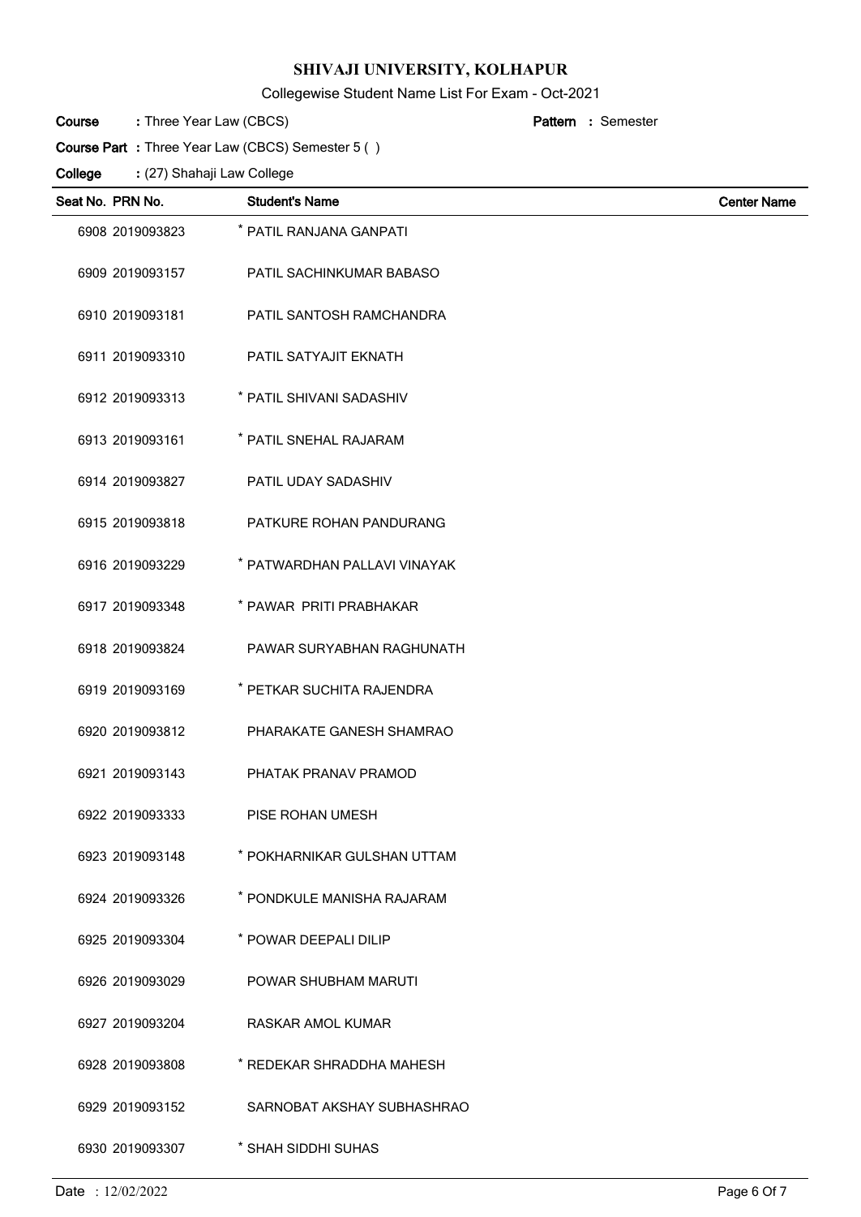# SHIVAJI UNIVERSITY, KOLHAPUR

Collegewise Student Name List For Exam - Oct-2021

**Course** : Three Year Law (CBCS) **Pattern** : Semester

**Course Part** : Three Year Law (CBCS) Semester 5 ( )

**College** : (27) Shahaji Law College

| Seat No. | PRN No. | Student's Name | Center Name |
|---|---|---|---|
| 6908 | 2019093823 | * PATIL RANJANA GANPATI | |
| 6909 | 2019093157 | PATIL SACHINKUMAR BABASO | |
| 6910 | 2019093181 | PATIL SANTOSH RAMCHANDRA | |
| 6911 | 2019093310 | PATIL SATYAJIT EKNATH | |
| 6912 | 2019093313 | * PATIL SHIVANI SADASHIV | |
| 6913 | 2019093161 | * PATIL SNEHAL RAJARAM | |
| 6914 | 2019093827 | PATIL UDAY SADASHIV | |
| 6915 | 2019093818 | PATKURE ROHAN PANDURANG | |
| 6916 | 2019093229 | * PATWARDHAN PALLAVI VINAYAK | |
| 6917 | 2019093348 | * PAWAR PRITI PRABHAKAR | |
| 6918 | 2019093824 | PAWAR SURYABHAN RAGHUNATH | |
| 6919 | 2019093169 | * PETKAR SUCHITA RAJENDRA | |
| 6920 | 2019093812 | PHARAKATE GANESH SHAMRAO | |
| 6921 | 2019093143 | PHATAK PRANAV PRAMOD | |
| 6922 | 2019093333 | PISE ROHAN UMESH | |
| 6923 | 2019093148 | * POKHARNIKAR GULSHAN UTTAM | |
| 6924 | 2019093326 | * PONDKULE MANISHA RAJARAM | |
| 6925 | 2019093304 | * POWAR DEEPALI DILIP | |
| 6926 | 2019093029 | POWAR SHUBHAM MARUTI | |
| 6927 | 2019093204 | RASKAR AMOL KUMAR | |
| 6928 | 2019093808 | * REDEKAR SHRADDHA MAHESH | |
| 6929 | 2019093152 | SARNOBAT AKSHAY SUBHASHRAO | |
| 6930 | 2019093307 | * SHAH SIDDHI SUHAS | |

Date : 12/02/2022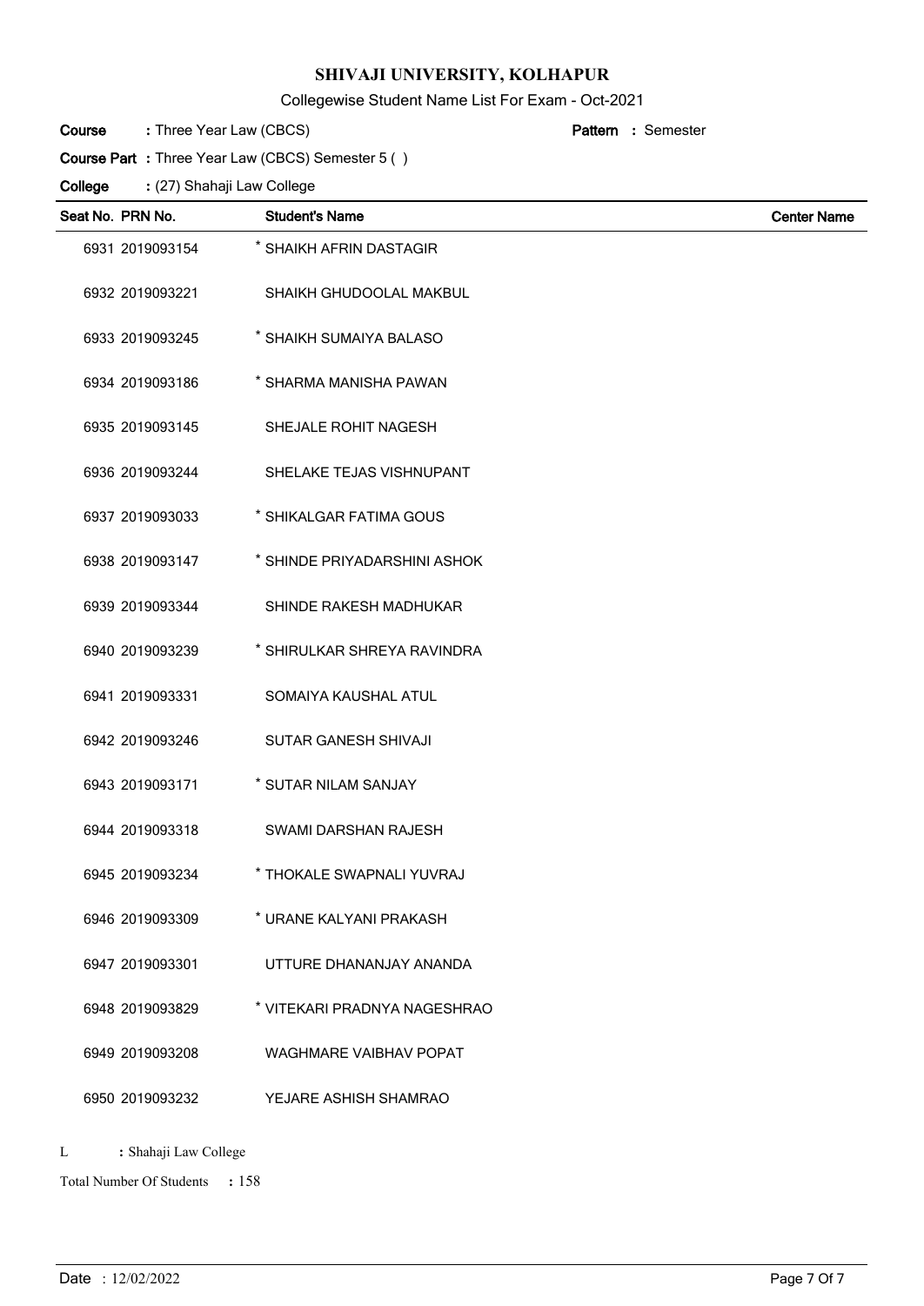# SHIVAJI UNIVERSITY, KOLHAPUR

Collegewise Student Name List For Exam - Oct-2021

**Course** : Three Year Law (CBCS) **Pattern** : Semester

**Course Part** : Three Year Law (CBCS) Semester 5 ( )

**College** : (27) Shahaji Law College

| Seat No. | PRN No. | Student's Name | Center Name |
|---|---|---|---|
| 6931 | 2019093154 | * SHAIKH AFRIN DASTAGIR | |
| 6932 | 2019093221 | SHAIKH GHUDOOLAL MAKBUL | |
| 6933 | 2019093245 | * SHAIKH SUMAIYA BALASO | |
| 6934 | 2019093186 | * SHARMA MANISHA PAWAN | |
| 6935 | 2019093145 | SHEJALE ROHIT NAGESH | |
| 6936 | 2019093244 | SHELAKE TEJAS VISHNUPANT | |
| 6937 | 2019093033 | * SHIKALGAR FATIMA GOUS | |
| 6938 | 2019093147 | * SHINDE PRIYADARSHINI ASHOK | |
| 6939 | 2019093344 | SHINDE RAKESH MADHUKAR | |
| 6940 | 2019093239 | * SHIRULKAR SHREYA RAVINDRA | |
| 6941 | 2019093331 | SOMAIYA KAUSHAL ATUL | |
| 6942 | 2019093246 | SUTAR GANESH SHIVAJI | |
| 6943 | 2019093171 | * SUTAR NILAM SANJAY | |
| 6944 | 2019093318 | SWAMI DARSHAN RAJESH | |
| 6945 | 2019093234 | * THOKALE SWAPNALI YUVRAJ | |
| 6946 | 2019093309 | * URANE KALYANI PRAKASH | |
| 6947 | 2019093301 | UTTURE DHANANJAY ANANDA | |
| 6948 | 2019093829 | * VITEKARI PRADNYA NAGESHRAO | |
| 6949 | 2019093208 | WAGHMARE VAIBHAV POPAT | |
| 6950 | 2019093232 | YEJARE ASHISH SHAMRAO | |

L : Shahaji Law College

Total Number Of Students : 158

Date : 12/02/2022